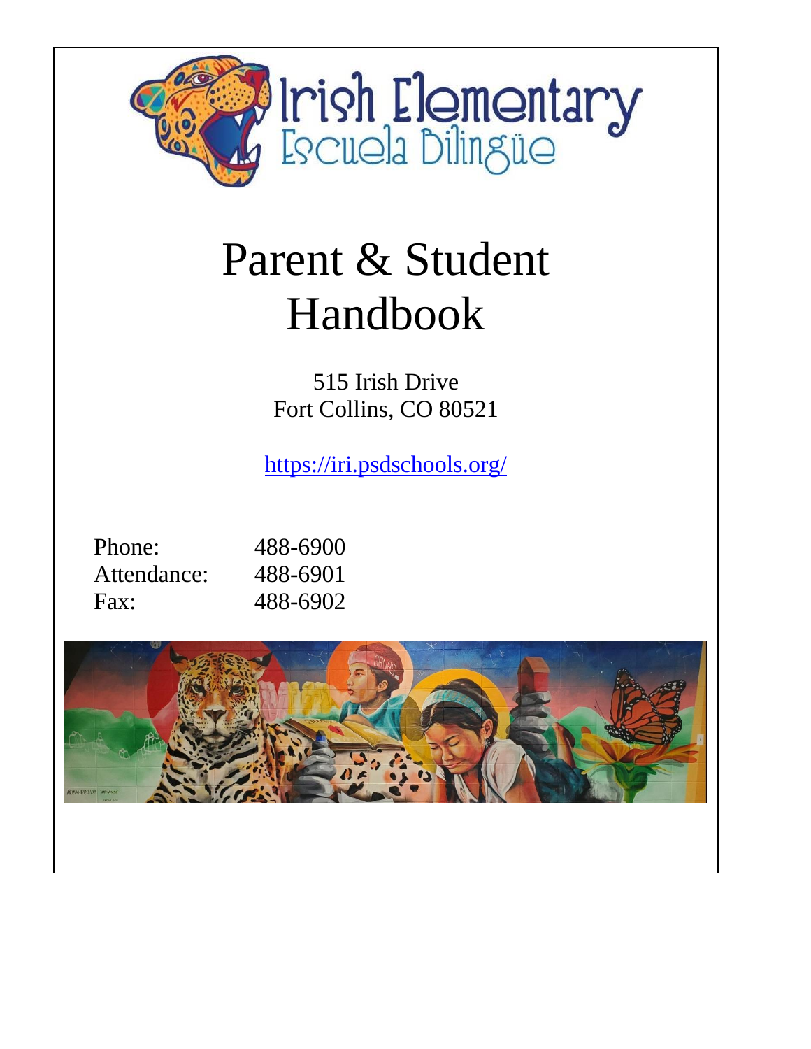Irish Elementary
Escuela Bilingüe

# Parent & Student Handbook

515 Irish Drive
Fort Collins, CO 80521

https://iri.psdschools.org/

| | |
|---|---|
| Phone: | 488-6900 |
| Attendance: | 488-6901 |
| Fax: | 488-6902 |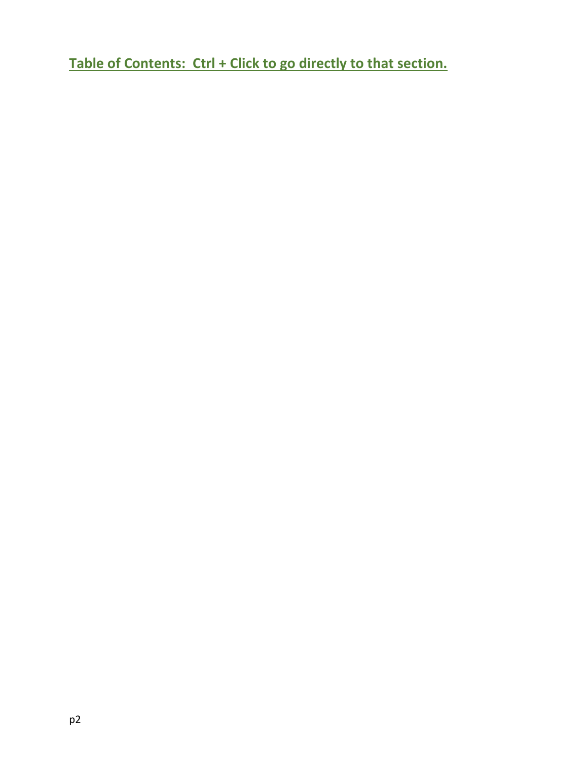**Table of Contents: Ctrl + Click to go directly to that section.**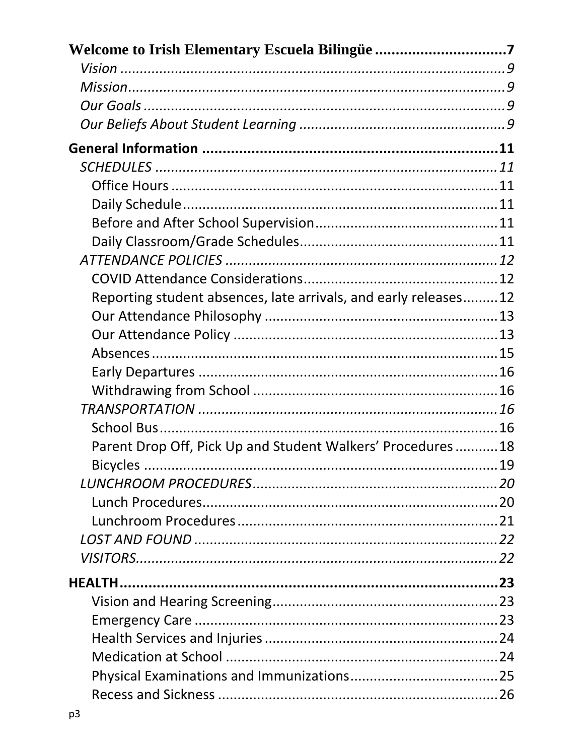**Welcome to Irish Elementary Escuela Bilingüe** ................................ 7

- *Vision* ................................ 9
- *Mission* ................................ 9
- *Our Goals* ................................ 9
- *Our Beliefs About Student Learning* ................................ 9

**General Information** ................................ 11

- *SCHEDULES* ................................ 11
  - Office Hours ................................ 11
  - Daily Schedule ................................ 11
  - Before and After School Supervision ................................ 11
  - Daily Classroom/Grade Schedules ................................ 11
- *ATTENDANCE POLICIES* ................................ 12
  - COVID Attendance Considerations ................................ 12
  - Reporting student absences, late arrivals, and early releases ................................ 12
  - Our Attendance Philosophy ................................ 13
  - Our Attendance Policy ................................ 13
  - Absences ................................ 15
  - Early Departures ................................ 16
  - Withdrawing from School ................................ 16
- *TRANSPORTATION* ................................ 16
  - School Bus ................................ 16
  - Parent Drop Off, Pick Up and Student Walkers' Procedures ................................ 18
  - Bicycles ................................ 19
- *LUNCHROOM PROCEDURES* ................................ 20
  - Lunch Procedures ................................ 20
  - Lunchroom Procedures ................................ 21
- *LOST AND FOUND* ................................ 22
- *VISITORS* ................................ 22

**HEALTH** ................................ 23

- Vision and Hearing Screening ................................ 23
- Emergency Care ................................ 23
- Health Services and Injuries ................................ 24
- Medication at School ................................ 24
- Physical Examinations and Immunizations ................................ 25
- Recess and Sickness ................................ 26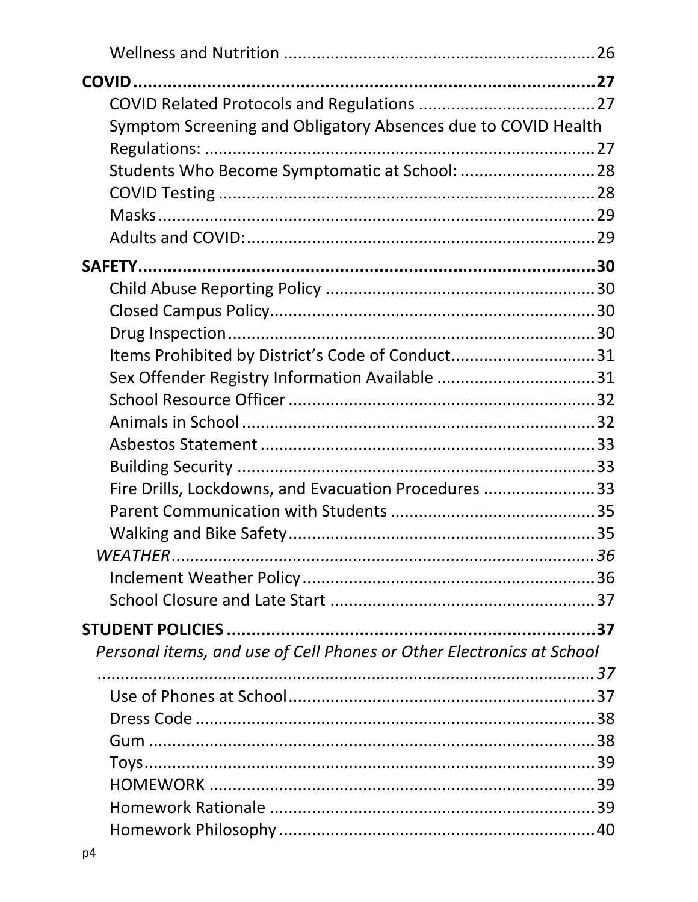Wellness and Nutrition ............................................................. 26

**COVID ............................................................................... 27**

COVID Related Protocols and Regulations ...................................... 27

Symptom Screening and Obligatory Absences due to COVID Health Regulations: ............................................................................. 27

Students Who Become Symptomatic at School: ............................. 28

COVID Testing ............................................................................. 28

Masks ......................................................................................... 29

Adults and COVID: ....................................................................... 29

**SAFETY ............................................................................... 30**

Child Abuse Reporting Policy ......................................................... 30

Closed Campus Policy ................................................................... 30

Drug Inspection ........................................................................... 30

Items Prohibited by District's Code of Conduct ............................... 31

Sex Offender Registry Information Available .................................. 31

School Resource Officer ................................................................ 32

Animals in School ......................................................................... 32

Asbestos Statement ...................................................................... 33

Building Security .......................................................................... 33

Fire Drills, Lockdowns, and Evacuation Procedures ........................ 33

Parent Communication with Students ............................................ 35

Walking and Bike Safety ............................................................... 35

*WEATHER ................................................................................. 36*

Inclement Weather Policy ............................................................. 36

School Closure and Late Start ........................................................ 37

**STUDENT POLICIES ............................................................. 37**

*Personal items, and use of Cell Phones or Other Electronics at School ........................................................................................ 37*

Use of Phones at School ................................................................ 37

Dress Code ................................................................................... 38

Gum ............................................................................................ 38

Toys ............................................................................................. 39

HOMEWORK ................................................................................ 39

Homework Rationale .................................................................... 39

Homework Philosophy .................................................................. 40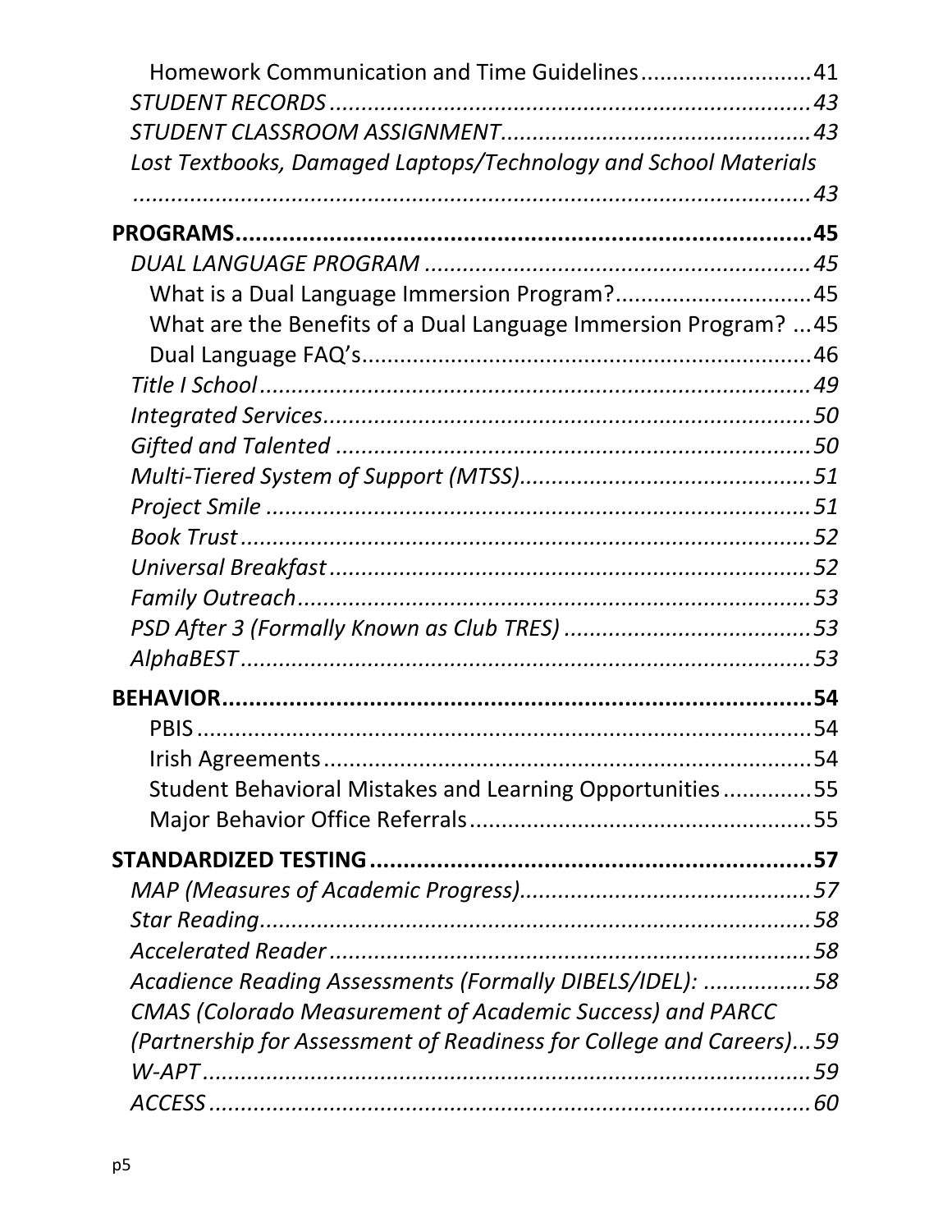Homework Communication and Time Guidelines .......................... 41

*STUDENT RECORDS* .......................................................................... *43*

*STUDENT CLASSROOM ASSIGNMENT* ................................................ *43*

*Lost Textbooks, Damaged Laptops/Technology and School Materials* ..................................................................................................... *43*

**PROGRAMS ....................................................................................... 45**

*DUAL LANGUAGE PROGRAM* ........................................................... *45*

What is a Dual Language Immersion Program? .............................. 45

What are the Benefits of a Dual Language Immersion Program? ... 45

Dual Language FAQ's ...................................................................... 46

*Title I School* ..................................................................................... *49*

*Integrated Services* ............................................................................ *50*

*Gifted and Talented* .......................................................................... *50*

*Multi-Tiered System of Support (MTSS)* ............................................. *51*

*Project Smile* ..................................................................................... *51*

*Book Trust* ......................................................................................... *52*

*Universal Breakfast* ........................................................................... *52*

*Family Outreach* ................................................................................ *53*

*PSD After 3 (Formally Known as Club TRES)* ...................................... *53*

*AlphaBEST* ......................................................................................... *53*

**BEHAVIOR ......................................................................................... 54**

PBIS ................................................................................................. 54

Irish Agreements ............................................................................. 54

Student Behavioral Mistakes and Learning Opportunities ............. 55

Major Behavior Office Referrals ...................................................... 55

**STANDARDIZED TESTING ................................................................. 57**

*MAP (Measures of Academic Progress)* .............................................. *57*

*Star Reading* ...................................................................................... *58*

*Accelerated Reader* ........................................................................... *58*

*Acadience Reading Assessments (Formally DIBELS/IDEL):* ................. *58*

*CMAS (Colorado Measurement of Academic Success) and PARCC (Partnership for Assessment of Readiness for College and Careers)* ... *59*

*W-APT* ................................................................................................ *59*

*ACCESS* .............................................................................................. *60*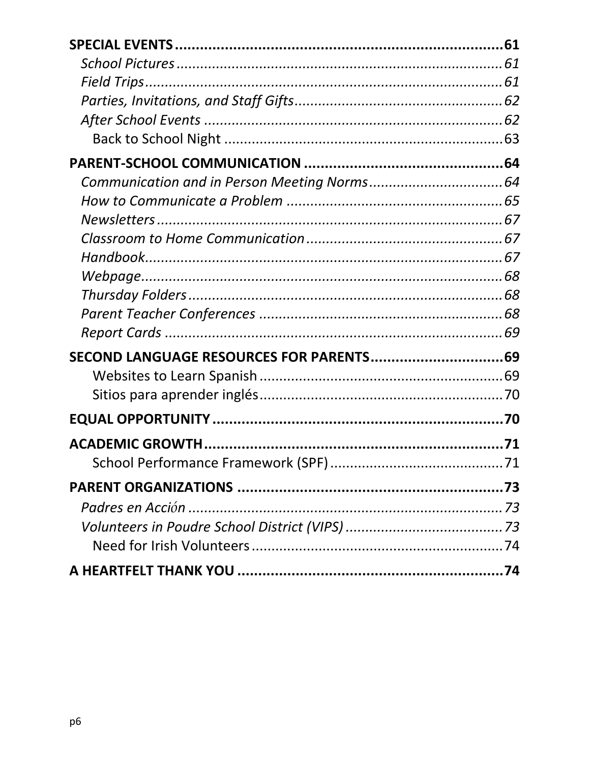**SPECIAL EVENTS** .......... **61**
- *School Pictures* .......... *61*
- *Field Trips* .......... *61*
- *Parties, Invitations, and Staff Gifts* .......... *62*
- *After School Events* .......... *62*
  - Back to School Night .......... 63

**PARENT-SCHOOL COMMUNICATION** .......... **64**
- *Communication and in Person Meeting Norms* .......... *64*
- *How to Communicate a Problem* .......... *65*
- *Newsletters* .......... *67*
- *Classroom to Home Communication* .......... *67*
- *Handbook* .......... *67*
- *Webpage* .......... *68*
- *Thursday Folders* .......... *68*
- *Parent Teacher Conferences* .......... *68*
- *Report Cards* .......... *69*

**SECOND LANGUAGE RESOURCES FOR PARENTS** .......... **69**
  - Websites to Learn Spanish .......... 69
  - Sitios para aprender inglés .......... 70

**EQUAL OPPORTUNITY** .......... **70**

**ACADEMIC GROWTH** .......... **71**
  - School Performance Framework (SPF) .......... 71

**PARENT ORGANIZATIONS** .......... **73**
- *Padres en Acción* .......... *73*
- *Volunteers in Poudre School District (VIPS)* .......... *73*
  - Need for Irish Volunteers .......... 74

**A HEARTFELT THANK YOU** .......... **74**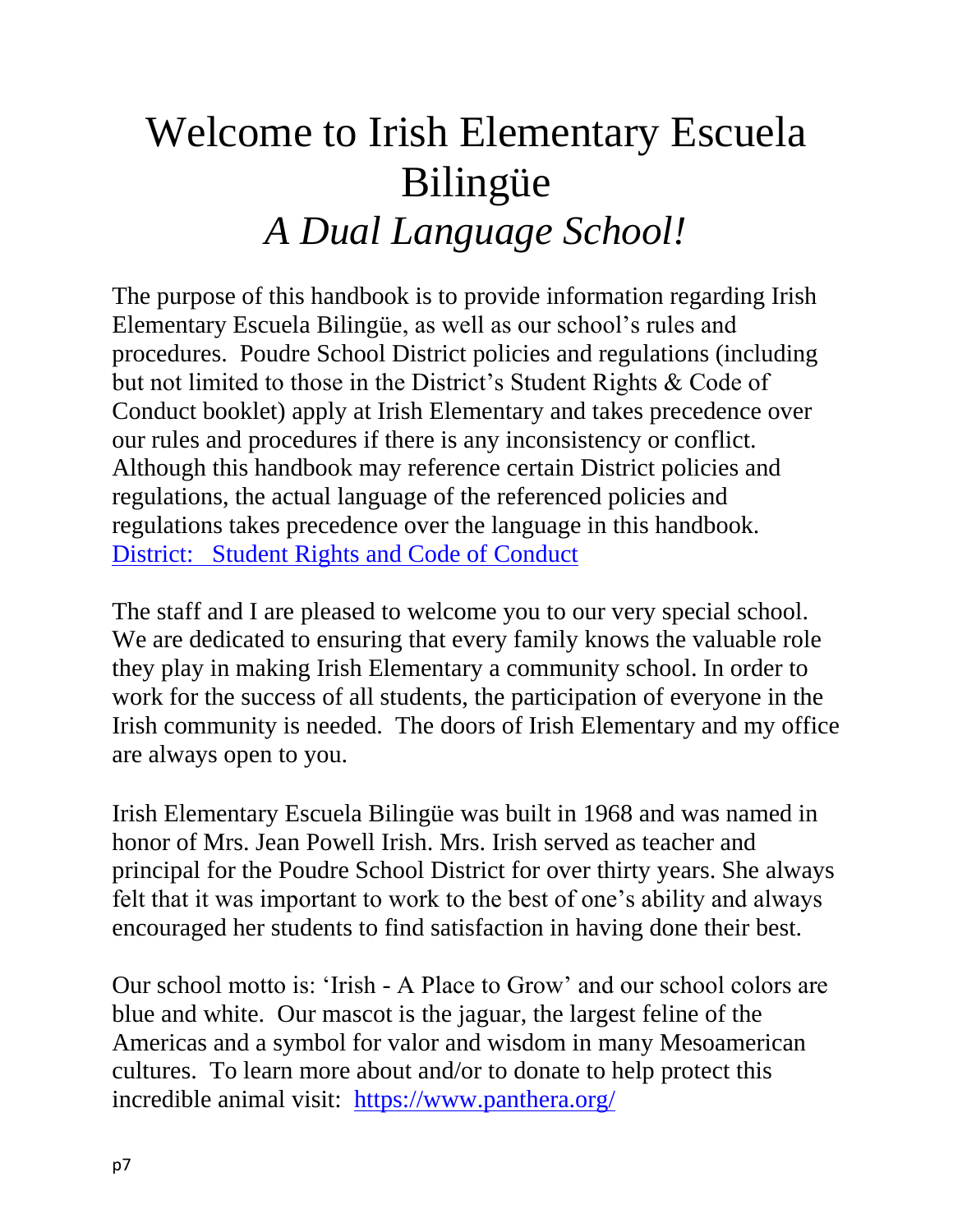# Welcome to Irish Elementary Escuela Bilingüe

## *A Dual Language School!*

The purpose of this handbook is to provide information regarding Irish Elementary Escuela Bilingüe, as well as our school's rules and procedures. Poudre School District policies and regulations (including but not limited to those in the District's Student Rights & Code of Conduct booklet) apply at Irish Elementary and takes precedence over our rules and procedures if there is any inconsistency or conflict. Although this handbook may reference certain District policies and regulations, the actual language of the referenced policies and regulations takes precedence over the language in this handbook. District: Student Rights and Code of Conduct

The staff and I are pleased to welcome you to our very special school. We are dedicated to ensuring that every family knows the valuable role they play in making Irish Elementary a community school. In order to work for the success of all students, the participation of everyone in the Irish community is needed. The doors of Irish Elementary and my office are always open to you.

Irish Elementary Escuela Bilingüe was built in 1968 and was named in honor of Mrs. Jean Powell Irish. Mrs. Irish served as teacher and principal for the Poudre School District for over thirty years. She always felt that it was important to work to the best of one's ability and always encouraged her students to find satisfaction in having done their best.

Our school motto is: 'Irish - A Place to Grow' and our school colors are blue and white. Our mascot is the jaguar, the largest feline of the Americas and a symbol for valor and wisdom in many Mesoamerican cultures. To learn more about and/or to donate to help protect this incredible animal visit: https://www.panthera.org/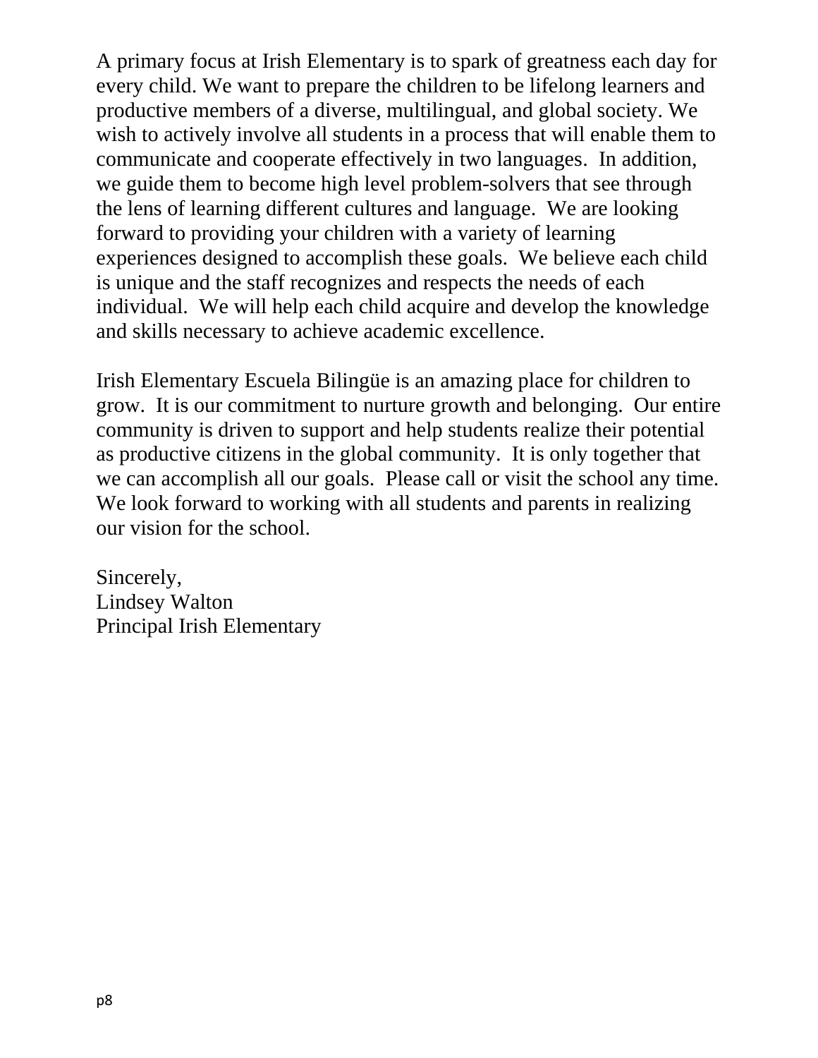A primary focus at Irish Elementary is to spark of greatness each day for every child. We want to prepare the children to be lifelong learners and productive members of a diverse, multilingual, and global society. We wish to actively involve all students in a process that will enable them to communicate and cooperate effectively in two languages. In addition, we guide them to become high level problem-solvers that see through the lens of learning different cultures and language. We are looking forward to providing your children with a variety of learning experiences designed to accomplish these goals. We believe each child is unique and the staff recognizes and respects the needs of each individual. We will help each child acquire and develop the knowledge and skills necessary to achieve academic excellence.

Irish Elementary Escuela Bilingüe is an amazing place for children to grow. It is our commitment to nurture growth and belonging. Our entire community is driven to support and help students realize their potential as productive citizens in the global community. It is only together that we can accomplish all our goals. Please call or visit the school any time. We look forward to working with all students and parents in realizing our vision for the school.

Sincerely,
Lindsey Walton
Principal Irish Elementary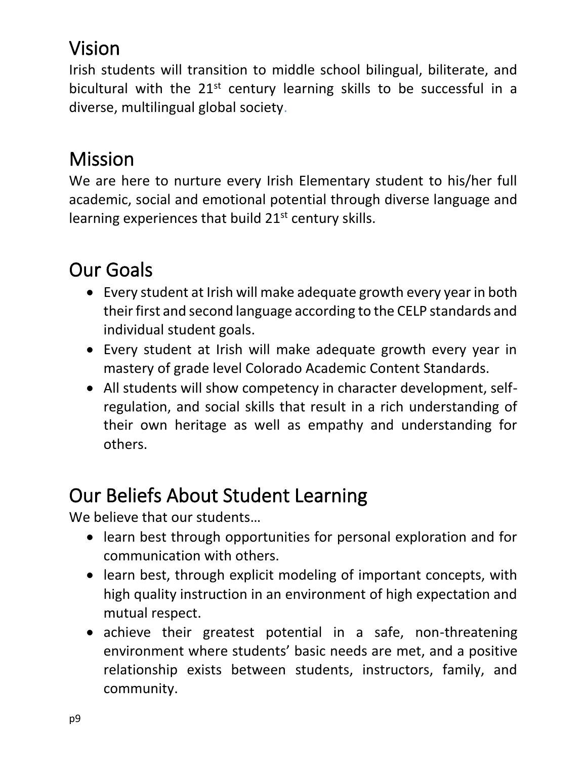## Vision

Irish students will transition to middle school bilingual, biliterate, and bicultural with the 21st century learning skills to be successful in a diverse, multilingual global society.

## Mission

We are here to nurture every Irish Elementary student to his/her full academic, social and emotional potential through diverse language and learning experiences that build 21st century skills.

## Our Goals

- Every student at Irish will make adequate growth every year in both their first and second language according to the CELP standards and individual student goals.
- Every student at Irish will make adequate growth every year in mastery of grade level Colorado Academic Content Standards.
- All students will show competency in character development, self-regulation, and social skills that result in a rich understanding of their own heritage as well as empathy and understanding for others.

## Our Beliefs About Student Learning

We believe that our students…

- learn best through opportunities for personal exploration and for communication with others.
- learn best, through explicit modeling of important concepts, with high quality instruction in an environment of high expectation and mutual respect.
- achieve their greatest potential in a safe, non-threatening environment where students' basic needs are met, and a positive relationship exists between students, instructors, family, and community.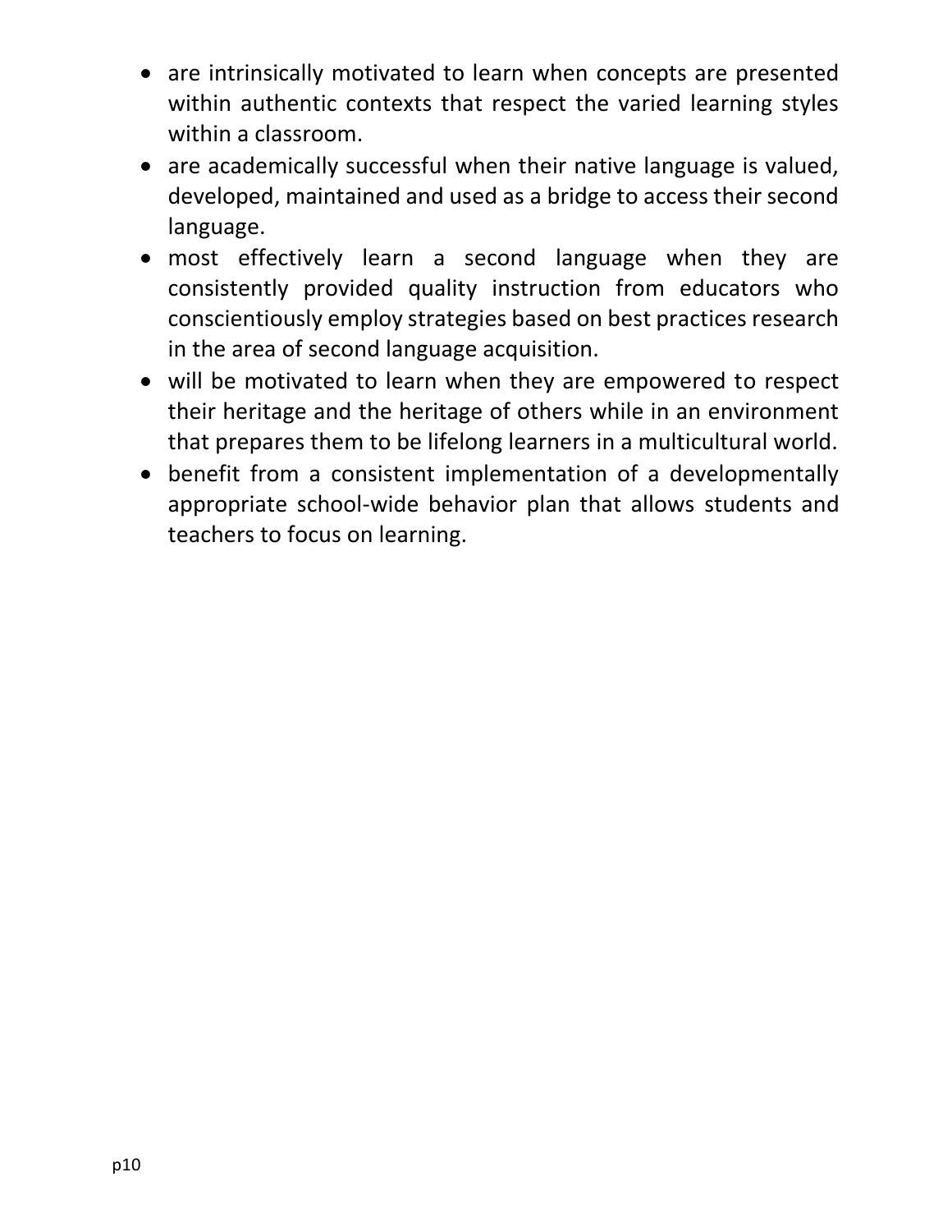- are intrinsically motivated to learn when concepts are presented within authentic contexts that respect the varied learning styles within a classroom.
- are academically successful when their native language is valued, developed, maintained and used as a bridge to access their second language.
- most effectively learn a second language when they are consistently provided quality instruction from educators who conscientiously employ strategies based on best practices research in the area of second language acquisition.
- will be motivated to learn when they are empowered to respect their heritage and the heritage of others while in an environment that prepares them to be lifelong learners in a multicultural world.
- benefit from a consistent implementation of a developmentally appropriate school-wide behavior plan that allows students and teachers to focus on learning.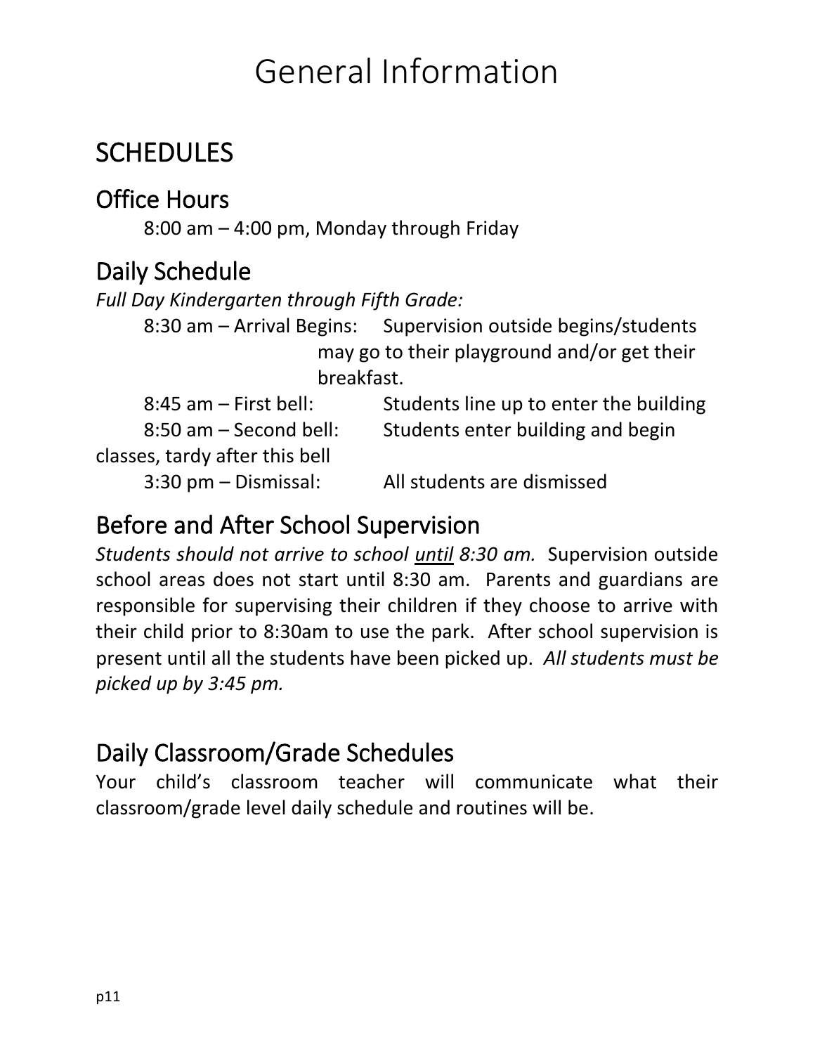# General Information

## SCHEDULES

### Office Hours

8:00 am – 4:00 pm, Monday through Friday

### Daily Schedule

*Full Day Kindergarten through Fifth Grade:*

8:30 am – Arrival Begins: Supervision outside begins/students may go to their playground and/or get their breakfast.

8:45 am – First bell: Students line up to enter the building

8:50 am – Second bell: Students enter building and begin classes, tardy after this bell

3:30 pm – Dismissal: All students are dismissed

### Before and After School Supervision

*Students should not arrive to school until 8:30 am.* Supervision outside school areas does not start until 8:30 am. Parents and guardians are responsible for supervising their children if they choose to arrive with their child prior to 8:30am to use the park. After school supervision is present until all the students have been picked up. *All students must be picked up by 3:45 pm.*

### Daily Classroom/Grade Schedules

Your child's classroom teacher will communicate what their classroom/grade level daily schedule and routines will be.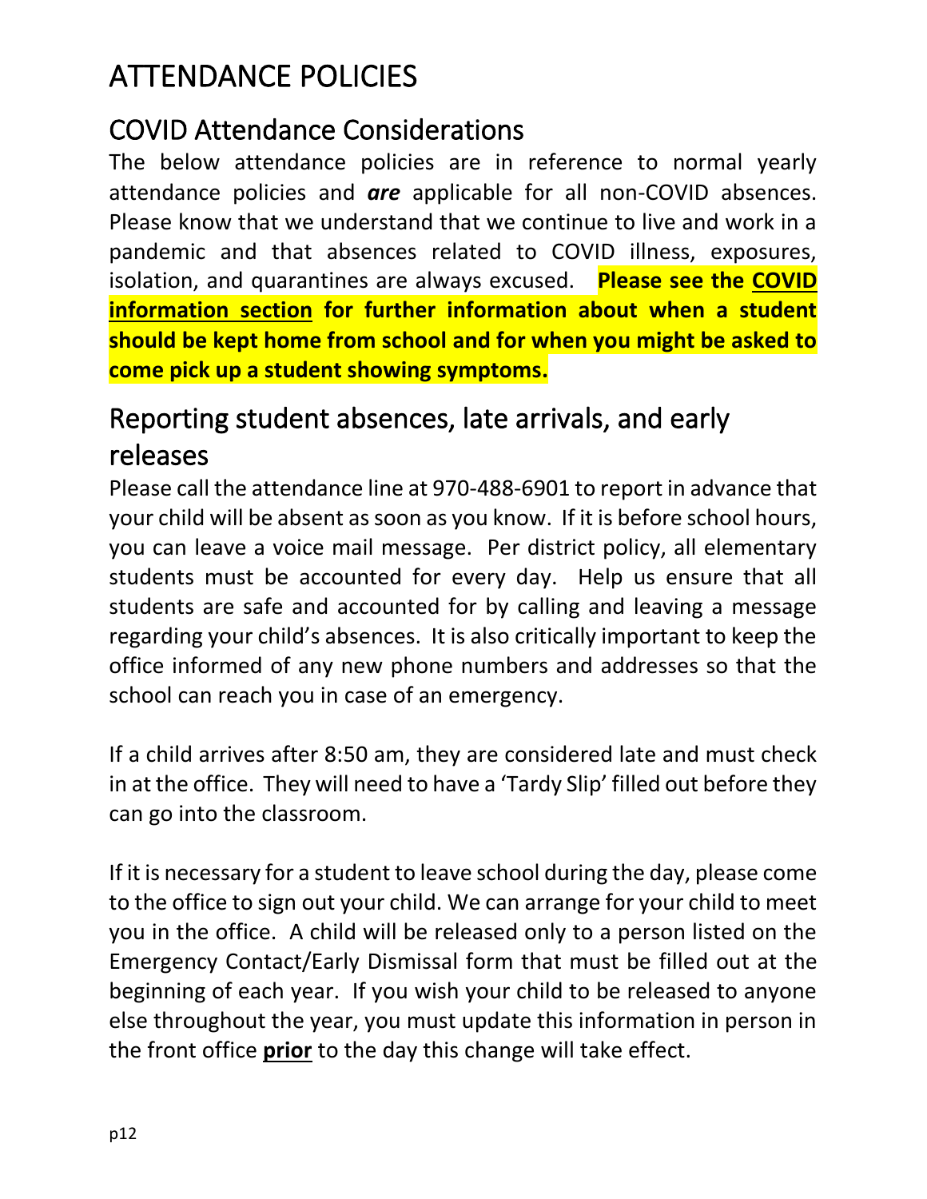# ATTENDANCE POLICIES

## COVID Attendance Considerations

The below attendance policies are in reference to normal yearly attendance policies and ***are*** applicable for all non-COVID absences. Please know that we understand that we continue to live and work in a pandemic and that absences related to COVID illness, exposures, isolation, and quarantines are always excused. **Please see the <u>COVID information section</u> for further information about when a student should be kept home from school and for when you might be asked to come pick up a student showing symptoms.**

## Reporting student absences, late arrivals, and early releases

Please call the attendance line at 970-488-6901 to report in advance that your child will be absent as soon as you know. If it is before school hours, you can leave a voice mail message. Per district policy, all elementary students must be accounted for every day. Help us ensure that all students are safe and accounted for by calling and leaving a message regarding your child's absences. It is also critically important to keep the office informed of any new phone numbers and addresses so that the school can reach you in case of an emergency.

If a child arrives after 8:50 am, they are considered late and must check in at the office. They will need to have a 'Tardy Slip' filled out before they can go into the classroom.

If it is necessary for a student to leave school during the day, please come to the office to sign out your child. We can arrange for your child to meet you in the office. A child will be released only to a person listed on the Emergency Contact/Early Dismissal form that must be filled out at the beginning of each year. If you wish your child to be released to anyone else throughout the year, you must update this information in person in the front office **<u>prior</u>** to the day this change will take effect.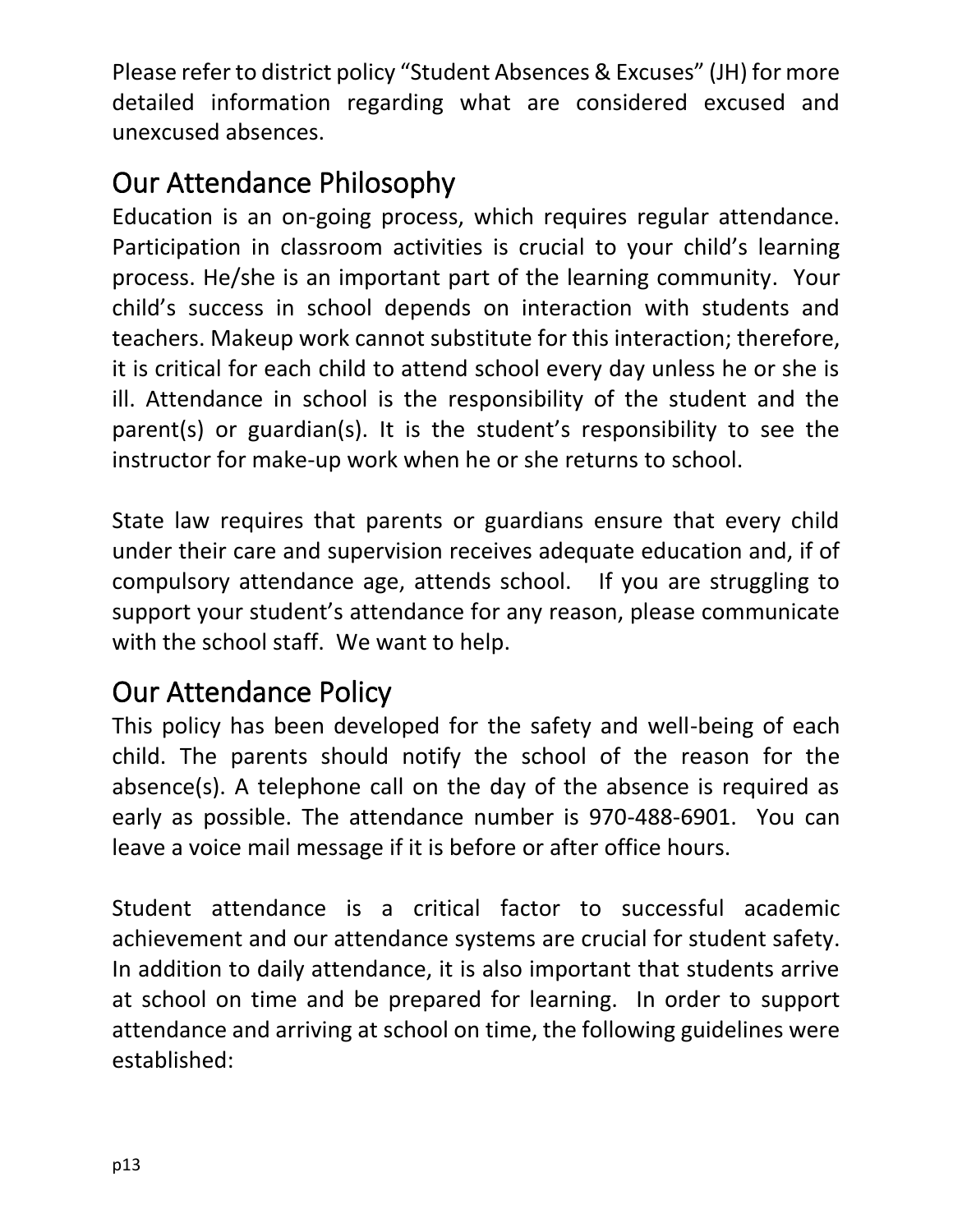Please refer to district policy “Student Absences & Excuses” (JH) for more detailed information regarding what are considered excused and unexcused absences.

## Our Attendance Philosophy

Education is an on-going process, which requires regular attendance. Participation in classroom activities is crucial to your child’s learning process. He/she is an important part of the learning community. Your child’s success in school depends on interaction with students and teachers. Makeup work cannot substitute for this interaction; therefore, it is critical for each child to attend school every day unless he or she is ill. Attendance in school is the responsibility of the student and the parent(s) or guardian(s). It is the student’s responsibility to see the instructor for make-up work when he or she returns to school.

State law requires that parents or guardians ensure that every child under their care and supervision receives adequate education and, if of compulsory attendance age, attends school. If you are struggling to support your student’s attendance for any reason, please communicate with the school staff. We want to help.

## Our Attendance Policy

This policy has been developed for the safety and well-being of each child. The parents should notify the school of the reason for the absence(s). A telephone call on the day of the absence is required as early as possible. The attendance number is 970-488-6901. You can leave a voice mail message if it is before or after office hours.

Student attendance is a critical factor to successful academic achievement and our attendance systems are crucial for student safety. In addition to daily attendance, it is also important that students arrive at school on time and be prepared for learning. In order to support attendance and arriving at school on time, the following guidelines were established: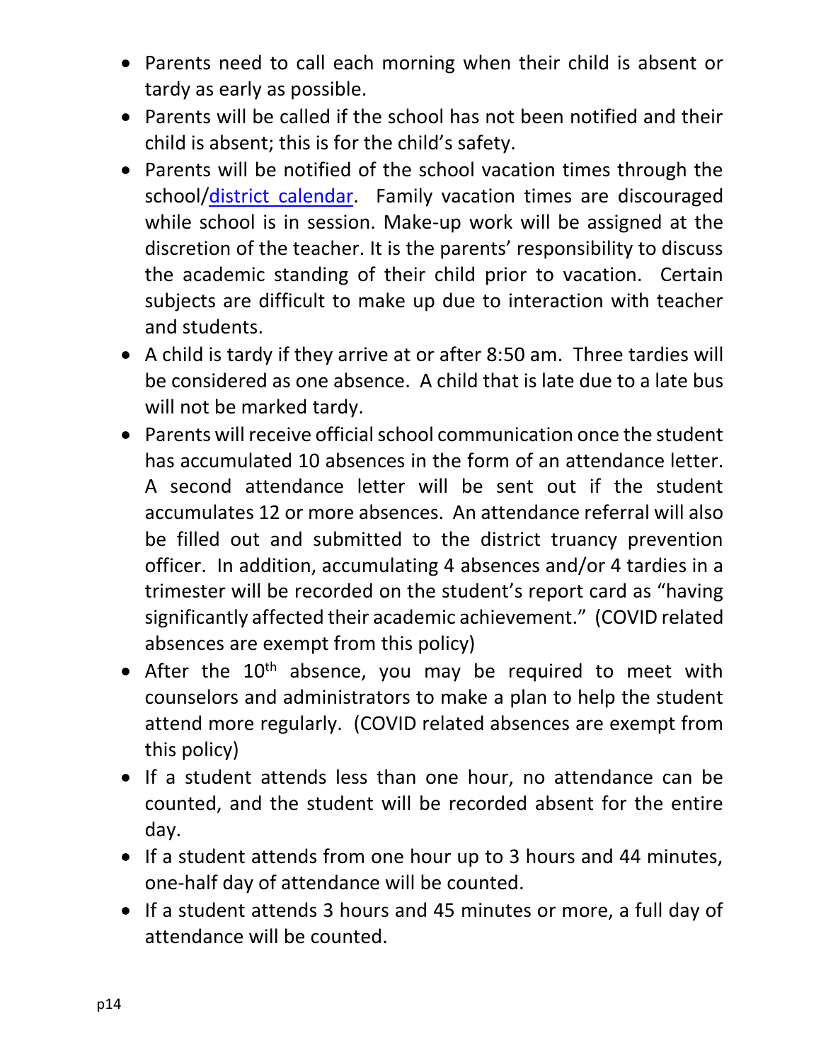- Parents need to call each morning when their child is absent or tardy as early as possible.
- Parents will be called if the school has not been notified and their child is absent; this is for the child's safety.
- Parents will be notified of the school vacation times through the school/district calendar. Family vacation times are discouraged while school is in session. Make-up work will be assigned at the discretion of the teacher. It is the parents' responsibility to discuss the academic standing of their child prior to vacation. Certain subjects are difficult to make up due to interaction with teacher and students.
- A child is tardy if they arrive at or after 8:50 am. Three tardies will be considered as one absence. A child that is late due to a late bus will not be marked tardy.
- Parents will receive official school communication once the student has accumulated 10 absences in the form of an attendance letter. A second attendance letter will be sent out if the student accumulates 12 or more absences. An attendance referral will also be filled out and submitted to the district truancy prevention officer. In addition, accumulating 4 absences and/or 4 tardies in a trimester will be recorded on the student's report card as "having significantly affected their academic achievement." (COVID related absences are exempt from this policy)
- After the 10th absence, you may be required to meet with counselors and administrators to make a plan to help the student attend more regularly. (COVID related absences are exempt from this policy)
- If a student attends less than one hour, no attendance can be counted, and the student will be recorded absent for the entire day.
- If a student attends from one hour up to 3 hours and 44 minutes, one-half day of attendance will be counted.
- If a student attends 3 hours and 45 minutes or more, a full day of attendance will be counted.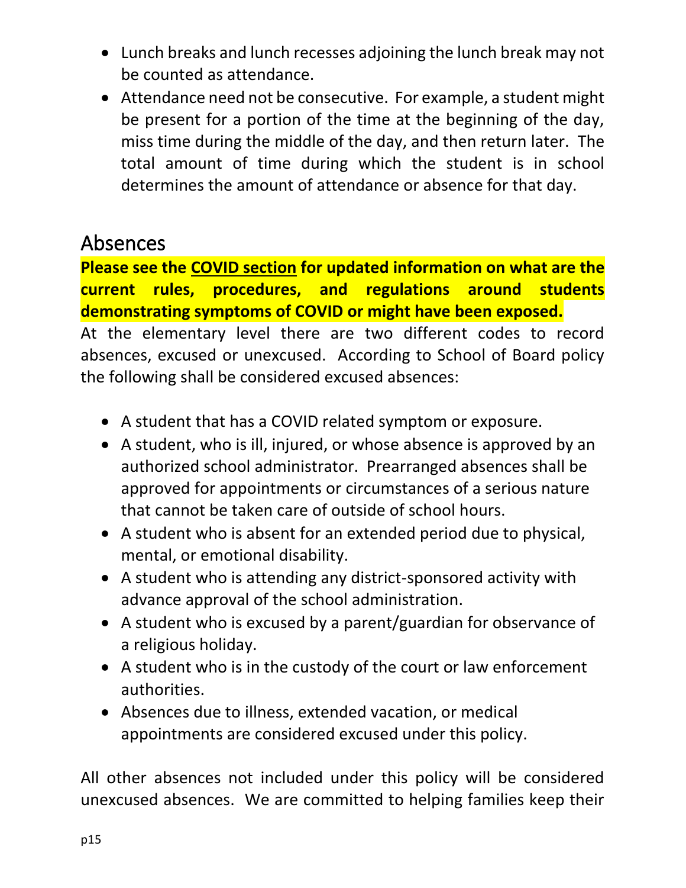- Lunch breaks and lunch recesses adjoining the lunch break may not be counted as attendance.
- Attendance need not be consecutive. For example, a student might be present for a portion of the time at the beginning of the day, miss time during the middle of the day, and then return later. The total amount of time during which the student is in school determines the amount of attendance or absence for that day.

## Absences

**Please see the COVID section for updated information on what are the current rules, procedures, and regulations around students demonstrating symptoms of COVID or might have been exposed.**

At the elementary level there are two different codes to record absences, excused or unexcused. According to School of Board policy the following shall be considered excused absences:

- A student that has a COVID related symptom or exposure.
- A student, who is ill, injured, or whose absence is approved by an authorized school administrator. Prearranged absences shall be approved for appointments or circumstances of a serious nature that cannot be taken care of outside of school hours.
- A student who is absent for an extended period due to physical, mental, or emotional disability.
- A student who is attending any district-sponsored activity with advance approval of the school administration.
- A student who is excused by a parent/guardian for observance of a religious holiday.
- A student who is in the custody of the court or law enforcement authorities.
- Absences due to illness, extended vacation, or medical appointments are considered excused under this policy.

All other absences not included under this policy will be considered unexcused absences. We are committed to helping families keep their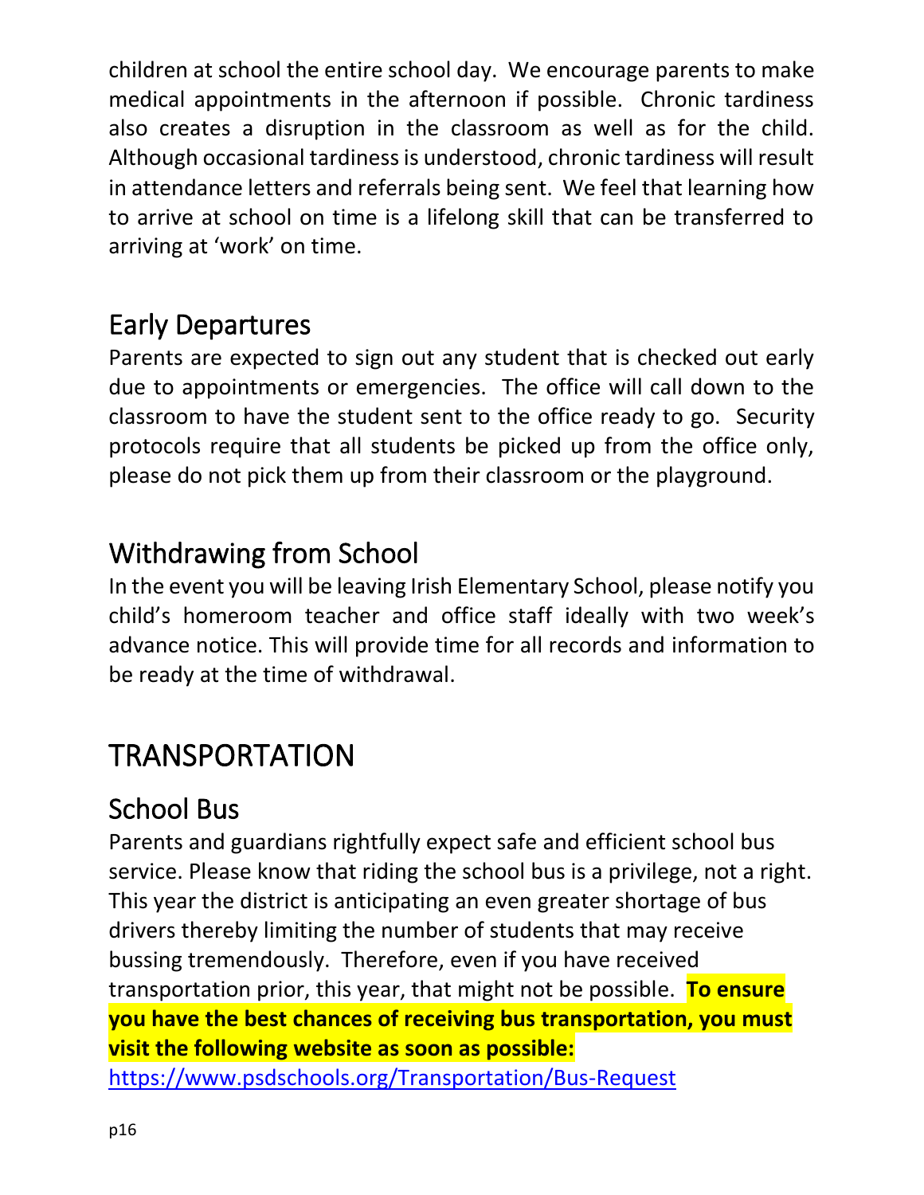children at school the entire school day. We encourage parents to make medical appointments in the afternoon if possible. Chronic tardiness also creates a disruption in the classroom as well as for the child. Although occasional tardiness is understood, chronic tardiness will result in attendance letters and referrals being sent. We feel that learning how to arrive at school on time is a lifelong skill that can be transferred to arriving at 'work' on time.

## Early Departures

Parents are expected to sign out any student that is checked out early due to appointments or emergencies. The office will call down to the classroom to have the student sent to the office ready to go. Security protocols require that all students be picked up from the office only, please do not pick them up from their classroom or the playground.

## Withdrawing from School

In the event you will be leaving Irish Elementary School, please notify you child's homeroom teacher and office staff ideally with two week's advance notice. This will provide time for all records and information to be ready at the time of withdrawal.

# TRANSPORTATION

## School Bus

Parents and guardians rightfully expect safe and efficient school bus service. Please know that riding the school bus is a privilege, not a right. This year the district is anticipating an even greater shortage of bus drivers thereby limiting the number of students that may receive bussing tremendously. Therefore, even if you have received transportation prior, this year, that might not be possible. **To ensure you have the best chances of receiving bus transportation, you must visit the following website as soon as possible:**

[https://www.psdschools.org/Transportation/Bus-Request](https://www.psdschools.org/Transportation/Bus-Request)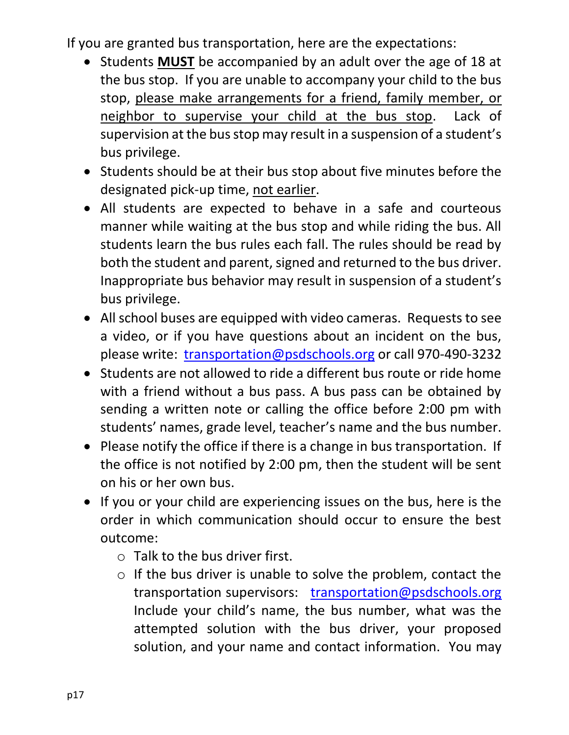If you are granted bus transportation, here are the expectations:

- Students **MUST** be accompanied by an adult over the age of 18 at the bus stop. If you are unable to accompany your child to the bus stop, please make arrangements for a friend, family member, or neighbor to supervise your child at the bus stop. Lack of supervision at the bus stop may result in a suspension of a student's bus privilege.
- Students should be at their bus stop about five minutes before the designated pick-up time, not earlier.
- All students are expected to behave in a safe and courteous manner while waiting at the bus stop and while riding the bus. All students learn the bus rules each fall. The rules should be read by both the student and parent, signed and returned to the bus driver. Inappropriate bus behavior may result in suspension of a student's bus privilege.
- All school buses are equipped with video cameras. Requests to see a video, or if you have questions about an incident on the bus, please write: [transportation@psdschools.org](mailto:transportation@psdschools.org) or call 970-490-3232
- Students are not allowed to ride a different bus route or ride home with a friend without a bus pass. A bus pass can be obtained by sending a written note or calling the office before 2:00 pm with students' names, grade level, teacher's name and the bus number.
- Please notify the office if there is a change in bus transportation. If the office is not notified by 2:00 pm, then the student will be sent on his or her own bus.
- If you or your child are experiencing issues on the bus, here is the order in which communication should occur to ensure the best outcome:
  - Talk to the bus driver first.
  - If the bus driver is unable to solve the problem, contact the transportation supervisors: [transportation@psdschools.org](mailto:transportation@psdschools.org) Include your child's name, the bus number, what was the attempted solution with the bus driver, your proposed solution, and your name and contact information. You may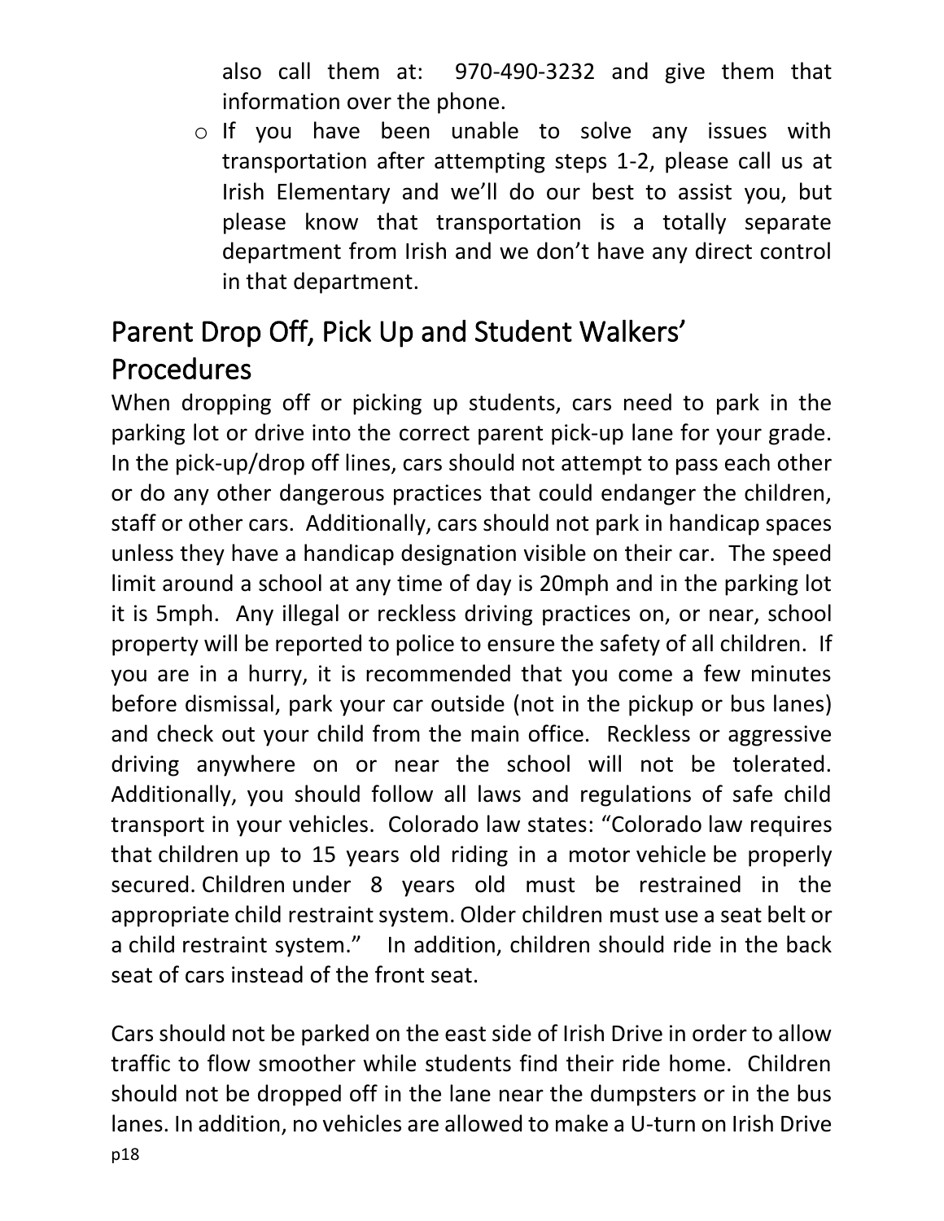also call them at: 970-490-3232 and give them that information over the phone.

- If you have been unable to solve any issues with transportation after attempting steps 1-2, please call us at Irish Elementary and we'll do our best to assist you, but please know that transportation is a totally separate department from Irish and we don't have any direct control in that department.

## Parent Drop Off, Pick Up and Student Walkers' Procedures

When dropping off or picking up students, cars need to park in the parking lot or drive into the correct parent pick-up lane for your grade. In the pick-up/drop off lines, cars should not attempt to pass each other or do any other dangerous practices that could endanger the children, staff or other cars. Additionally, cars should not park in handicap spaces unless they have a handicap designation visible on their car. The speed limit around a school at any time of day is 20mph and in the parking lot it is 5mph. Any illegal or reckless driving practices on, or near, school property will be reported to police to ensure the safety of all children. If you are in a hurry, it is recommended that you come a few minutes before dismissal, park your car outside (not in the pickup or bus lanes) and check out your child from the main office. Reckless or aggressive driving anywhere on or near the school will not be tolerated. Additionally, you should follow all laws and regulations of safe child transport in your vehicles. Colorado law states: "Colorado law requires that children up to 15 years old riding in a motor vehicle be properly secured. Children under 8 years old must be restrained in the appropriate child restraint system. Older children must use a seat belt or a child restraint system." In addition, children should ride in the back seat of cars instead of the front seat.

Cars should not be parked on the east side of Irish Drive in order to allow traffic to flow smoother while students find their ride home. Children should not be dropped off in the lane near the dumpsters or in the bus lanes. In addition, no vehicles are allowed to make a U-turn on Irish Drive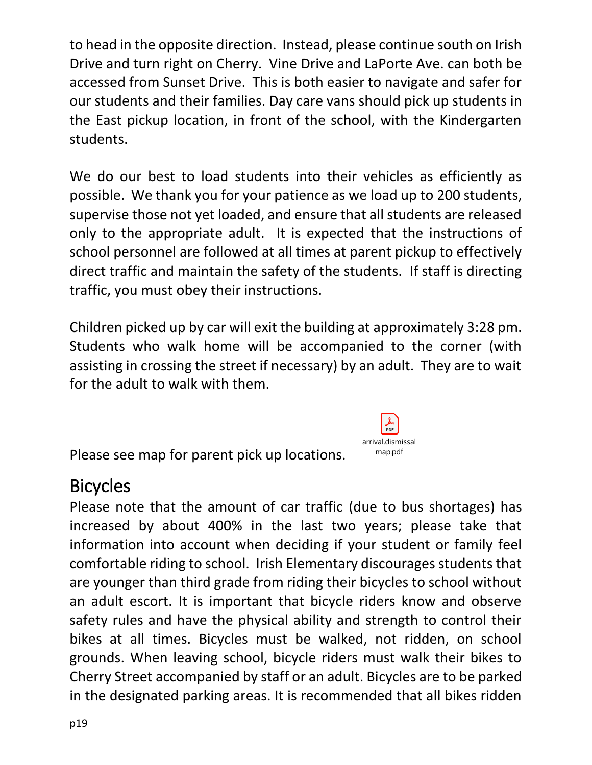to head in the opposite direction. Instead, please continue south on Irish Drive and turn right on Cherry. Vine Drive and LaPorte Ave. can both be accessed from Sunset Drive. This is both easier to navigate and safer for our students and their families. Day care vans should pick up students in the East pickup location, in front of the school, with the Kindergarten students.

We do our best to load students into their vehicles as efficiently as possible. We thank you for your patience as we load up to 200 students, supervise those not yet loaded, and ensure that all students are released only to the appropriate adult. It is expected that the instructions of school personnel are followed at all times at parent pickup to effectively direct traffic and maintain the safety of the students. If staff is directing traffic, you must obey their instructions.

Children picked up by car will exit the building at approximately 3:28 pm. Students who walk home will be accompanied to the corner (with assisting in crossing the street if necessary) by an adult. They are to wait for the adult to walk with them.

Please see map for parent pick up locations. arrival.dismissal map.pdf

## Bicycles

Please note that the amount of car traffic (due to bus shortages) has increased by about 400% in the last two years; please take that information into account when deciding if your student or family feel comfortable riding to school. Irish Elementary discourages students that are younger than third grade from riding their bicycles to school without an adult escort. It is important that bicycle riders know and observe safety rules and have the physical ability and strength to control their bikes at all times. Bicycles must be walked, not ridden, on school grounds. When leaving school, bicycle riders must walk their bikes to Cherry Street accompanied by staff or an adult. Bicycles are to be parked in the designated parking areas. It is recommended that all bikes ridden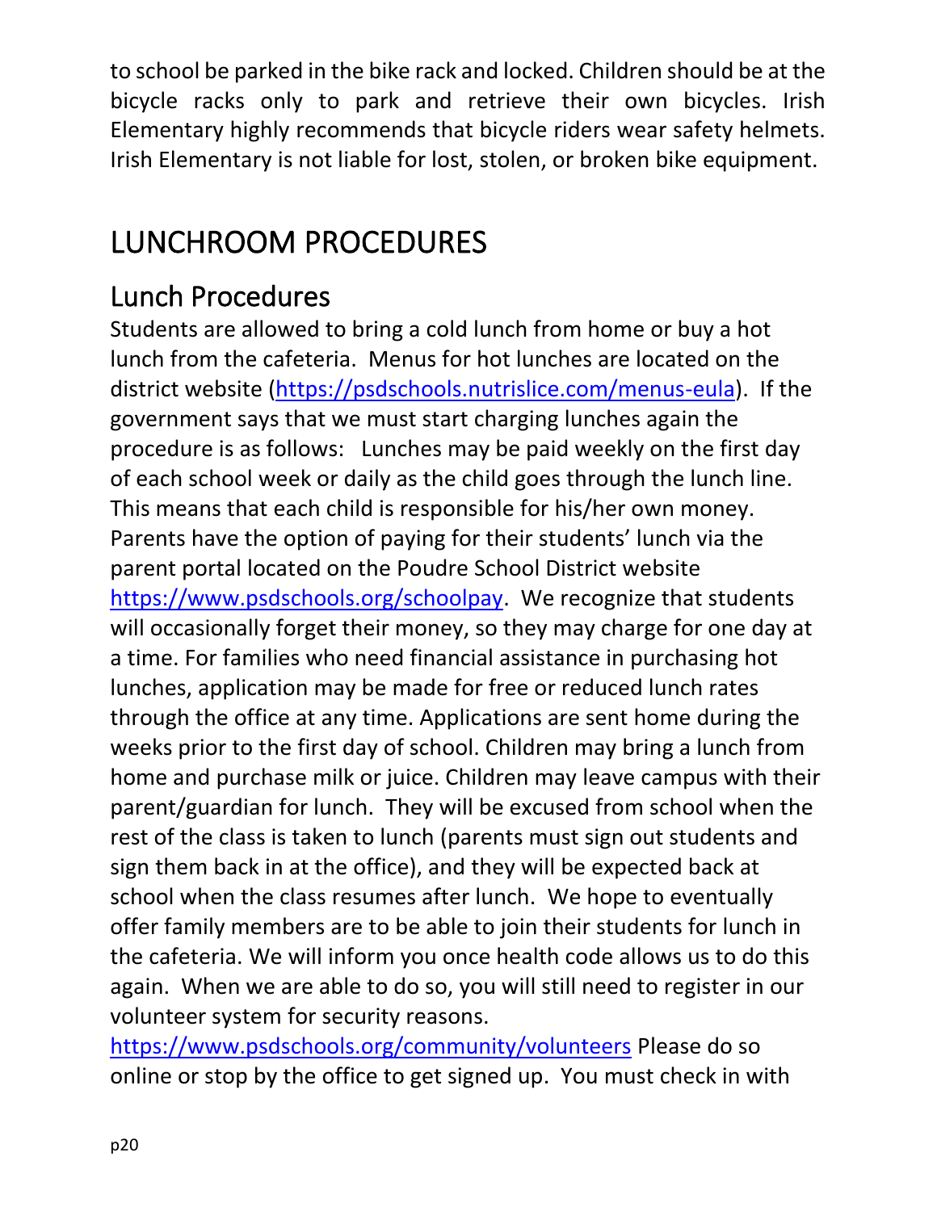to school be parked in the bike rack and locked. Children should be at the bicycle racks only to park and retrieve their own bicycles. Irish Elementary highly recommends that bicycle riders wear safety helmets. Irish Elementary is not liable for lost, stolen, or broken bike equipment.

# LUNCHROOM PROCEDURES

## Lunch Procedures

Students are allowed to bring a cold lunch from home or buy a hot lunch from the cafeteria. Menus for hot lunches are located on the district website (https://psdschools.nutrislice.com/menus-eula). If the government says that we must start charging lunches again the procedure is as follows: Lunches may be paid weekly on the first day of each school week or daily as the child goes through the lunch line. This means that each child is responsible for his/her own money. Parents have the option of paying for their students' lunch via the parent portal located on the Poudre School District website https://www.psdschools.org/schoolpay. We recognize that students will occasionally forget their money, so they may charge for one day at a time. For families who need financial assistance in purchasing hot lunches, application may be made for free or reduced lunch rates through the office at any time. Applications are sent home during the weeks prior to the first day of school. Children may bring a lunch from home and purchase milk or juice. Children may leave campus with their parent/guardian for lunch. They will be excused from school when the rest of the class is taken to lunch (parents must sign out students and sign them back in at the office), and they will be expected back at school when the class resumes after lunch. We hope to eventually offer family members are to be able to join their students for lunch in the cafeteria. We will inform you once health code allows us to do this again. When we are able to do so, you will still need to register in our volunteer system for security reasons. https://www.psdschools.org/community/volunteers Please do so online or stop by the office to get signed up. You must check in with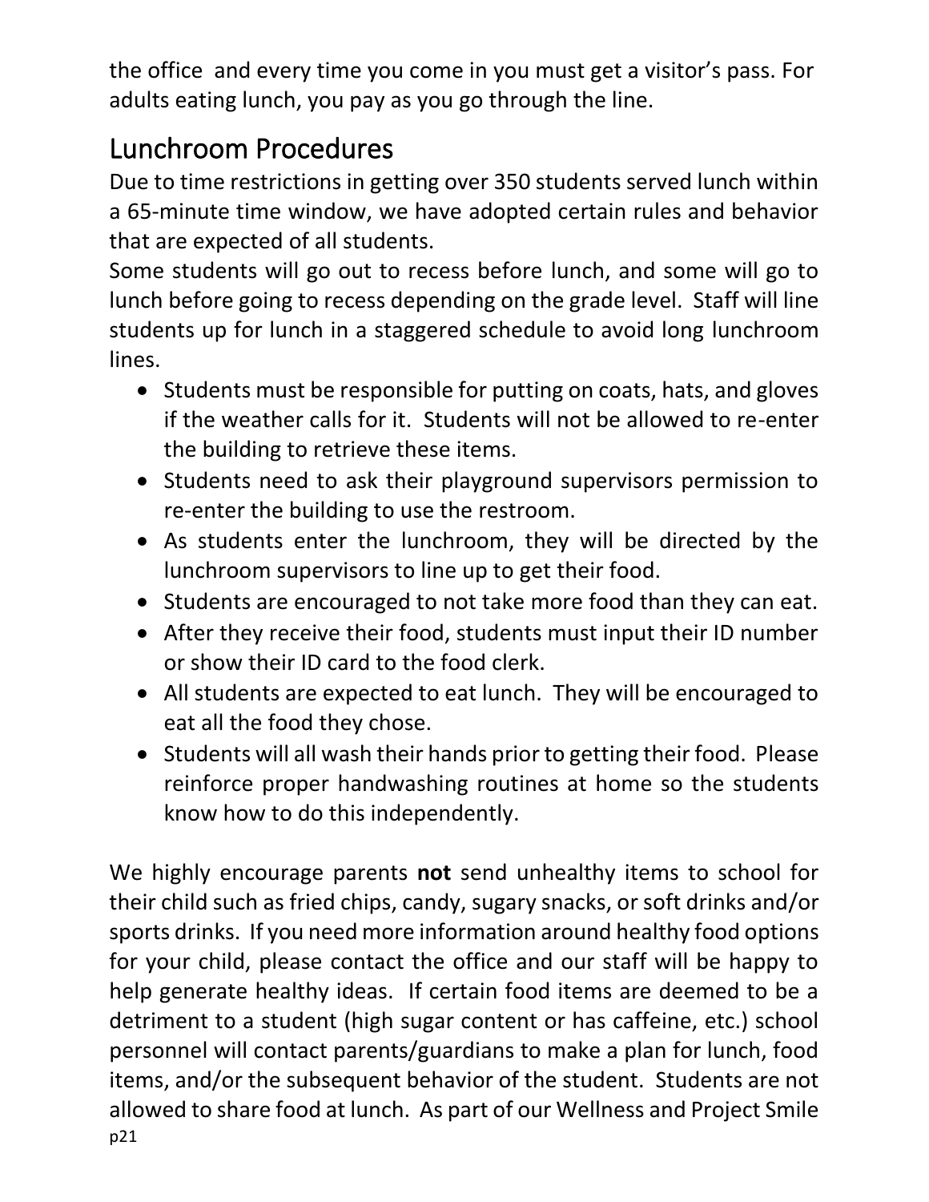the office and every time you come in you must get a visitor's pass. For adults eating lunch, you pay as you go through the line.

## Lunchroom Procedures

Due to time restrictions in getting over 350 students served lunch within a 65-minute time window, we have adopted certain rules and behavior that are expected of all students.

Some students will go out to recess before lunch, and some will go to lunch before going to recess depending on the grade level. Staff will line students up for lunch in a staggered schedule to avoid long lunchroom lines.

- Students must be responsible for putting on coats, hats, and gloves if the weather calls for it. Students will not be allowed to re-enter the building to retrieve these items.
- Students need to ask their playground supervisors permission to re-enter the building to use the restroom.
- As students enter the lunchroom, they will be directed by the lunchroom supervisors to line up to get their food.
- Students are encouraged to not take more food than they can eat.
- After they receive their food, students must input their ID number or show their ID card to the food clerk.
- All students are expected to eat lunch. They will be encouraged to eat all the food they chose.
- Students will all wash their hands prior to getting their food. Please reinforce proper handwashing routines at home so the students know how to do this independently.

We highly encourage parents **not** send unhealthy items to school for their child such as fried chips, candy, sugary snacks, or soft drinks and/or sports drinks. If you need more information around healthy food options for your child, please contact the office and our staff will be happy to help generate healthy ideas. If certain food items are deemed to be a detriment to a student (high sugar content or has caffeine, etc.) school personnel will contact parents/guardians to make a plan for lunch, food items, and/or the subsequent behavior of the student. Students are not allowed to share food at lunch. As part of our Wellness and Project Smile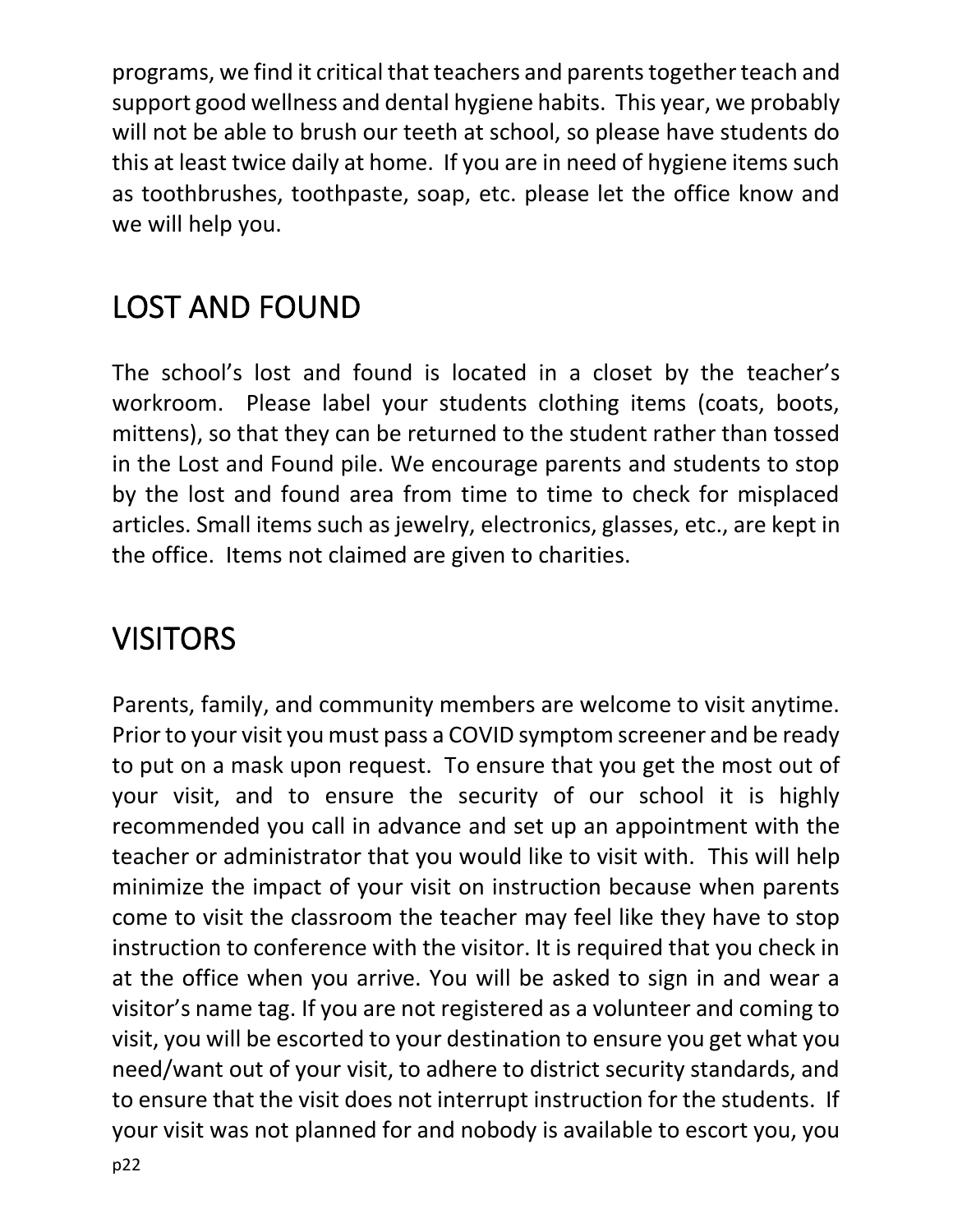programs, we find it critical that teachers and parents together teach and support good wellness and dental hygiene habits. This year, we probably will not be able to brush our teeth at school, so please have students do this at least twice daily at home. If you are in need of hygiene items such as toothbrushes, toothpaste, soap, etc. please let the office know and we will help you.

## LOST AND FOUND

The school's lost and found is located in a closet by the teacher's workroom. Please label your students clothing items (coats, boots, mittens), so that they can be returned to the student rather than tossed in the Lost and Found pile. We encourage parents and students to stop by the lost and found area from time to time to check for misplaced articles. Small items such as jewelry, electronics, glasses, etc., are kept in the office. Items not claimed are given to charities.

## VISITORS

Parents, family, and community members are welcome to visit anytime. Prior to your visit you must pass a COVID symptom screener and be ready to put on a mask upon request. To ensure that you get the most out of your visit, and to ensure the security of our school it is highly recommended you call in advance and set up an appointment with the teacher or administrator that you would like to visit with. This will help minimize the impact of your visit on instruction because when parents come to visit the classroom the teacher may feel like they have to stop instruction to conference with the visitor. It is required that you check in at the office when you arrive. You will be asked to sign in and wear a visitor's name tag. If you are not registered as a volunteer and coming to visit, you will be escorted to your destination to ensure you get what you need/want out of your visit, to adhere to district security standards, and to ensure that the visit does not interrupt instruction for the students. If your visit was not planned for and nobody is available to escort you, you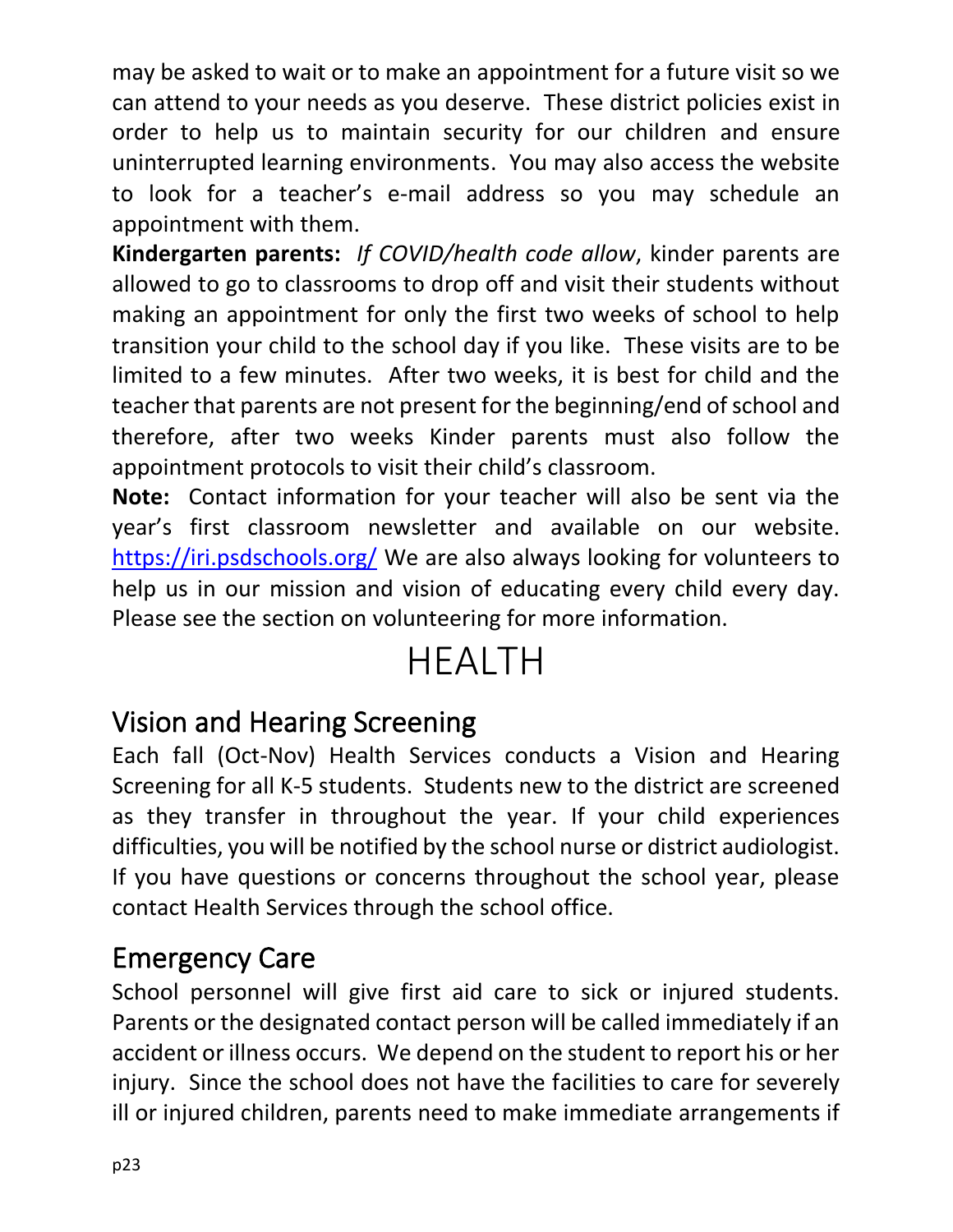may be asked to wait or to make an appointment for a future visit so we can attend to your needs as you deserve. These district policies exist in order to help us to maintain security for our children and ensure uninterrupted learning environments. You may also access the website to look for a teacher's e-mail address so you may schedule an appointment with them.

**Kindergarten parents:** *If COVID/health code allow*, kinder parents are allowed to go to classrooms to drop off and visit their students without making an appointment for only the first two weeks of school to help transition your child to the school day if you like. These visits are to be limited to a few minutes. After two weeks, it is best for child and the teacher that parents are not present for the beginning/end of school and therefore, after two weeks Kinder parents must also follow the appointment protocols to visit their child's classroom.

**Note:** Contact information for your teacher will also be sent via the year's first classroom newsletter and available on our website. [https://iri.psdschools.org/](https://iri.psdschools.org/) We are also always looking for volunteers to help us in our mission and vision of educating every child every day. Please see the section on volunteering for more information.

# HEALTH

## Vision and Hearing Screening

Each fall (Oct-Nov) Health Services conducts a Vision and Hearing Screening for all K-5 students. Students new to the district are screened as they transfer in throughout the year. If your child experiences difficulties, you will be notified by the school nurse or district audiologist. If you have questions or concerns throughout the school year, please contact Health Services through the school office.

## Emergency Care

School personnel will give first aid care to sick or injured students. Parents or the designated contact person will be called immediately if an accident or illness occurs. We depend on the student to report his or her injury. Since the school does not have the facilities to care for severely ill or injured children, parents need to make immediate arrangements if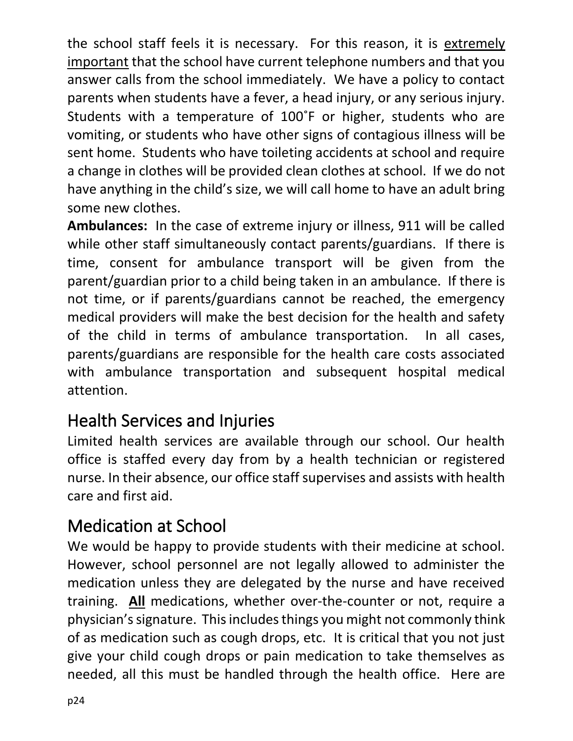the school staff feels it is necessary. For this reason, it is <u>extremely important</u> that the school have current telephone numbers and that you answer calls from the school immediately. We have a policy to contact parents when students have a fever, a head injury, or any serious injury. Students with a temperature of 100˚F or higher, students who are vomiting, or students who have other signs of contagious illness will be sent home. Students who have toileting accidents at school and require a change in clothes will be provided clean clothes at school. If we do not have anything in the child's size, we will call home to have an adult bring some new clothes.

**Ambulances:** In the case of extreme injury or illness, 911 will be called while other staff simultaneously contact parents/guardians. If there is time, consent for ambulance transport will be given from the parent/guardian prior to a child being taken in an ambulance. If there is not time, or if parents/guardians cannot be reached, the emergency medical providers will make the best decision for the health and safety of the child in terms of ambulance transportation. In all cases, parents/guardians are responsible for the health care costs associated with ambulance transportation and subsequent hospital medical attention.

## Health Services and Injuries

Limited health services are available through our school. Our health office is staffed every day from by a health technician or registered nurse. In their absence, our office staff supervises and assists with health care and first aid.

## Medication at School

We would be happy to provide students with their medicine at school. However, school personnel are not legally allowed to administer the medication unless they are delegated by the nurse and have received training. <u>**All**</u> medications, whether over-the-counter or not, require a physician's signature. This includes things you might not commonly think of as medication such as cough drops, etc. It is critical that you not just give your child cough drops or pain medication to take themselves as needed, all this must be handled through the health office. Here are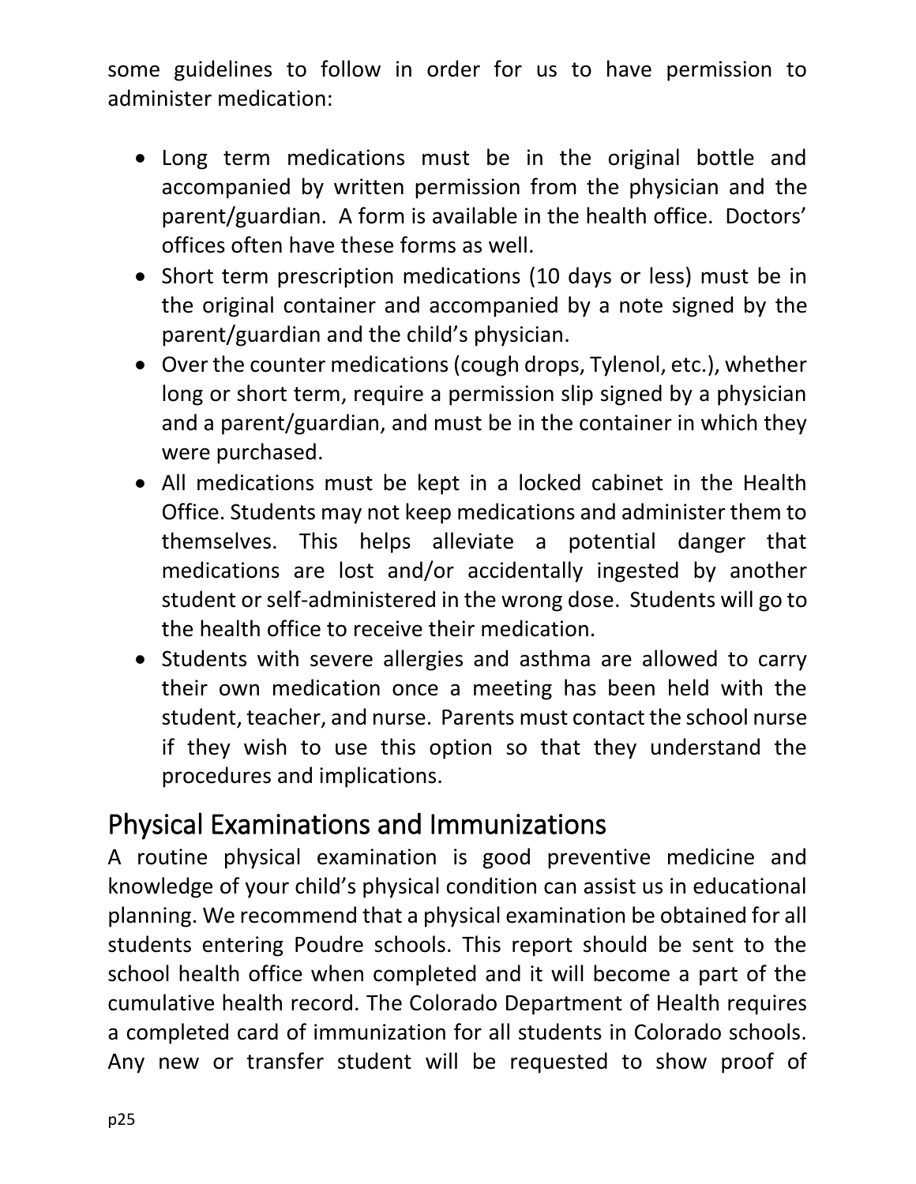some guidelines to follow in order for us to have permission to administer medication:

- Long term medications must be in the original bottle and accompanied by written permission from the physician and the parent/guardian. A form is available in the health office. Doctors' offices often have these forms as well.
- Short term prescription medications (10 days or less) must be in the original container and accompanied by a note signed by the parent/guardian and the child's physician.
- Over the counter medications (cough drops, Tylenol, etc.), whether long or short term, require a permission slip signed by a physician and a parent/guardian, and must be in the container in which they were purchased.
- All medications must be kept in a locked cabinet in the Health Office. Students may not keep medications and administer them to themselves. This helps alleviate a potential danger that medications are lost and/or accidentally ingested by another student or self-administered in the wrong dose. Students will go to the health office to receive their medication.
- Students with severe allergies and asthma are allowed to carry their own medication once a meeting has been held with the student, teacher, and nurse. Parents must contact the school nurse if they wish to use this option so that they understand the procedures and implications.

## Physical Examinations and Immunizations

A routine physical examination is good preventive medicine and knowledge of your child's physical condition can assist us in educational planning. We recommend that a physical examination be obtained for all students entering Poudre schools. This report should be sent to the school health office when completed and it will become a part of the cumulative health record. The Colorado Department of Health requires a completed card of immunization for all students in Colorado schools. Any new or transfer student will be requested to show proof of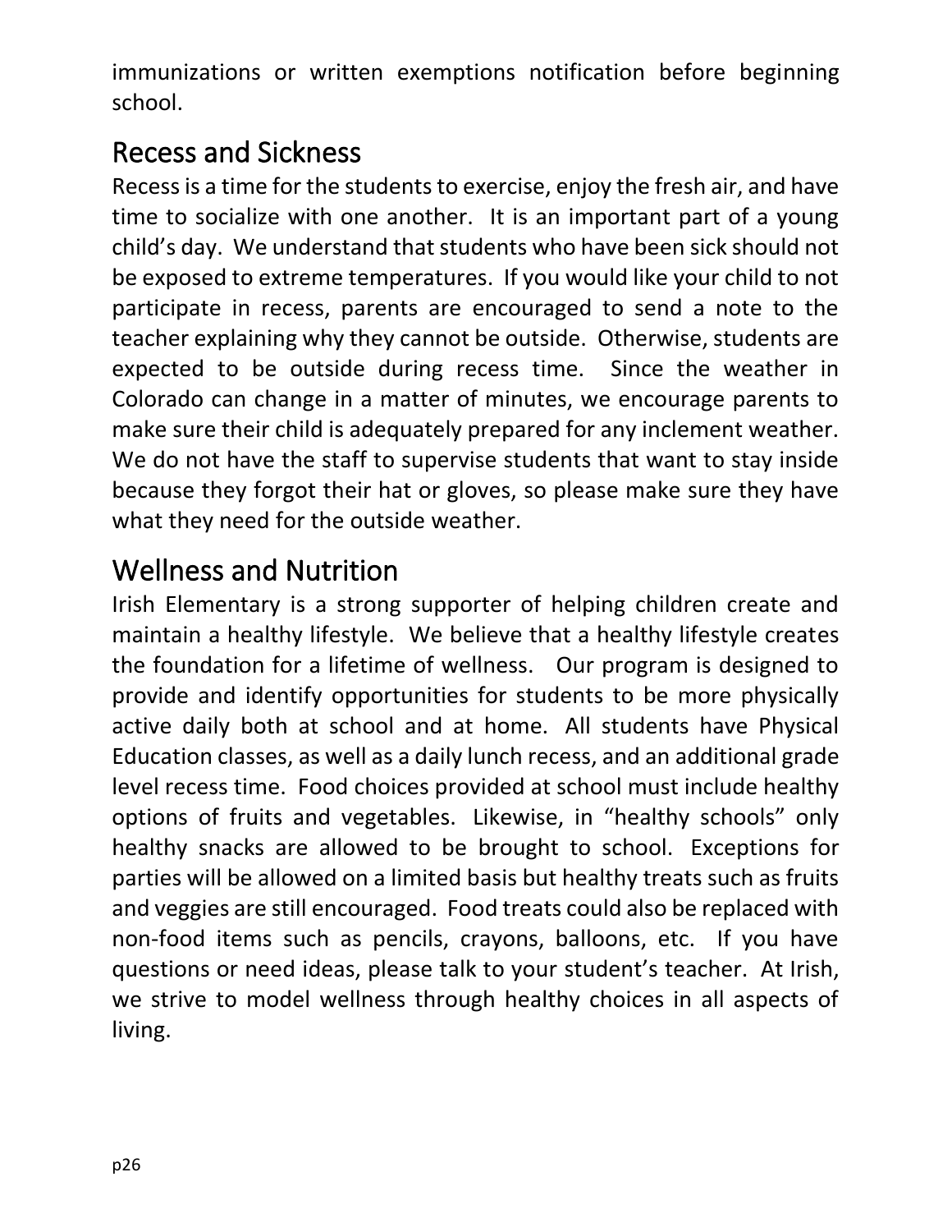immunizations or written exemptions notification before beginning school.

## Recess and Sickness

Recess is a time for the students to exercise, enjoy the fresh air, and have time to socialize with one another. It is an important part of a young child's day. We understand that students who have been sick should not be exposed to extreme temperatures. If you would like your child to not participate in recess, parents are encouraged to send a note to the teacher explaining why they cannot be outside. Otherwise, students are expected to be outside during recess time. Since the weather in Colorado can change in a matter of minutes, we encourage parents to make sure their child is adequately prepared for any inclement weather. We do not have the staff to supervise students that want to stay inside because they forgot their hat or gloves, so please make sure they have what they need for the outside weather.

## Wellness and Nutrition

Irish Elementary is a strong supporter of helping children create and maintain a healthy lifestyle. We believe that a healthy lifestyle creates the foundation for a lifetime of wellness. Our program is designed to provide and identify opportunities for students to be more physically active daily both at school and at home. All students have Physical Education classes, as well as a daily lunch recess, and an additional grade level recess time. Food choices provided at school must include healthy options of fruits and vegetables. Likewise, in "healthy schools" only healthy snacks are allowed to be brought to school. Exceptions for parties will be allowed on a limited basis but healthy treats such as fruits and veggies are still encouraged. Food treats could also be replaced with non-food items such as pencils, crayons, balloons, etc. If you have questions or need ideas, please talk to your student's teacher. At Irish, we strive to model wellness through healthy choices in all aspects of living.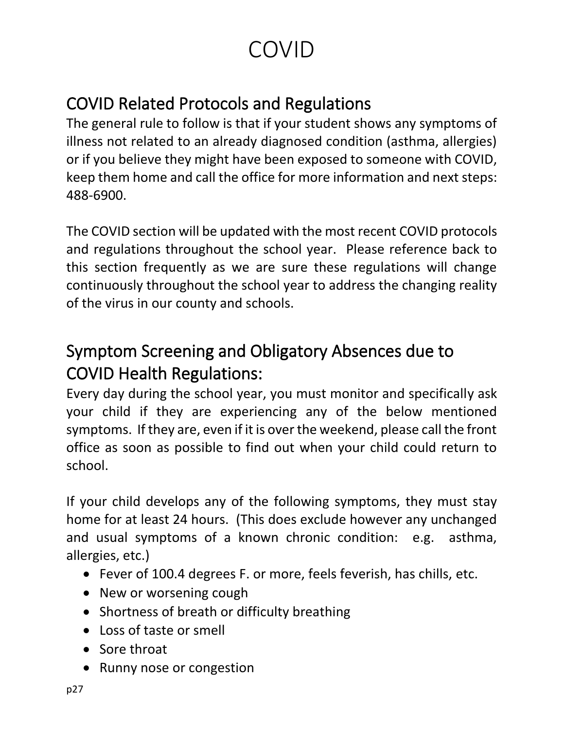# COVID

## COVID Related Protocols and Regulations

The general rule to follow is that if your student shows any symptoms of illness not related to an already diagnosed condition (asthma, allergies) or if you believe they might have been exposed to someone with COVID, keep them home and call the office for more information and next steps: 488-6900.

The COVID section will be updated with the most recent COVID protocols and regulations throughout the school year. Please reference back to this section frequently as we are sure these regulations will change continuously throughout the school year to address the changing reality of the virus in our county and schools.

## Symptom Screening and Obligatory Absences due to COVID Health Regulations:

Every day during the school year, you must monitor and specifically ask your child if they are experiencing any of the below mentioned symptoms. If they are, even if it is over the weekend, please call the front office as soon as possible to find out when your child could return to school.

If your child develops any of the following symptoms, they must stay home for at least 24 hours. (This does exclude however any unchanged and usual symptoms of a known chronic condition: e.g. asthma, allergies, etc.)

- Fever of 100.4 degrees F. or more, feels feverish, has chills, etc.
- New or worsening cough
- Shortness of breath or difficulty breathing
- Loss of taste or smell
- Sore throat
- Runny nose or congestion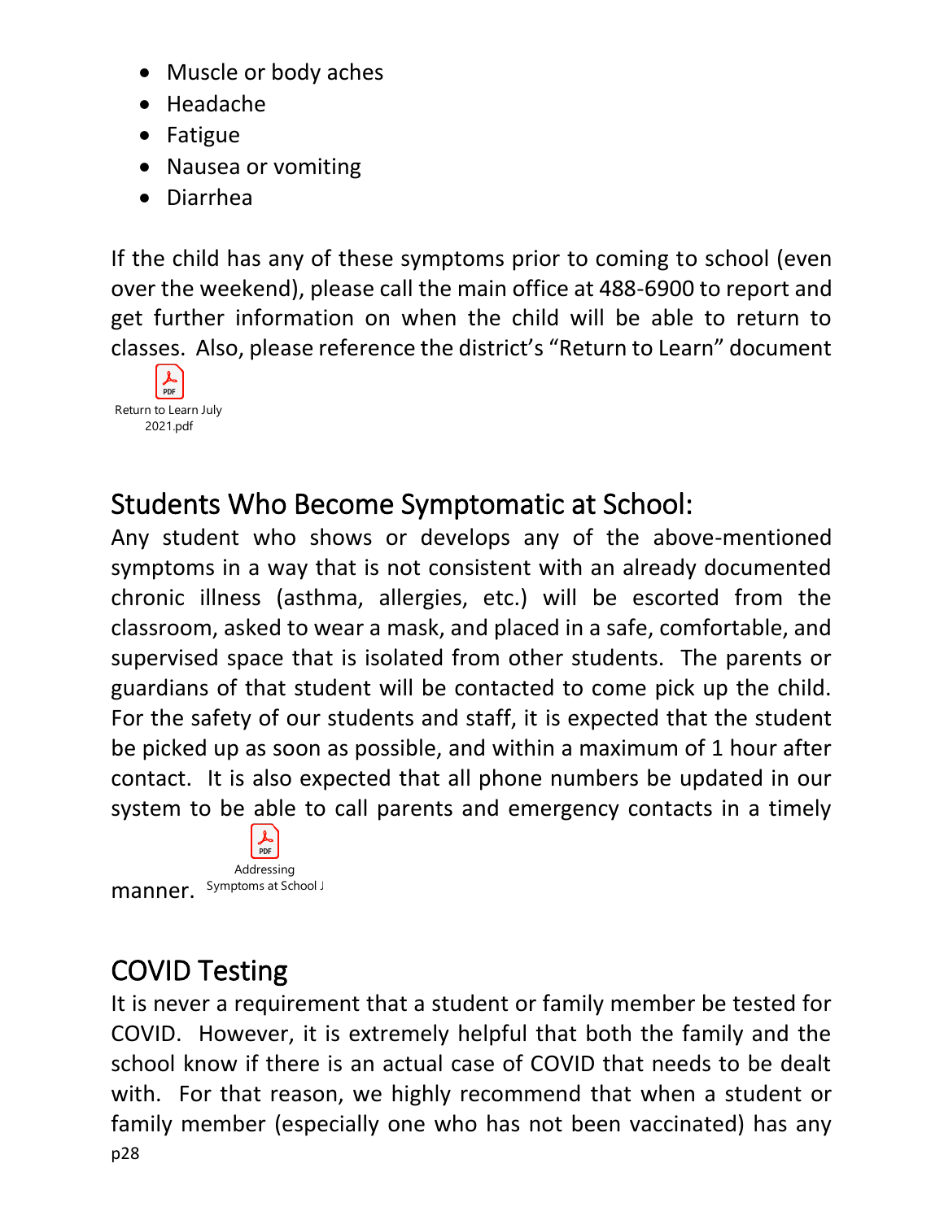- Muscle or body aches
- Headache
- Fatigue
- Nausea or vomiting
- Diarrhea

If the child has any of these symptoms prior to coming to school (even over the weekend), please call the main office at 488-6900 to report and get further information on when the child will be able to return to classes. Also, please reference the district's "Return to Learn" document

Return to Learn July 2021.pdf

## Students Who Become Symptomatic at School:

Any student who shows or develops any of the above-mentioned symptoms in a way that is not consistent with an already documented chronic illness (asthma, allergies, etc.) will be escorted from the classroom, asked to wear a mask, and placed in a safe, comfortable, and supervised space that is isolated from other students. The parents or guardians of that student will be contacted to come pick up the child. For the safety of our students and staff, it is expected that the student be picked up as soon as possible, and within a maximum of 1 hour after contact. It is also expected that all phone numbers be updated in our system to be able to call parents and emergency contacts in a timely manner.

Addressing Symptoms at School J

## COVID Testing

It is never a requirement that a student or family member be tested for COVID. However, it is extremely helpful that both the family and the school know if there is an actual case of COVID that needs to be dealt with. For that reason, we highly recommend that when a student or family member (especially one who has not been vaccinated) has any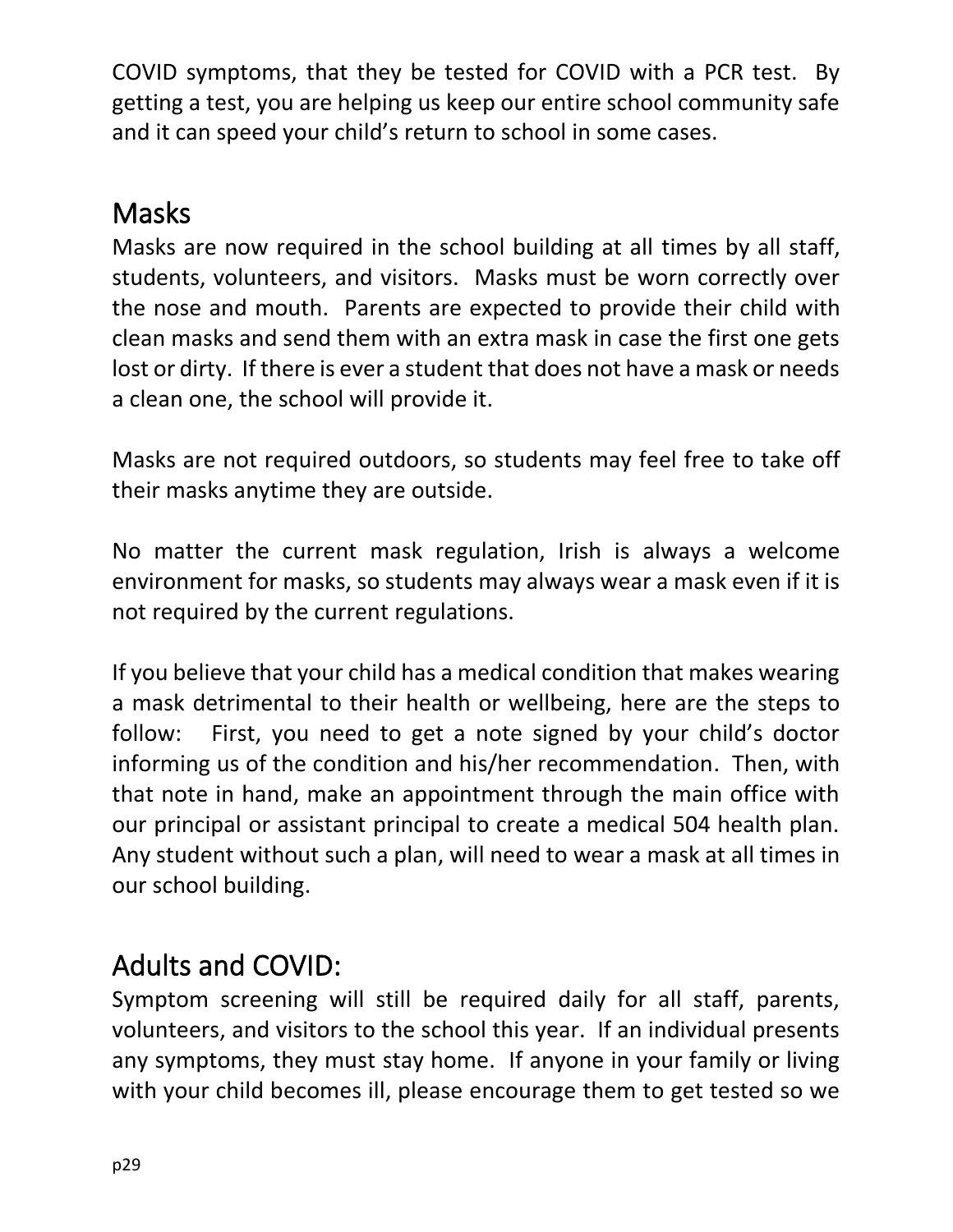COVID symptoms, that they be tested for COVID with a PCR test. By getting a test, you are helping us keep our entire school community safe and it can speed your child's return to school in some cases.

## Masks

Masks are now required in the school building at all times by all staff, students, volunteers, and visitors. Masks must be worn correctly over the nose and mouth. Parents are expected to provide their child with clean masks and send them with an extra mask in case the first one gets lost or dirty. If there is ever a student that does not have a mask or needs a clean one, the school will provide it.

Masks are not required outdoors, so students may feel free to take off their masks anytime they are outside.

No matter the current mask regulation, Irish is always a welcome environment for masks, so students may always wear a mask even if it is not required by the current regulations.

If you believe that your child has a medical condition that makes wearing a mask detrimental to their health or wellbeing, here are the steps to follow: First, you need to get a note signed by your child's doctor informing us of the condition and his/her recommendation. Then, with that note in hand, make an appointment through the main office with our principal or assistant principal to create a medical 504 health plan. Any student without such a plan, will need to wear a mask at all times in our school building.

## Adults and COVID:

Symptom screening will still be required daily for all staff, parents, volunteers, and visitors to the school this year. If an individual presents any symptoms, they must stay home. If anyone in your family or living with your child becomes ill, please encourage them to get tested so we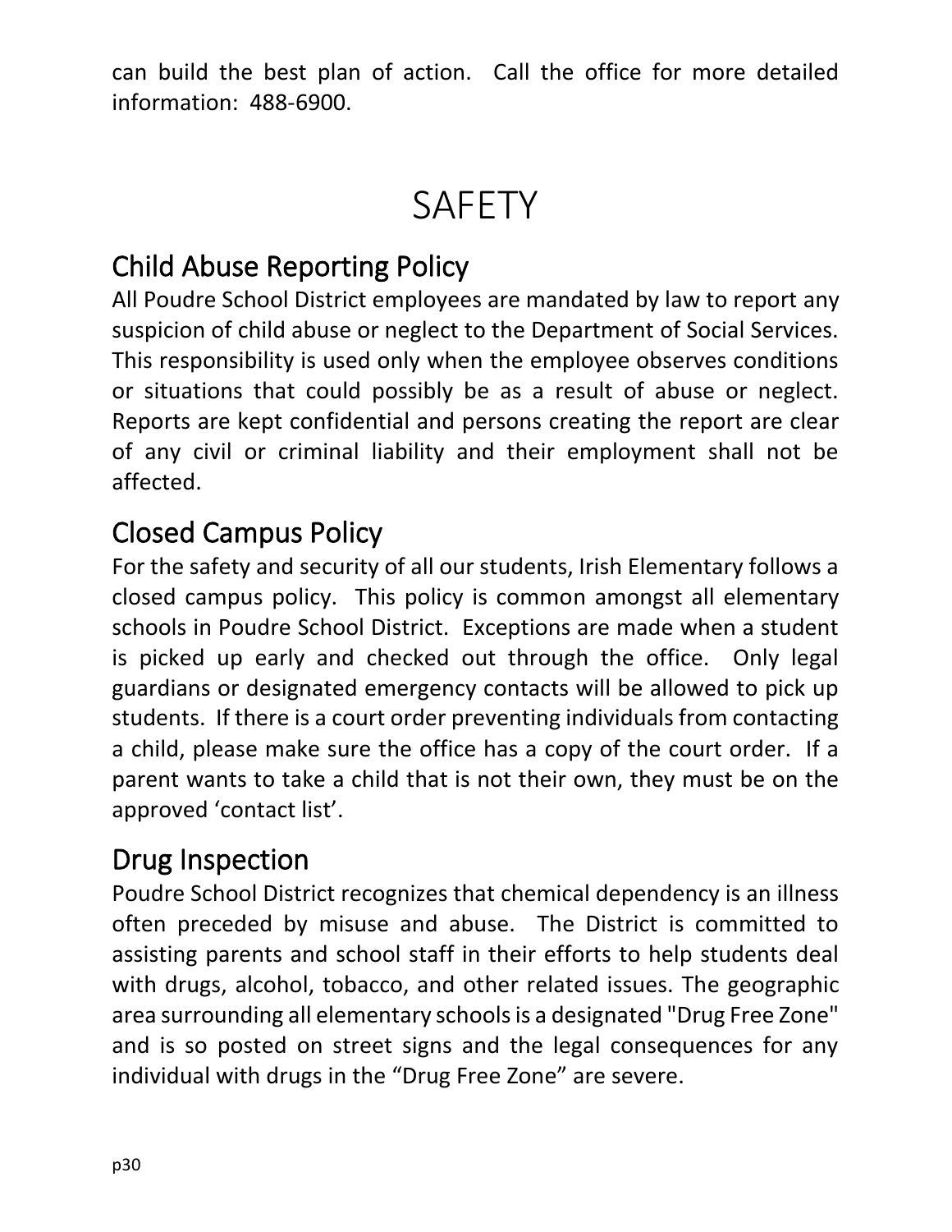can build the best plan of action. Call the office for more detailed information: 488-6900.

# SAFETY

## Child Abuse Reporting Policy

All Poudre School District employees are mandated by law to report any suspicion of child abuse or neglect to the Department of Social Services. This responsibility is used only when the employee observes conditions or situations that could possibly be as a result of abuse or neglect. Reports are kept confidential and persons creating the report are clear of any civil or criminal liability and their employment shall not be affected.

## Closed Campus Policy

For the safety and security of all our students, Irish Elementary follows a closed campus policy. This policy is common amongst all elementary schools in Poudre School District. Exceptions are made when a student is picked up early and checked out through the office. Only legal guardians or designated emergency contacts will be allowed to pick up students. If there is a court order preventing individuals from contacting a child, please make sure the office has a copy of the court order. If a parent wants to take a child that is not their own, they must be on the approved 'contact list'.

## Drug Inspection

Poudre School District recognizes that chemical dependency is an illness often preceded by misuse and abuse. The District is committed to assisting parents and school staff in their efforts to help students deal with drugs, alcohol, tobacco, and other related issues. The geographic area surrounding all elementary schools is a designated "Drug Free Zone" and is so posted on street signs and the legal consequences for any individual with drugs in the "Drug Free Zone" are severe.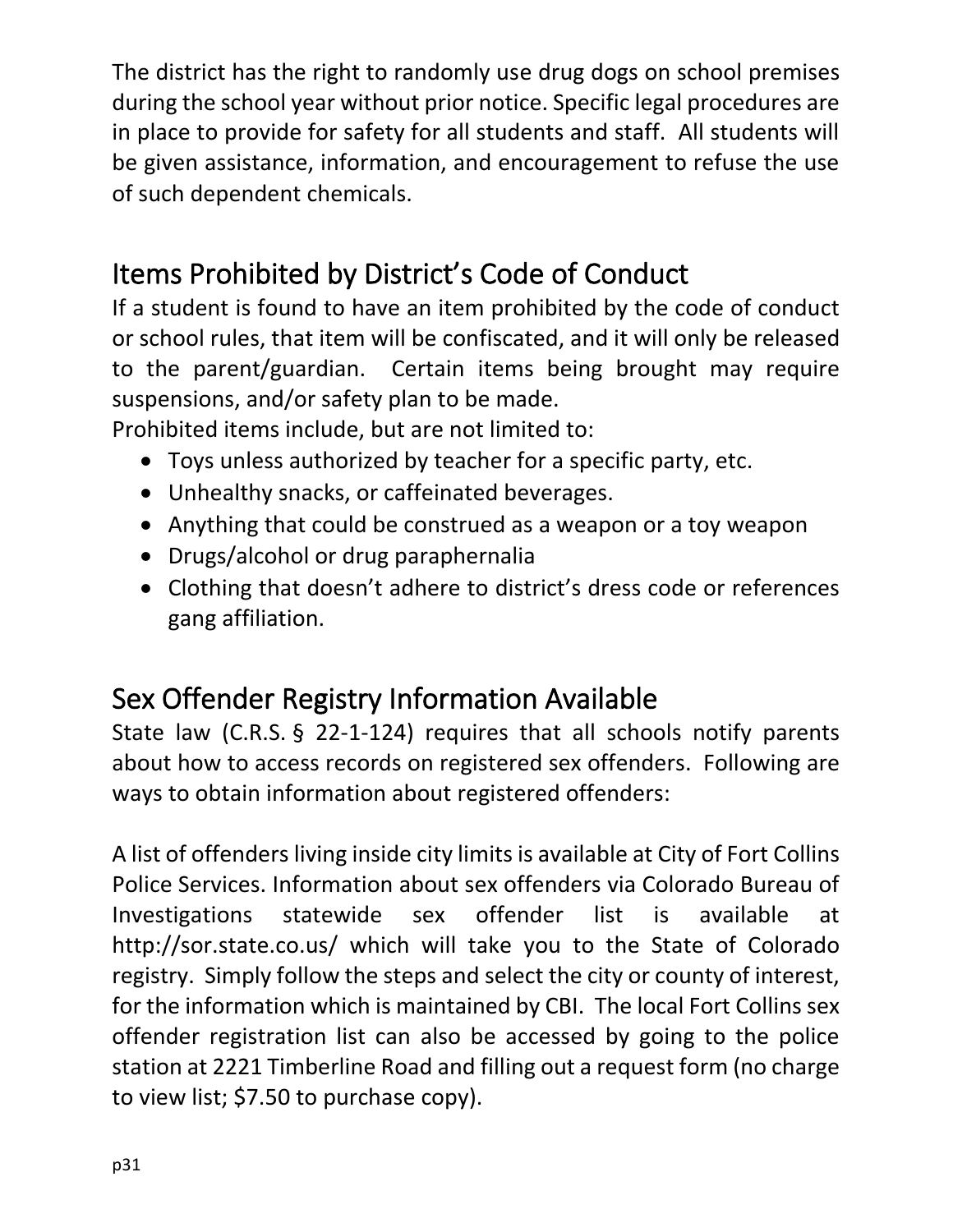The district has the right to randomly use drug dogs on school premises during the school year without prior notice. Specific legal procedures are in place to provide for safety for all students and staff. All students will be given assistance, information, and encouragement to refuse the use of such dependent chemicals.

## Items Prohibited by District's Code of Conduct

If a student is found to have an item prohibited by the code of conduct or school rules, that item will be confiscated, and it will only be released to the parent/guardian. Certain items being brought may require suspensions, and/or safety plan to be made.

Prohibited items include, but are not limited to:

- Toys unless authorized by teacher for a specific party, etc.
- Unhealthy snacks, or caffeinated beverages.
- Anything that could be construed as a weapon or a toy weapon
- Drugs/alcohol or drug paraphernalia
- Clothing that doesn't adhere to district's dress code or references gang affiliation.

## Sex Offender Registry Information Available

State law (C.R.S. § 22-1-124) requires that all schools notify parents about how to access records on registered sex offenders. Following are ways to obtain information about registered offenders:

A list of offenders living inside city limits is available at City of Fort Collins Police Services. Information about sex offenders via Colorado Bureau of Investigations statewide sex offender list is available at http://sor.state.co.us/ which will take you to the State of Colorado registry. Simply follow the steps and select the city or county of interest, for the information which is maintained by CBI. The local Fort Collins sex offender registration list can also be accessed by going to the police station at 2221 Timberline Road and filling out a request form (no charge to view list; $7.50 to purchase copy).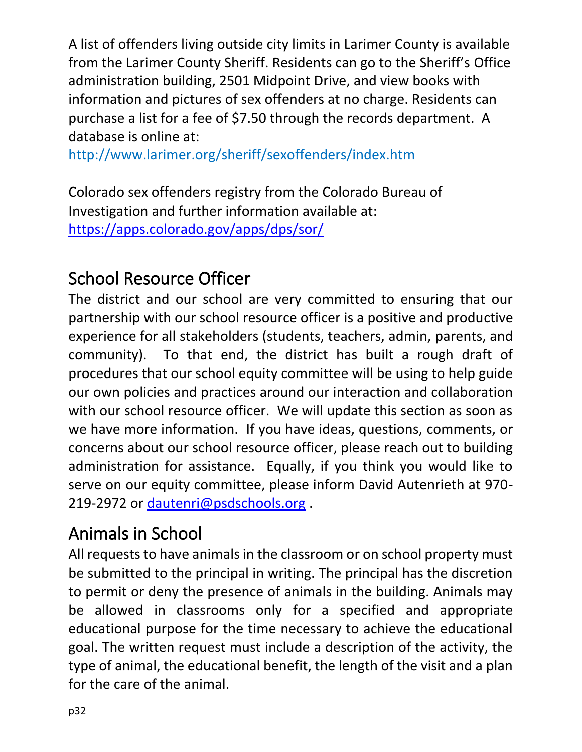A list of offenders living outside city limits in Larimer County is available from the Larimer County Sheriff. Residents can go to the Sheriff's Office administration building, 2501 Midpoint Drive, and view books with information and pictures of sex offenders at no charge. Residents can purchase a list for a fee of $7.50 through the records department. A database is online at:
http://www.larimer.org/sheriff/sexoffenders/index.htm

Colorado sex offenders registry from the Colorado Bureau of Investigation and further information available at:
https://apps.colorado.gov/apps/dps/sor/

## School Resource Officer

The district and our school are very committed to ensuring that our partnership with our school resource officer is a positive and productive experience for all stakeholders (students, teachers, admin, parents, and community). To that end, the district has built a rough draft of procedures that our school equity committee will be using to help guide our own policies and practices around our interaction and collaboration with our school resource officer. We will update this section as soon as we have more information. If you have ideas, questions, comments, or concerns about our school resource officer, please reach out to building administration for assistance. Equally, if you think you would like to serve on our equity committee, please inform David Autenrieth at 970-219-2972 or dautenri@psdschools.org .

## Animals in School

All requests to have animals in the classroom or on school property must be submitted to the principal in writing. The principal has the discretion to permit or deny the presence of animals in the building. Animals may be allowed in classrooms only for a specified and appropriate educational purpose for the time necessary to achieve the educational goal. The written request must include a description of the activity, the type of animal, the educational benefit, the length of the visit and a plan for the care of the animal.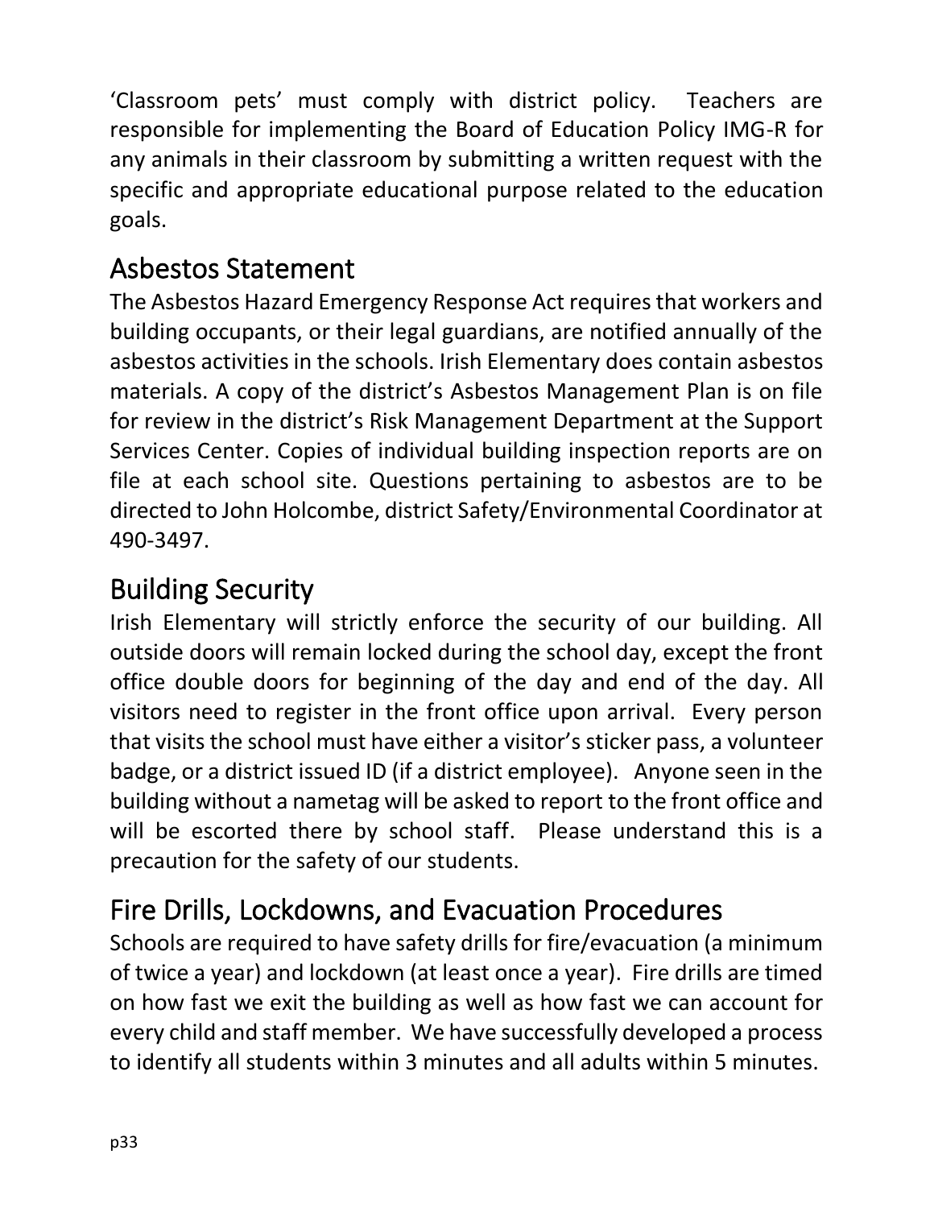'Classroom pets' must comply with district policy. Teachers are responsible for implementing the Board of Education Policy IMG-R for any animals in their classroom by submitting a written request with the specific and appropriate educational purpose related to the education goals.

## Asbestos Statement

The Asbestos Hazard Emergency Response Act requires that workers and building occupants, or their legal guardians, are notified annually of the asbestos activities in the schools. Irish Elementary does contain asbestos materials. A copy of the district's Asbestos Management Plan is on file for review in the district's Risk Management Department at the Support Services Center. Copies of individual building inspection reports are on file at each school site. Questions pertaining to asbestos are to be directed to John Holcombe, district Safety/Environmental Coordinator at 490-3497.

## Building Security

Irish Elementary will strictly enforce the security of our building. All outside doors will remain locked during the school day, except the front office double doors for beginning of the day and end of the day. All visitors need to register in the front office upon arrival. Every person that visits the school must have either a visitor's sticker pass, a volunteer badge, or a district issued ID (if a district employee). Anyone seen in the building without a nametag will be asked to report to the front office and will be escorted there by school staff. Please understand this is a precaution for the safety of our students.

## Fire Drills, Lockdowns, and Evacuation Procedures

Schools are required to have safety drills for fire/evacuation (a minimum of twice a year) and lockdown (at least once a year). Fire drills are timed on how fast we exit the building as well as how fast we can account for every child and staff member. We have successfully developed a process to identify all students within 3 minutes and all adults within 5 minutes.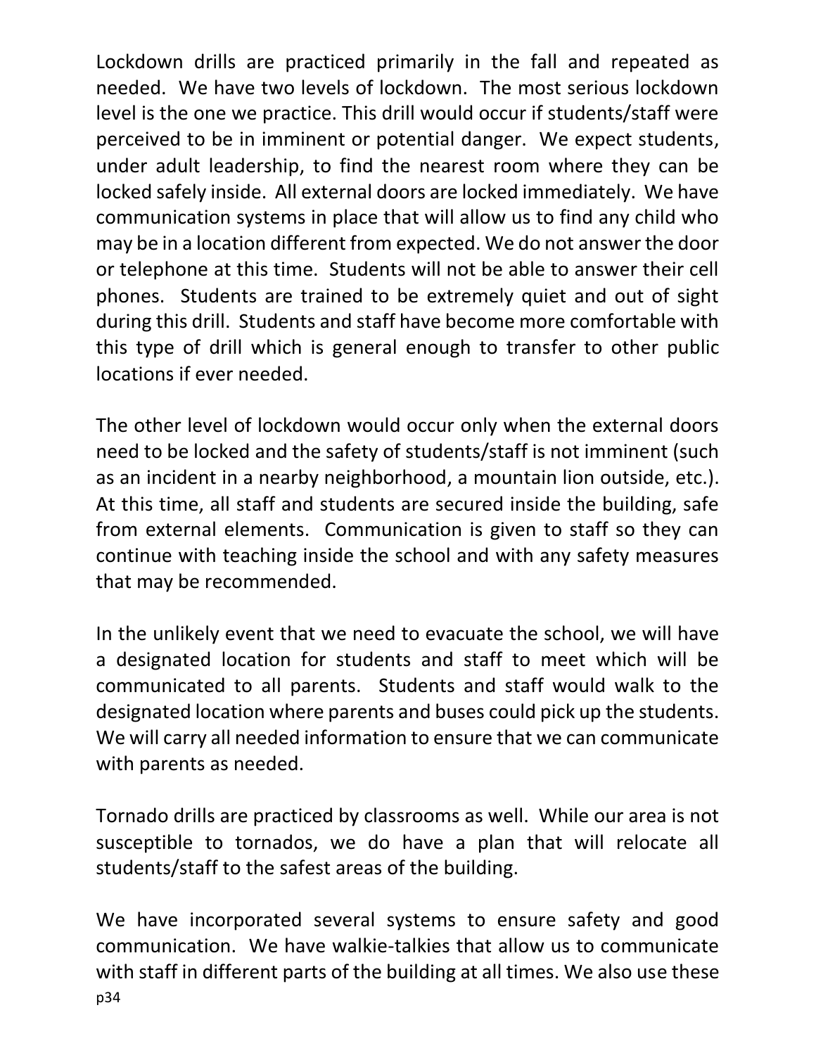Lockdown drills are practiced primarily in the fall and repeated as needed. We have two levels of lockdown. The most serious lockdown level is the one we practice. This drill would occur if students/staff were perceived to be in imminent or potential danger. We expect students, under adult leadership, to find the nearest room where they can be locked safely inside. All external doors are locked immediately. We have communication systems in place that will allow us to find any child who may be in a location different from expected. We do not answer the door or telephone at this time. Students will not be able to answer their cell phones. Students are trained to be extremely quiet and out of sight during this drill. Students and staff have become more comfortable with this type of drill which is general enough to transfer to other public locations if ever needed.

The other level of lockdown would occur only when the external doors need to be locked and the safety of students/staff is not imminent (such as an incident in a nearby neighborhood, a mountain lion outside, etc.). At this time, all staff and students are secured inside the building, safe from external elements. Communication is given to staff so they can continue with teaching inside the school and with any safety measures that may be recommended.

In the unlikely event that we need to evacuate the school, we will have a designated location for students and staff to meet which will be communicated to all parents. Students and staff would walk to the designated location where parents and buses could pick up the students. We will carry all needed information to ensure that we can communicate with parents as needed.

Tornado drills are practiced by classrooms as well. While our area is not susceptible to tornados, we do have a plan that will relocate all students/staff to the safest areas of the building.

We have incorporated several systems to ensure safety and good communication. We have walkie-talkies that allow us to communicate with staff in different parts of the building at all times. We also use these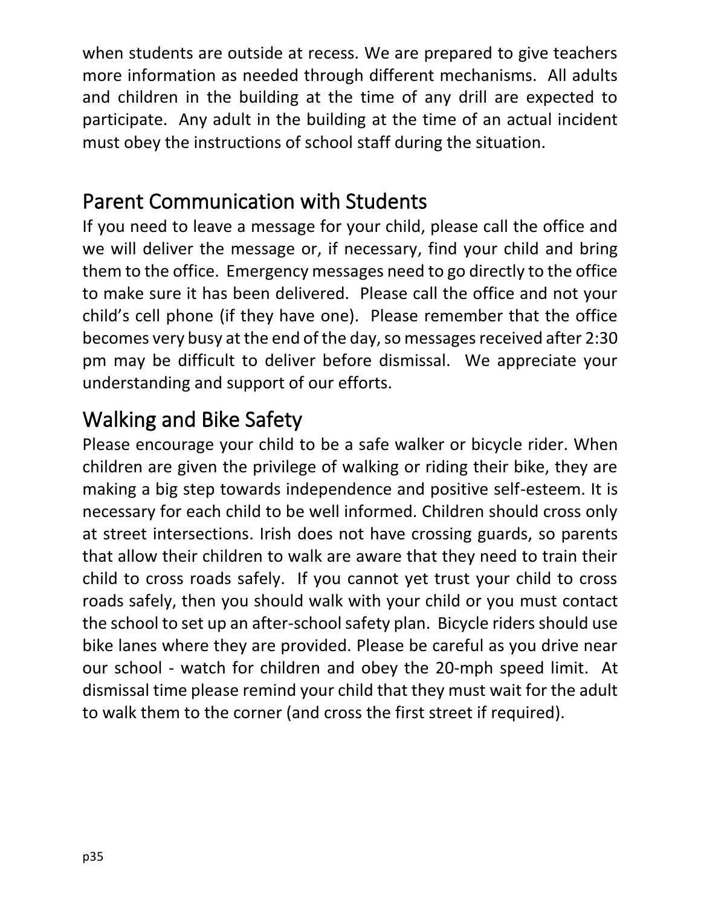when students are outside at recess. We are prepared to give teachers more information as needed through different mechanisms. All adults and children in the building at the time of any drill are expected to participate. Any adult in the building at the time of an actual incident must obey the instructions of school staff during the situation.

## Parent Communication with Students

If you need to leave a message for your child, please call the office and we will deliver the message or, if necessary, find your child and bring them to the office. Emergency messages need to go directly to the office to make sure it has been delivered. Please call the office and not your child's cell phone (if they have one). Please remember that the office becomes very busy at the end of the day, so messages received after 2:30 pm may be difficult to deliver before dismissal. We appreciate your understanding and support of our efforts.

## Walking and Bike Safety

Please encourage your child to be a safe walker or bicycle rider. When children are given the privilege of walking or riding their bike, they are making a big step towards independence and positive self-esteem. It is necessary for each child to be well informed. Children should cross only at street intersections. Irish does not have crossing guards, so parents that allow their children to walk are aware that they need to train their child to cross roads safely. If you cannot yet trust your child to cross roads safely, then you should walk with your child or you must contact the school to set up an after-school safety plan. Bicycle riders should use bike lanes where they are provided. Please be careful as you drive near our school - watch for children and obey the 20-mph speed limit. At dismissal time please remind your child that they must wait for the adult to walk them to the corner (and cross the first street if required).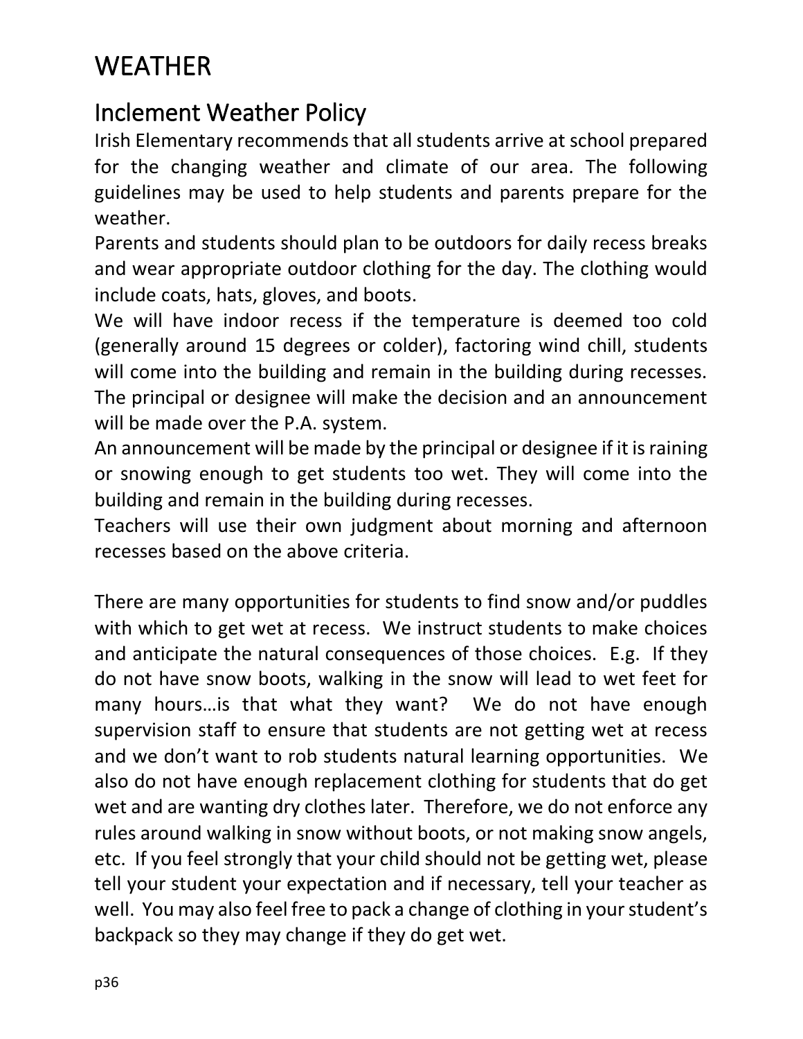# WEATHER

## Inclement Weather Policy

Irish Elementary recommends that all students arrive at school prepared for the changing weather and climate of our area. The following guidelines may be used to help students and parents prepare for the weather.

Parents and students should plan to be outdoors for daily recess breaks and wear appropriate outdoor clothing for the day. The clothing would include coats, hats, gloves, and boots.

We will have indoor recess if the temperature is deemed too cold (generally around 15 degrees or colder), factoring wind chill, students will come into the building and remain in the building during recesses. The principal or designee will make the decision and an announcement will be made over the P.A. system.

An announcement will be made by the principal or designee if it is raining or snowing enough to get students too wet. They will come into the building and remain in the building during recesses.

Teachers will use their own judgment about morning and afternoon recesses based on the above criteria.

There are many opportunities for students to find snow and/or puddles with which to get wet at recess. We instruct students to make choices and anticipate the natural consequences of those choices. E.g. If they do not have snow boots, walking in the snow will lead to wet feet for many hours…is that what they want? We do not have enough supervision staff to ensure that students are not getting wet at recess and we don't want to rob students natural learning opportunities. We also do not have enough replacement clothing for students that do get wet and are wanting dry clothes later. Therefore, we do not enforce any rules around walking in snow without boots, or not making snow angels, etc. If you feel strongly that your child should not be getting wet, please tell your student your expectation and if necessary, tell your teacher as well. You may also feel free to pack a change of clothing in your student's backpack so they may change if they do get wet.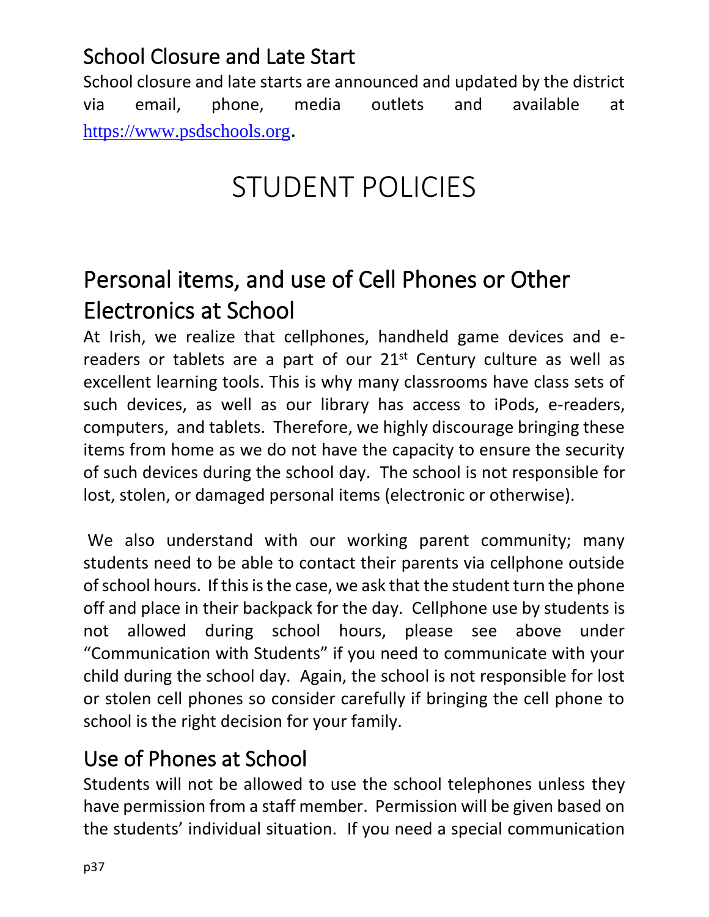## School Closure and Late Start

School closure and late starts are announced and updated by the district via email, phone, media outlets and available at https://www.psdschools.org.

# STUDENT POLICIES

## Personal items, and use of Cell Phones or Other Electronics at School

At Irish, we realize that cellphones, handheld game devices and e-readers or tablets are a part of our 21st Century culture as well as excellent learning tools. This is why many classrooms have class sets of such devices, as well as our library has access to iPods, e-readers, computers, and tablets. Therefore, we highly discourage bringing these items from home as we do not have the capacity to ensure the security of such devices during the school day. The school is not responsible for lost, stolen, or damaged personal items (electronic or otherwise).

We also understand with our working parent community; many students need to be able to contact their parents via cellphone outside of school hours. If this is the case, we ask that the student turn the phone off and place in their backpack for the day. Cellphone use by students is not allowed during school hours, please see above under "Communication with Students" if you need to communicate with your child during the school day. Again, the school is not responsible for lost or stolen cell phones so consider carefully if bringing the cell phone to school is the right decision for your family.

## Use of Phones at School

Students will not be allowed to use the school telephones unless they have permission from a staff member. Permission will be given based on the students' individual situation. If you need a special communication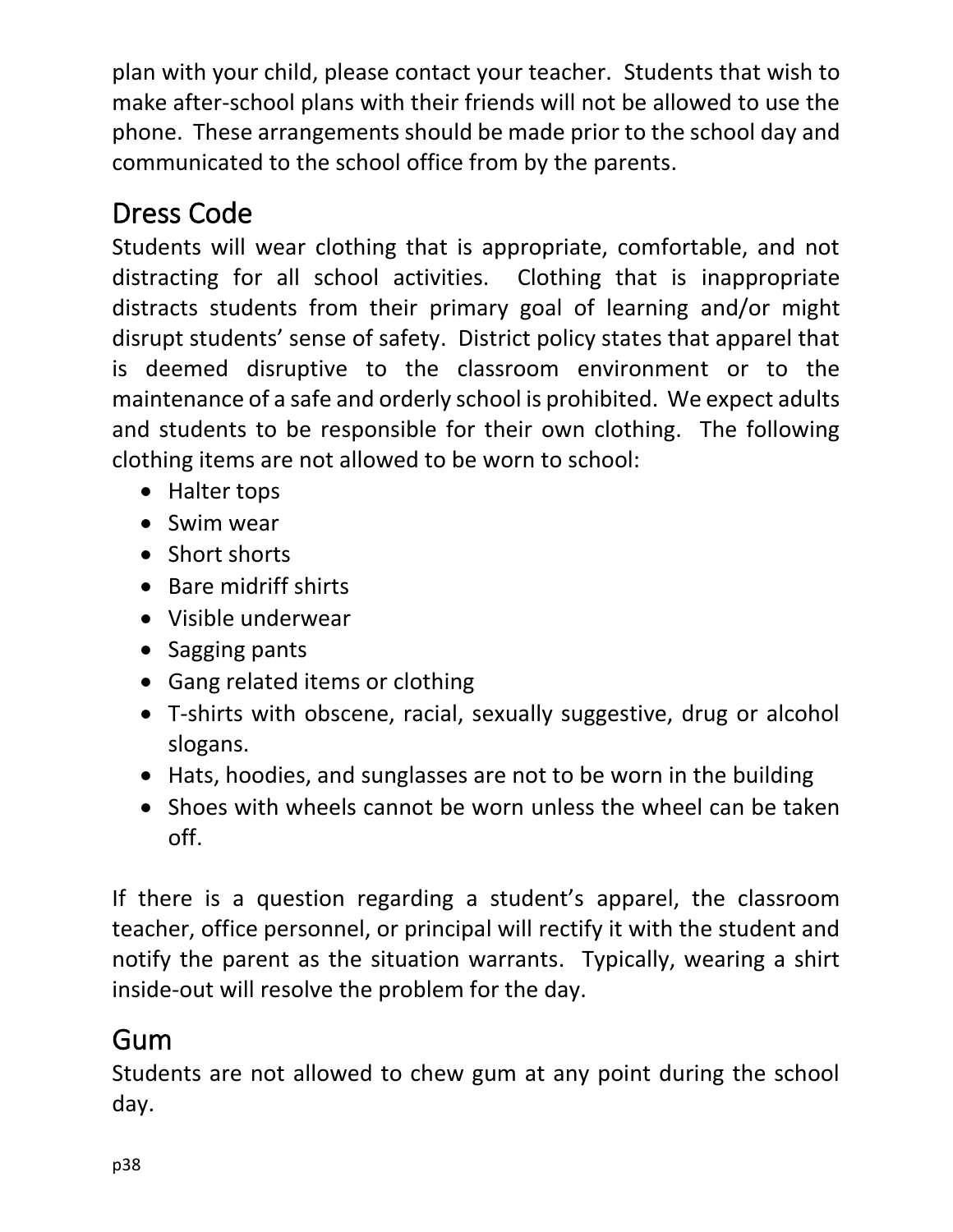plan with your child, please contact your teacher. Students that wish to make after-school plans with their friends will not be allowed to use the phone. These arrangements should be made prior to the school day and communicated to the school office from by the parents.

## Dress Code

Students will wear clothing that is appropriate, comfortable, and not distracting for all school activities. Clothing that is inappropriate distracts students from their primary goal of learning and/or might disrupt students' sense of safety. District policy states that apparel that is deemed disruptive to the classroom environment or to the maintenance of a safe and orderly school is prohibited. We expect adults and students to be responsible for their own clothing. The following clothing items are not allowed to be worn to school:

- Halter tops
- Swim wear
- Short shorts
- Bare midriff shirts
- Visible underwear
- Sagging pants
- Gang related items or clothing
- T-shirts with obscene, racial, sexually suggestive, drug or alcohol slogans.
- Hats, hoodies, and sunglasses are not to be worn in the building
- Shoes with wheels cannot be worn unless the wheel can be taken off.

If there is a question regarding a student's apparel, the classroom teacher, office personnel, or principal will rectify it with the student and notify the parent as the situation warrants. Typically, wearing a shirt inside-out will resolve the problem for the day.

## Gum

Students are not allowed to chew gum at any point during the school day.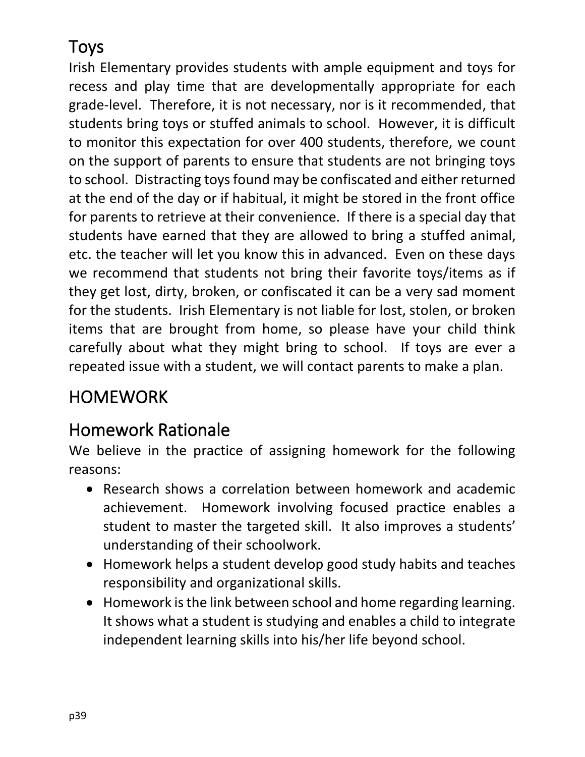## Toys

Irish Elementary provides students with ample equipment and toys for recess and play time that are developmentally appropriate for each grade-level. Therefore, it is not necessary, nor is it recommended, that students bring toys or stuffed animals to school. However, it is difficult to monitor this expectation for over 400 students, therefore, we count on the support of parents to ensure that students are not bringing toys to school. Distracting toys found may be confiscated and either returned at the end of the day or if habitual, it might be stored in the front office for parents to retrieve at their convenience. If there is a special day that students have earned that they are allowed to bring a stuffed animal, etc. the teacher will let you know this in advanced. Even on these days we recommend that students not bring their favorite toys/items as if they get lost, dirty, broken, or confiscated it can be a very sad moment for the students. Irish Elementary is not liable for lost, stolen, or broken items that are brought from home, so please have your child think carefully about what they might bring to school. If toys are ever a repeated issue with a student, we will contact parents to make a plan.

# HOMEWORK

## Homework Rationale

We believe in the practice of assigning homework for the following reasons:

- Research shows a correlation between homework and academic achievement. Homework involving focused practice enables a student to master the targeted skill. It also improves a students' understanding of their schoolwork.
- Homework helps a student develop good study habits and teaches responsibility and organizational skills.
- Homework is the link between school and home regarding learning. It shows what a student is studying and enables a child to integrate independent learning skills into his/her life beyond school.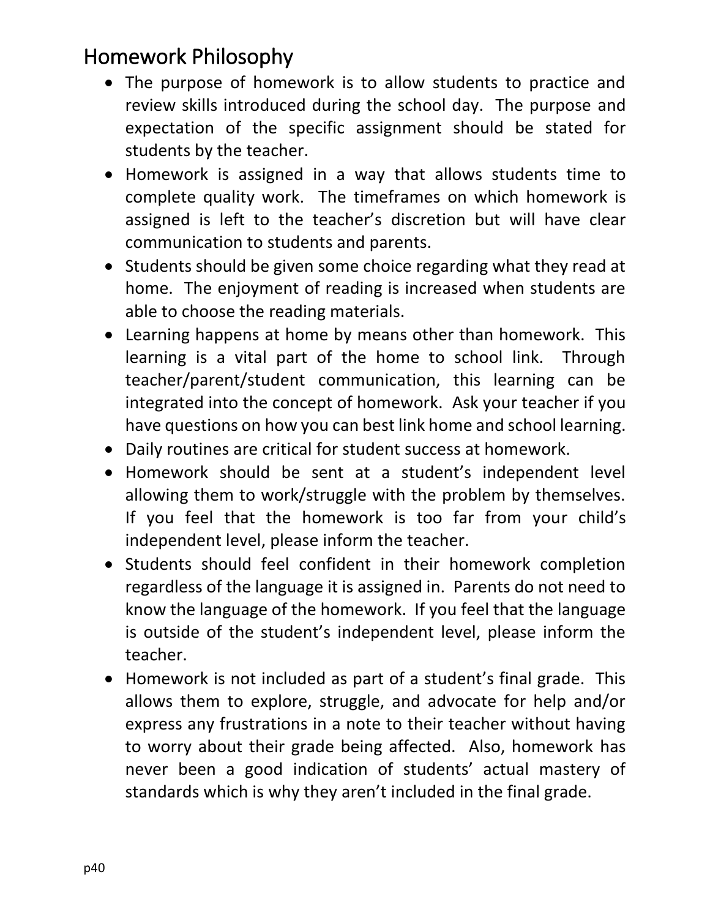## Homework Philosophy

- The purpose of homework is to allow students to practice and review skills introduced during the school day. The purpose and expectation of the specific assignment should be stated for students by the teacher.
- Homework is assigned in a way that allows students time to complete quality work. The timeframes on which homework is assigned is left to the teacher's discretion but will have clear communication to students and parents.
- Students should be given some choice regarding what they read at home. The enjoyment of reading is increased when students are able to choose the reading materials.
- Learning happens at home by means other than homework. This learning is a vital part of the home to school link. Through teacher/parent/student communication, this learning can be integrated into the concept of homework. Ask your teacher if you have questions on how you can best link home and school learning.
- Daily routines are critical for student success at homework.
- Homework should be sent at a student's independent level allowing them to work/struggle with the problem by themselves. If you feel that the homework is too far from your child's independent level, please inform the teacher.
- Students should feel confident in their homework completion regardless of the language it is assigned in. Parents do not need to know the language of the homework. If you feel that the language is outside of the student's independent level, please inform the teacher.
- Homework is not included as part of a student's final grade. This allows them to explore, struggle, and advocate for help and/or express any frustrations in a note to their teacher without having to worry about their grade being affected. Also, homework has never been a good indication of students' actual mastery of standards which is why they aren't included in the final grade.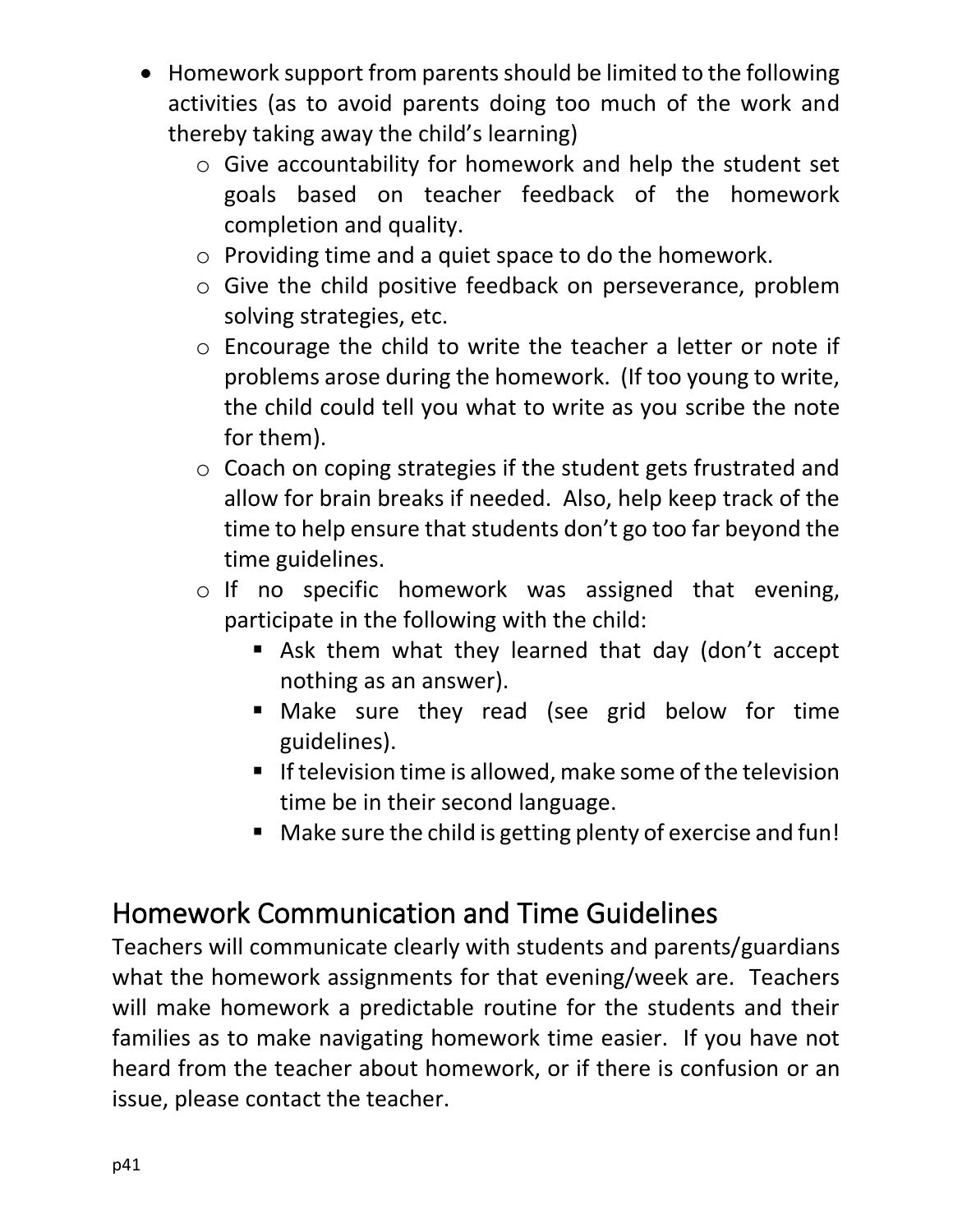- Homework support from parents should be limited to the following activities (as to avoid parents doing too much of the work and thereby taking away the child's learning)
  - Give accountability for homework and help the student set goals based on teacher feedback of the homework completion and quality.
  - Providing time and a quiet space to do the homework.
  - Give the child positive feedback on perseverance, problem solving strategies, etc.
  - Encourage the child to write the teacher a letter or note if problems arose during the homework. (If too young to write, the child could tell you what to write as you scribe the note for them).
  - Coach on coping strategies if the student gets frustrated and allow for brain breaks if needed. Also, help keep track of the time to help ensure that students don't go too far beyond the time guidelines.
  - If no specific homework was assigned that evening, participate in the following with the child:
    - Ask them what they learned that day (don't accept nothing as an answer).
    - Make sure they read (see grid below for time guidelines).
    - If television time is allowed, make some of the television time be in their second language.
    - Make sure the child is getting plenty of exercise and fun!

## Homework Communication and Time Guidelines

Teachers will communicate clearly with students and parents/guardians what the homework assignments for that evening/week are. Teachers will make homework a predictable routine for the students and their families as to make navigating homework time easier. If you have not heard from the teacher about homework, or if there is confusion or an issue, please contact the teacher.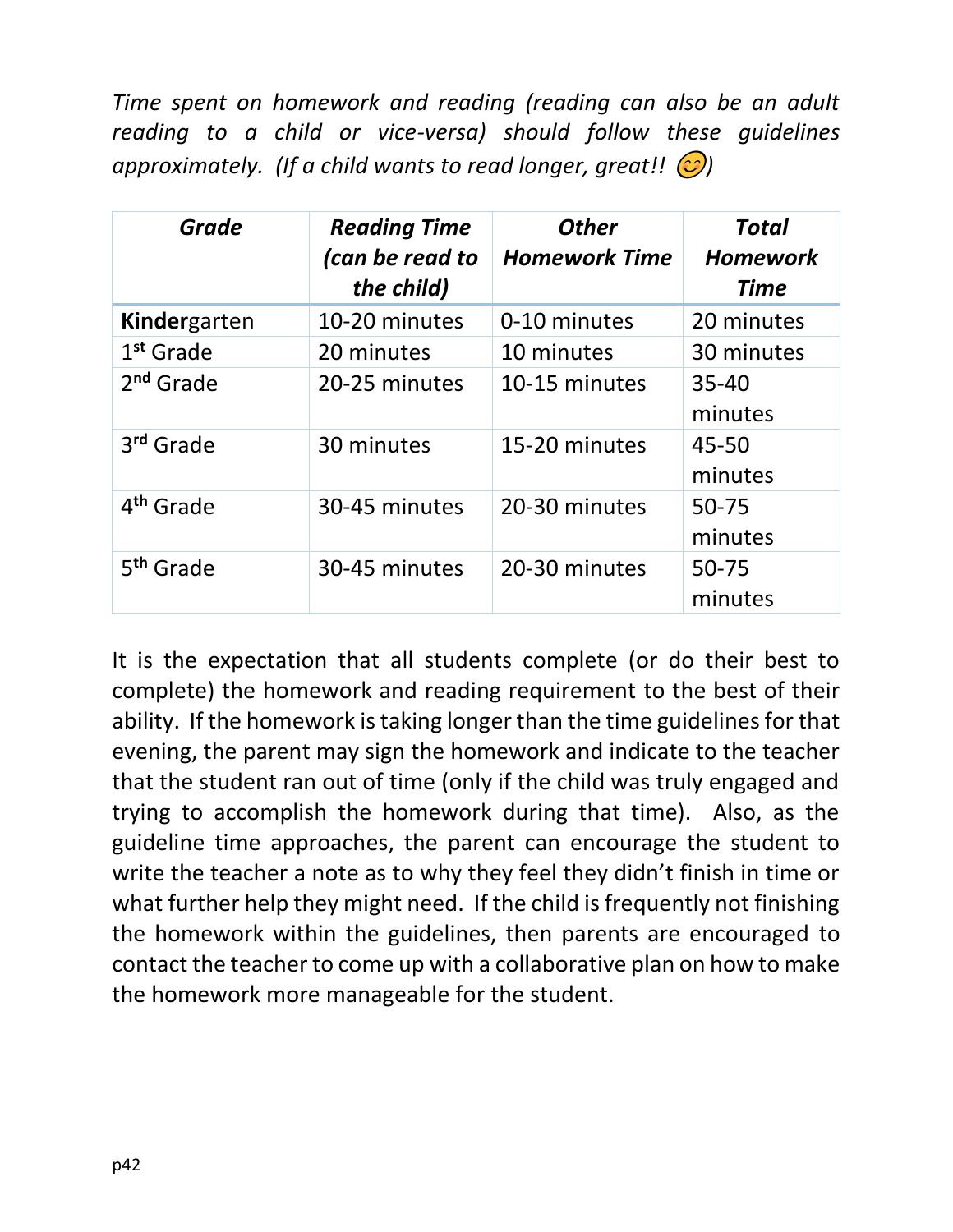*Time spent on homework and reading (reading can also be an adult reading to a child or vice-versa) should follow these guidelines approximately. (If a child wants to read longer, great!! 😊)*

| ***Grade*** | ***Reading Time (can be read to the child)*** | ***Other Homework Time*** | ***Total Homework Time*** |
|---|---|---|---|
| **Kinder**garten | 10-20 minutes | 0-10 minutes | 20 minutes |
| 1st Grade | 20 minutes | 10 minutes | 30 minutes |
| 2nd Grade | 20-25 minutes | 10-15 minutes | 35-40 minutes |
| 3rd Grade | 30 minutes | 15-20 minutes | 45-50 minutes |
| 4th Grade | 30-45 minutes | 20-30 minutes | 50-75 minutes |
| 5th Grade | 30-45 minutes | 20-30 minutes | 50-75 minutes |

It is the expectation that all students complete (or do their best to complete) the homework and reading requirement to the best of their ability. If the homework is taking longer than the time guidelines for that evening, the parent may sign the homework and indicate to the teacher that the student ran out of time (only if the child was truly engaged and trying to accomplish the homework during that time). Also, as the guideline time approaches, the parent can encourage the student to write the teacher a note as to why they feel they didn't finish in time or what further help they might need. If the child is frequently not finishing the homework within the guidelines, then parents are encouraged to contact the teacher to come up with a collaborative plan on how to make the homework more manageable for the student.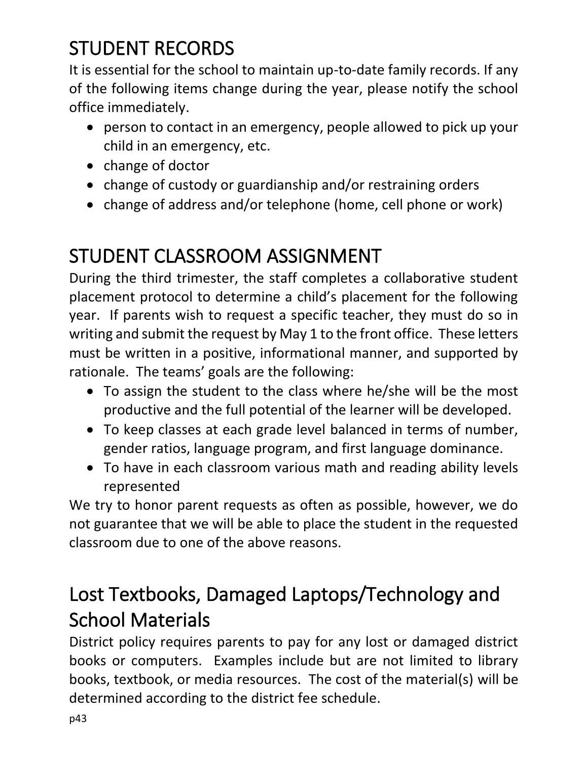## STUDENT RECORDS

It is essential for the school to maintain up-to-date family records. If any of the following items change during the year, please notify the school office immediately.

- person to contact in an emergency, people allowed to pick up your child in an emergency, etc.
- change of doctor
- change of custody or guardianship and/or restraining orders
- change of address and/or telephone (home, cell phone or work)

## STUDENT CLASSROOM ASSIGNMENT

During the third trimester, the staff completes a collaborative student placement protocol to determine a child's placement for the following year. If parents wish to request a specific teacher, they must do so in writing and submit the request by May 1 to the front office. These letters must be written in a positive, informational manner, and supported by rationale. The teams' goals are the following:

- To assign the student to the class where he/she will be the most productive and the full potential of the learner will be developed.
- To keep classes at each grade level balanced in terms of number, gender ratios, language program, and first language dominance.
- To have in each classroom various math and reading ability levels represented

We try to honor parent requests as often as possible, however, we do not guarantee that we will be able to place the student in the requested classroom due to one of the above reasons.

## Lost Textbooks, Damaged Laptops/Technology and School Materials

District policy requires parents to pay for any lost or damaged district books or computers. Examples include but are not limited to library books, textbook, or media resources. The cost of the material(s) will be determined according to the district fee schedule.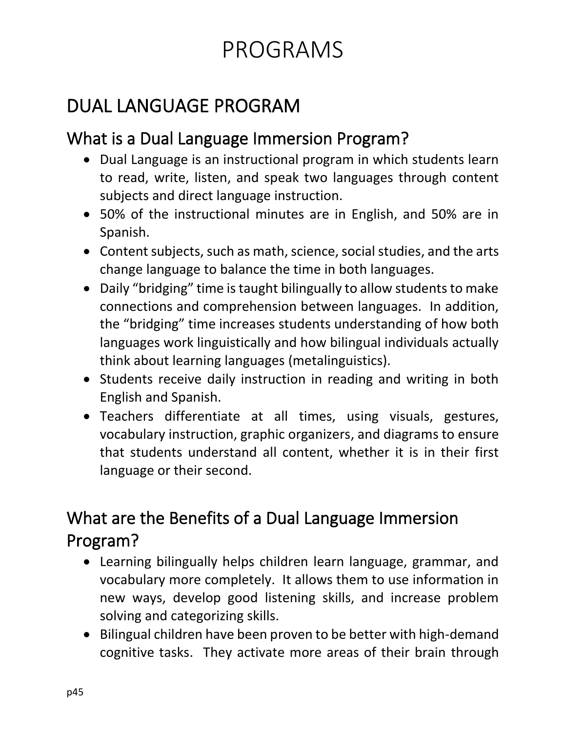# PROGRAMS

## DUAL LANGUAGE PROGRAM

### What is a Dual Language Immersion Program?

- Dual Language is an instructional program in which students learn to read, write, listen, and speak two languages through content subjects and direct language instruction.
- 50% of the instructional minutes are in English, and 50% are in Spanish.
- Content subjects, such as math, science, social studies, and the arts change language to balance the time in both languages.
- Daily "bridging" time is taught bilingually to allow students to make connections and comprehension between languages. In addition, the "bridging" time increases students understanding of how both languages work linguistically and how bilingual individuals actually think about learning languages (metalinguistics).
- Students receive daily instruction in reading and writing in both English and Spanish.
- Teachers differentiate at all times, using visuals, gestures, vocabulary instruction, graphic organizers, and diagrams to ensure that students understand all content, whether it is in their first language or their second.

### What are the Benefits of a Dual Language Immersion Program?

- Learning bilingually helps children learn language, grammar, and vocabulary more completely. It allows them to use information in new ways, develop good listening skills, and increase problem solving and categorizing skills.
- Bilingual children have been proven to be better with high-demand cognitive tasks. They activate more areas of their brain through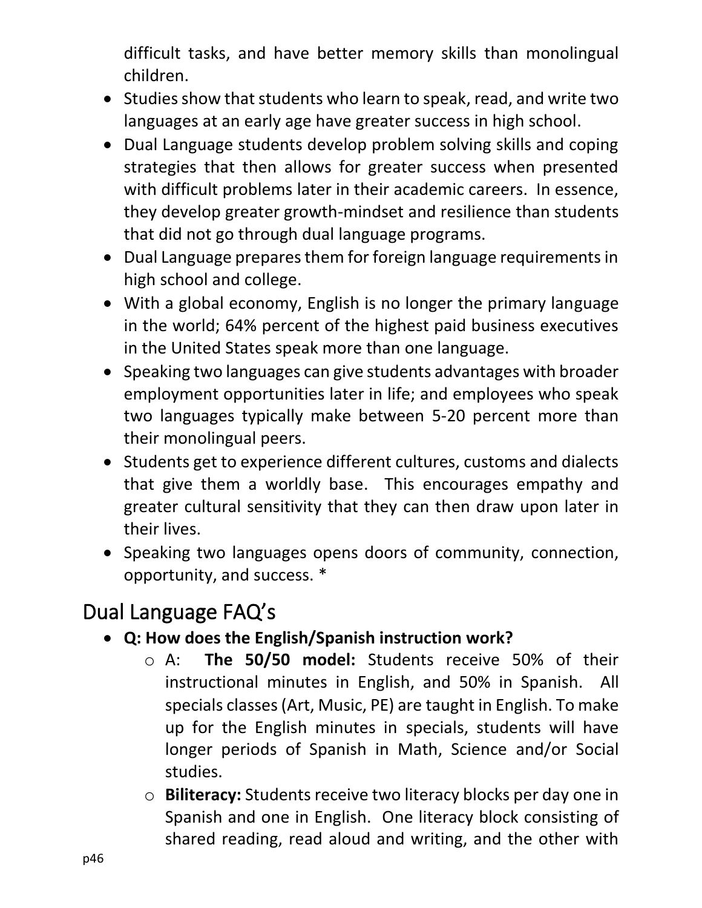difficult tasks, and have better memory skills than monolingual children.

- Studies show that students who learn to speak, read, and write two languages at an early age have greater success in high school.
- Dual Language students develop problem solving skills and coping strategies that then allows for greater success when presented with difficult problems later in their academic careers. In essence, they develop greater growth-mindset and resilience than students that did not go through dual language programs.
- Dual Language prepares them for foreign language requirements in high school and college.
- With a global economy, English is no longer the primary language in the world; 64% percent of the highest paid business executives in the United States speak more than one language.
- Speaking two languages can give students advantages with broader employment opportunities later in life; and employees who speak two languages typically make between 5-20 percent more than their monolingual peers.
- Students get to experience different cultures, customs and dialects that give them a worldly base. This encourages empathy and greater cultural sensitivity that they can then draw upon later in their lives.
- Speaking two languages opens doors of community, connection, opportunity, and success. *

## Dual Language FAQ's

- **Q: How does the English/Spanish instruction work?**
  - A: **The 50/50 model:** Students receive 50% of their instructional minutes in English, and 50% in Spanish. All specials classes (Art, Music, PE) are taught in English. To make up for the English minutes in specials, students will have longer periods of Spanish in Math, Science and/or Social studies.
  - **Biliteracy:** Students receive two literacy blocks per day one in Spanish and one in English. One literacy block consisting of shared reading, read aloud and writing, and the other with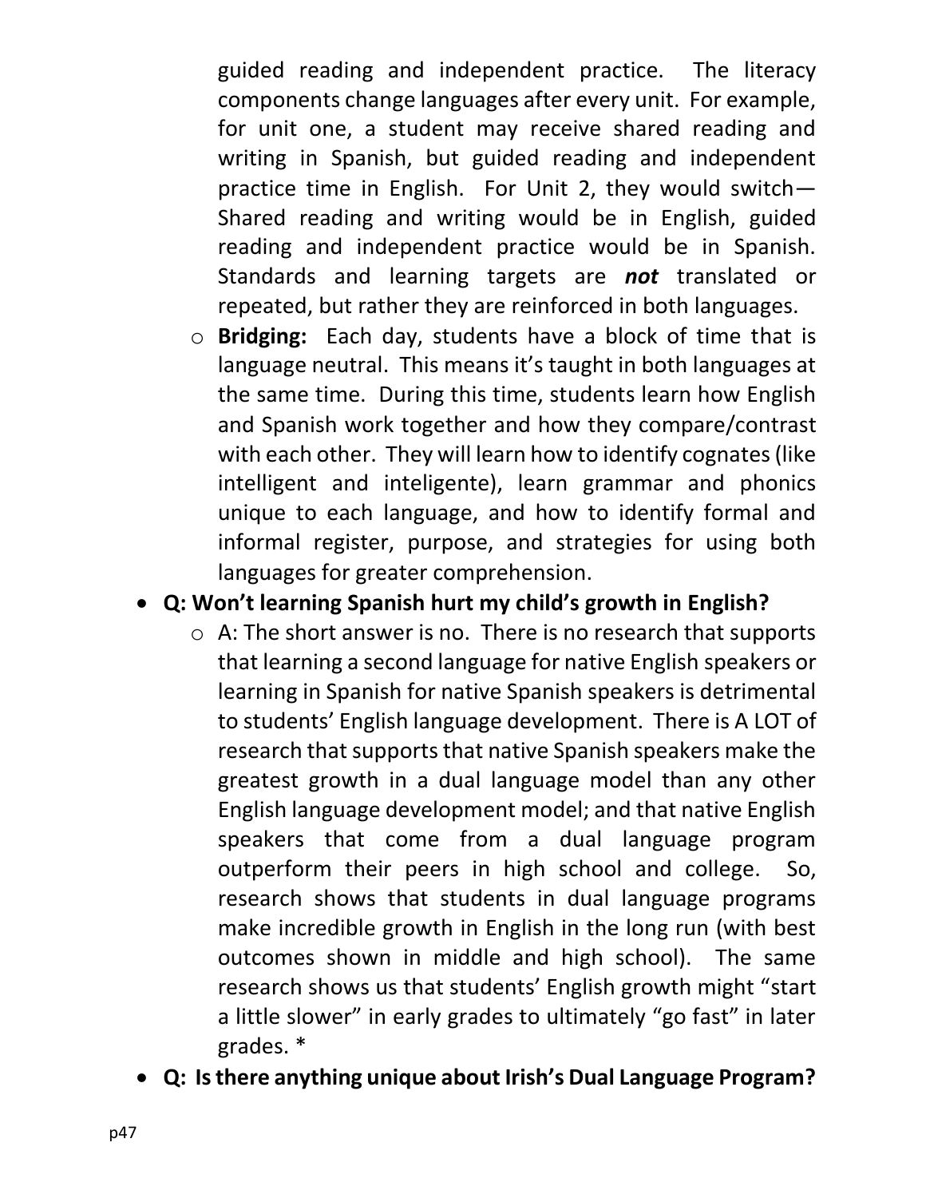guided reading and independent practice. The literacy components change languages after every unit. For example, for unit one, a student may receive shared reading and writing in Spanish, but guided reading and independent practice time in English. For Unit 2, they would switch—Shared reading and writing would be in English, guided reading and independent practice would be in Spanish. Standards and learning targets are ***not*** translated or repeated, but rather they are reinforced in both languages.

  - **Bridging:** Each day, students have a block of time that is language neutral. This means it's taught in both languages at the same time. During this time, students learn how English and Spanish work together and how they compare/contrast with each other. They will learn how to identify cognates (like intelligent and inteligente), learn grammar and phonics unique to each language, and how to identify formal and informal register, purpose, and strategies for using both languages for greater comprehension.

- **Q: Won't learning Spanish hurt my child's growth in English?**
  - A: The short answer is no. There is no research that supports that learning a second language for native English speakers or learning in Spanish for native Spanish speakers is detrimental to students' English language development. There is A LOT of research that supports that native Spanish speakers make the greatest growth in a dual language model than any other English language development model; and that native English speakers that come from a dual language program outperform their peers in high school and college. So, research shows that students in dual language programs make incredible growth in English in the long run (with best outcomes shown in middle and high school). The same research shows us that students' English growth might "start a little slower" in early grades to ultimately "go fast" in later grades. *

- **Q: Is there anything unique about Irish's Dual Language Program?**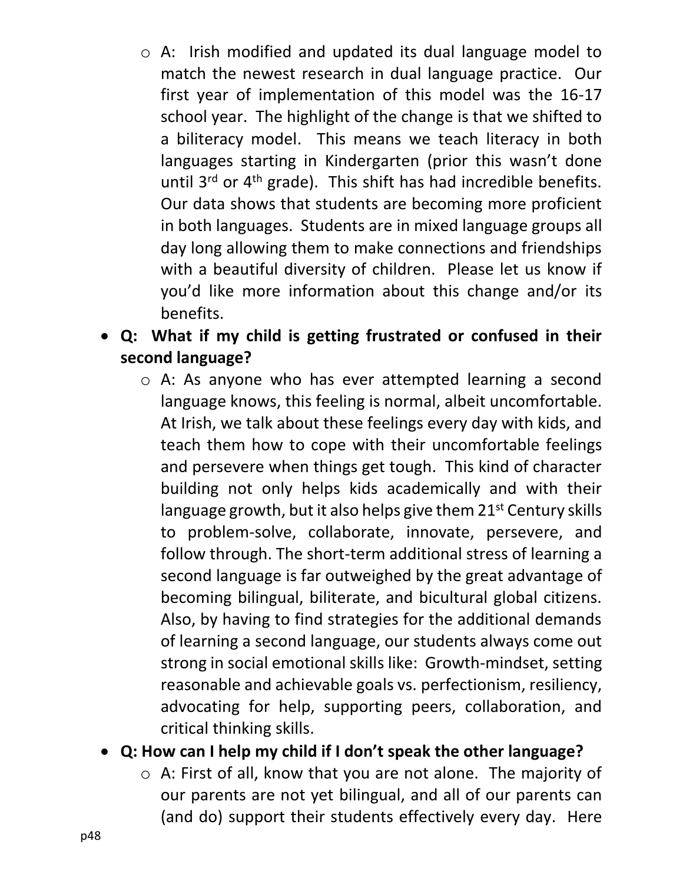- A: Irish modified and updated its dual language model to match the newest research in dual language practice. Our first year of implementation of this model was the 16-17 school year. The highlight of the change is that we shifted to a biliteracy model. This means we teach literacy in both languages starting in Kindergarten (prior this wasn't done until 3rd or 4th grade). This shift has had incredible benefits. Our data shows that students are becoming more proficient in both languages. Students are in mixed language groups all day long allowing them to make connections and friendships with a beautiful diversity of children. Please let us know if you'd like more information about this change and/or its benefits.

- **Q: What if my child is getting frustrated or confused in their second language?**
  - A: As anyone who has ever attempted learning a second language knows, this feeling is normal, albeit uncomfortable. At Irish, we talk about these feelings every day with kids, and teach them how to cope with their uncomfortable feelings and persevere when things get tough. This kind of character building not only helps kids academically and with their language growth, but it also helps give them 21st Century skills to problem-solve, collaborate, innovate, persevere, and follow through. The short-term additional stress of learning a second language is far outweighed by the great advantage of becoming bilingual, biliterate, and bicultural global citizens. Also, by having to find strategies for the additional demands of learning a second language, our students always come out strong in social emotional skills like: Growth-mindset, setting reasonable and achievable goals vs. perfectionism, resiliency, advocating for help, supporting peers, collaboration, and critical thinking skills.

- **Q: How can I help my child if I don't speak the other language?**
  - A: First of all, know that you are not alone. The majority of our parents are not yet bilingual, and all of our parents can (and do) support their students effectively every day. Here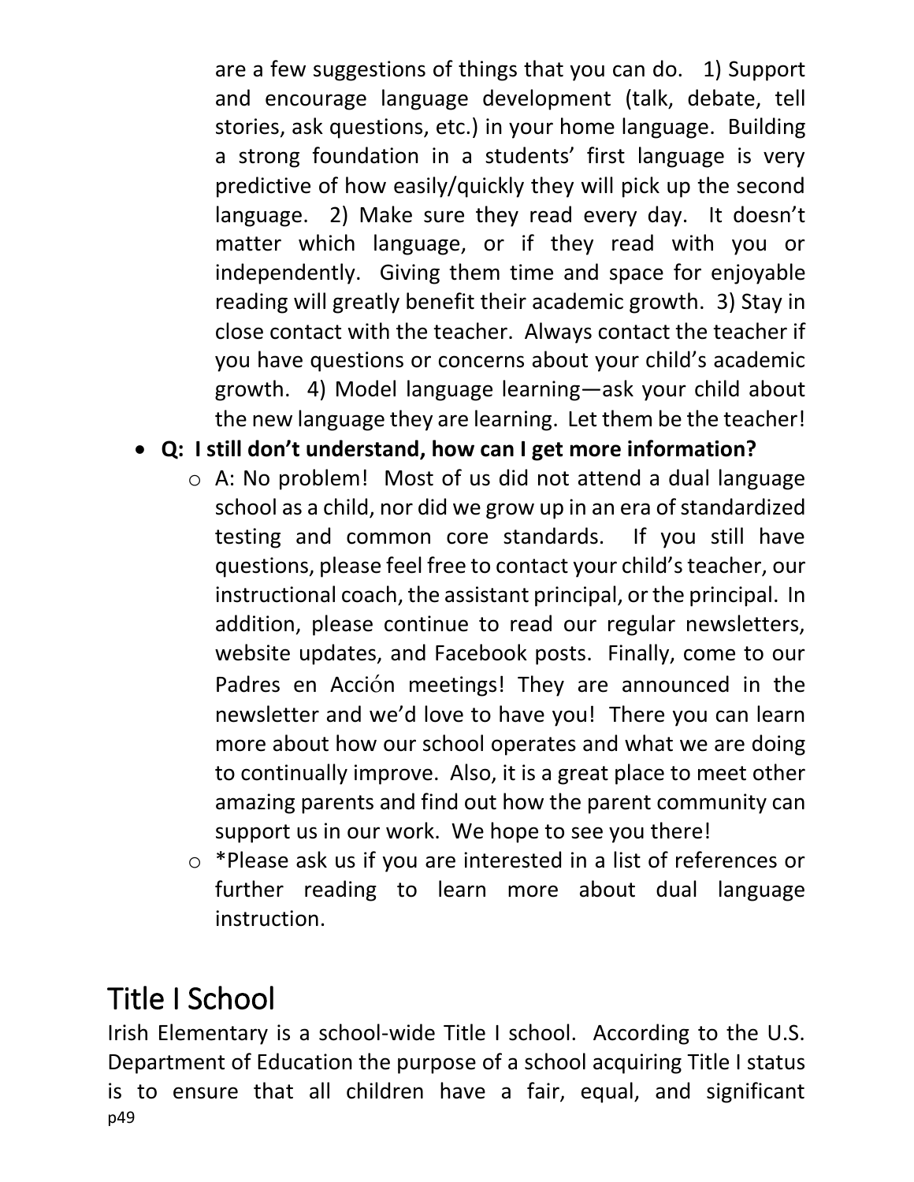are a few suggestions of things that you can do. 1) Support and encourage language development (talk, debate, tell stories, ask questions, etc.) in your home language. Building a strong foundation in a students' first language is very predictive of how easily/quickly they will pick up the second language. 2) Make sure they read every day. It doesn't matter which language, or if they read with you or independently. Giving them time and space for enjoyable reading will greatly benefit their academic growth. 3) Stay in close contact with the teacher. Always contact the teacher if you have questions or concerns about your child's academic growth. 4) Model language learning—ask your child about the new language they are learning. Let them be the teacher!

- **Q: I still don't understand, how can I get more information?**
  - A: No problem! Most of us did not attend a dual language school as a child, nor did we grow up in an era of standardized testing and common core standards. If you still have questions, please feel free to contact your child's teacher, our instructional coach, the assistant principal, or the principal. In addition, please continue to read our regular newsletters, website updates, and Facebook posts. Finally, come to our Padres en Acción meetings! They are announced in the newsletter and we'd love to have you! There you can learn more about how our school operates and what we are doing to continually improve. Also, it is a great place to meet other amazing parents and find out how the parent community can support us in our work. We hope to see you there!
  - *Please ask us if you are interested in a list of references or further reading to learn more about dual language instruction.

## Title I School

Irish Elementary is a school-wide Title I school. According to the U.S. Department of Education the purpose of a school acquiring Title I status is to ensure that all children have a fair, equal, and significant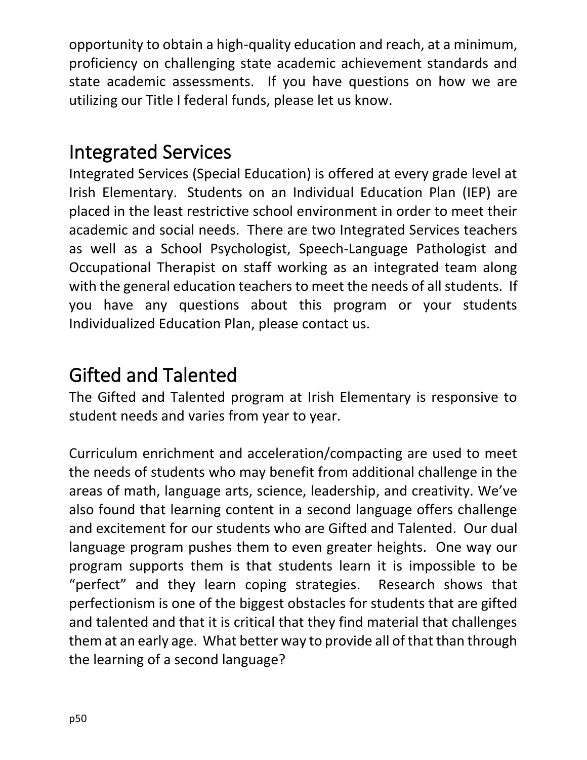opportunity to obtain a high-quality education and reach, at a minimum, proficiency on challenging state academic achievement standards and state academic assessments. If you have questions on how we are utilizing our Title I federal funds, please let us know.

## Integrated Services

Integrated Services (Special Education) is offered at every grade level at Irish Elementary. Students on an Individual Education Plan (IEP) are placed in the least restrictive school environment in order to meet their academic and social needs. There are two Integrated Services teachers as well as a School Psychologist, Speech-Language Pathologist and Occupational Therapist on staff working as an integrated team along with the general education teachers to meet the needs of all students. If you have any questions about this program or your students Individualized Education Plan, please contact us.

## Gifted and Talented

The Gifted and Talented program at Irish Elementary is responsive to student needs and varies from year to year.

Curriculum enrichment and acceleration/compacting are used to meet the needs of students who may benefit from additional challenge in the areas of math, language arts, science, leadership, and creativity. We've also found that learning content in a second language offers challenge and excitement for our students who are Gifted and Talented. Our dual language program pushes them to even greater heights. One way our program supports them is that students learn it is impossible to be "perfect" and they learn coping strategies. Research shows that perfectionism is one of the biggest obstacles for students that are gifted and talented and that it is critical that they find material that challenges them at an early age. What better way to provide all of that than through the learning of a second language?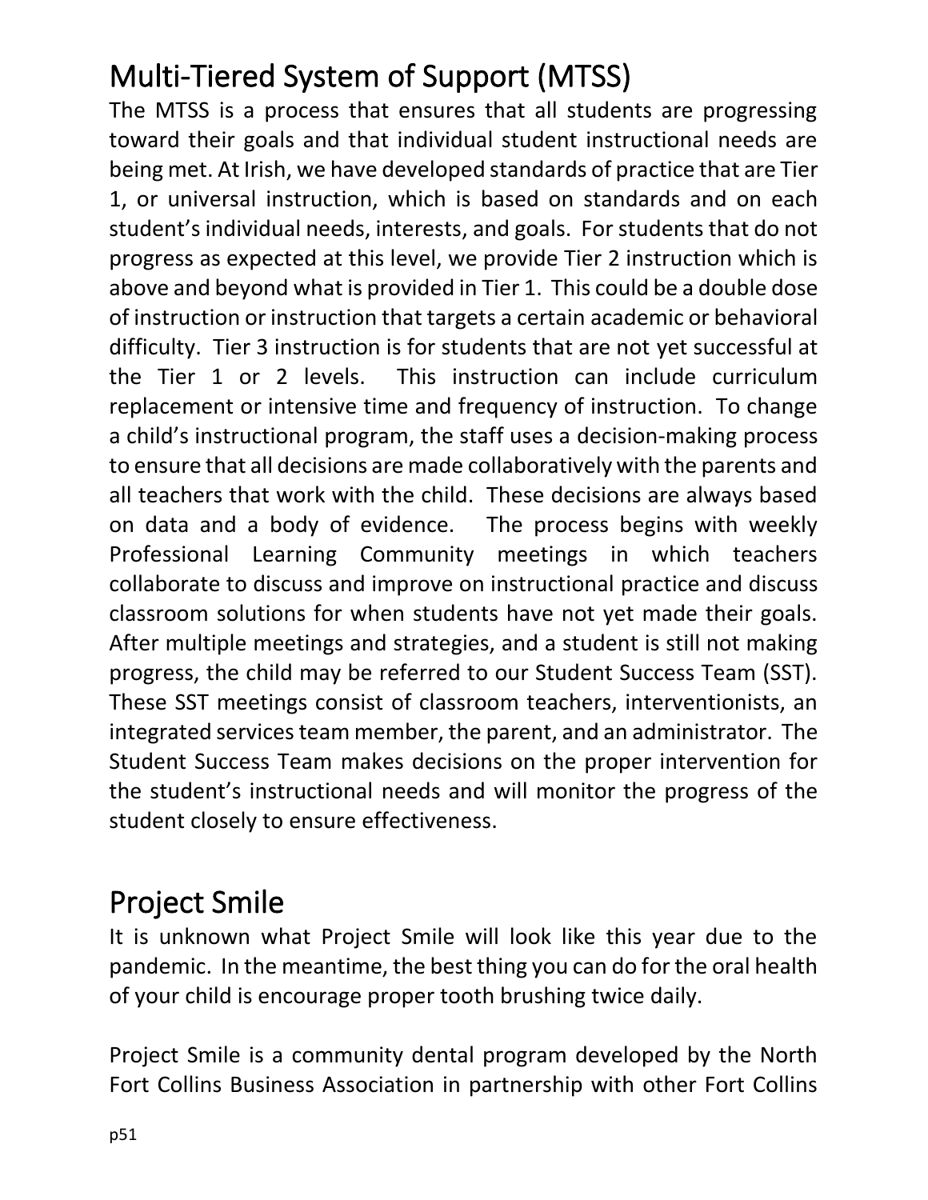## Multi-Tiered System of Support (MTSS)

The MTSS is a process that ensures that all students are progressing toward their goals and that individual student instructional needs are being met. At Irish, we have developed standards of practice that are Tier 1, or universal instruction, which is based on standards and on each student's individual needs, interests, and goals. For students that do not progress as expected at this level, we provide Tier 2 instruction which is above and beyond what is provided in Tier 1. This could be a double dose of instruction or instruction that targets a certain academic or behavioral difficulty. Tier 3 instruction is for students that are not yet successful at the Tier 1 or 2 levels. This instruction can include curriculum replacement or intensive time and frequency of instruction. To change a child's instructional program, the staff uses a decision-making process to ensure that all decisions are made collaboratively with the parents and all teachers that work with the child. These decisions are always based on data and a body of evidence. The process begins with weekly Professional Learning Community meetings in which teachers collaborate to discuss and improve on instructional practice and discuss classroom solutions for when students have not yet made their goals. After multiple meetings and strategies, and a student is still not making progress, the child may be referred to our Student Success Team (SST). These SST meetings consist of classroom teachers, interventionists, an integrated services team member, the parent, and an administrator. The Student Success Team makes decisions on the proper intervention for the student's instructional needs and will monitor the progress of the student closely to ensure effectiveness.

## Project Smile

It is unknown what Project Smile will look like this year due to the pandemic. In the meantime, the best thing you can do for the oral health of your child is encourage proper tooth brushing twice daily.

Project Smile is a community dental program developed by the North Fort Collins Business Association in partnership with other Fort Collins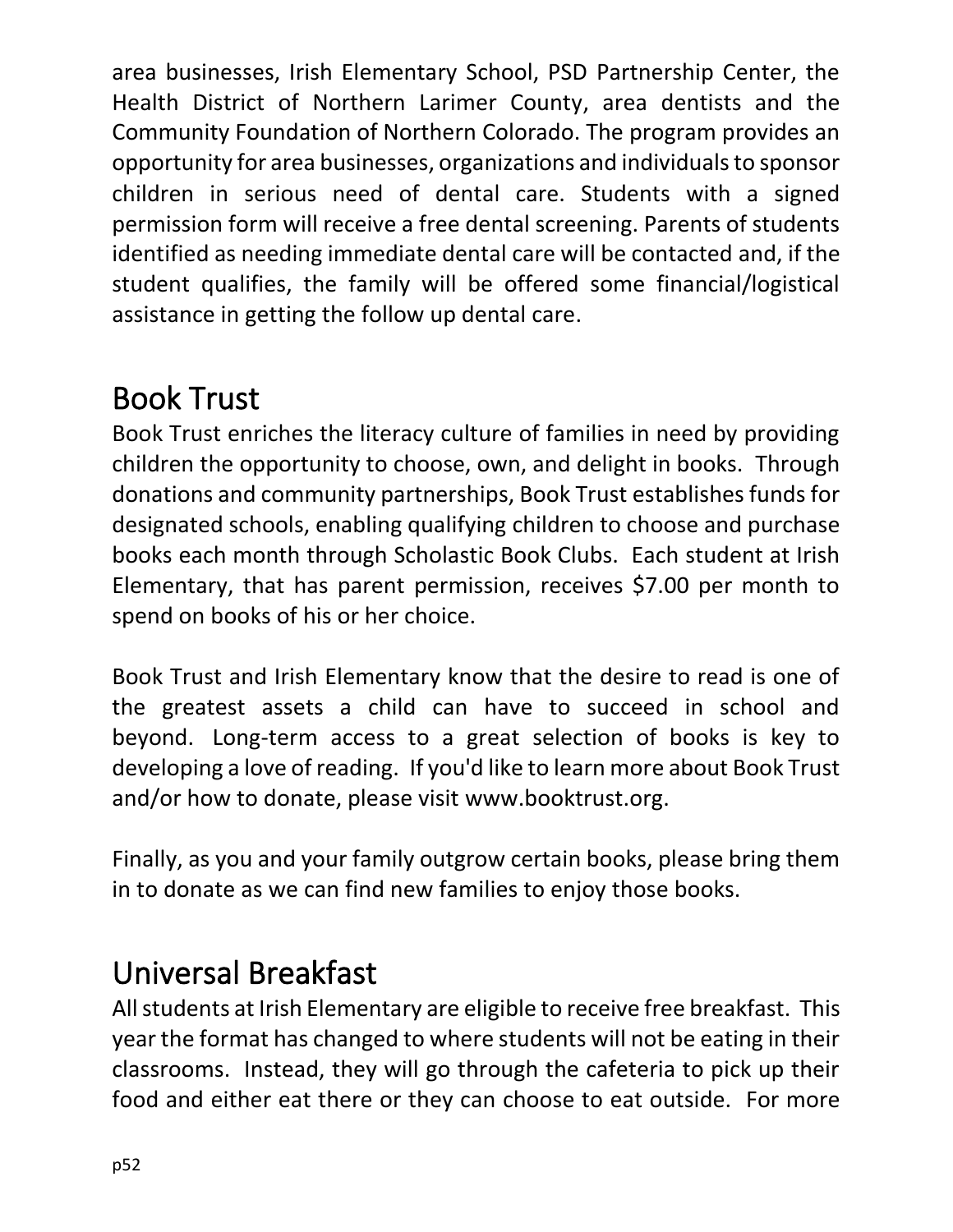area businesses, Irish Elementary School, PSD Partnership Center, the Health District of Northern Larimer County, area dentists and the Community Foundation of Northern Colorado. The program provides an opportunity for area businesses, organizations and individuals to sponsor children in serious need of dental care. Students with a signed permission form will receive a free dental screening. Parents of students identified as needing immediate dental care will be contacted and, if the student qualifies, the family will be offered some financial/logistical assistance in getting the follow up dental care.

## Book Trust

Book Trust enriches the literacy culture of families in need by providing children the opportunity to choose, own, and delight in books. Through donations and community partnerships, Book Trust establishes funds for designated schools, enabling qualifying children to choose and purchase books each month through Scholastic Book Clubs. Each student at Irish Elementary, that has parent permission, receives $7.00 per month to spend on books of his or her choice.

Book Trust and Irish Elementary know that the desire to read is one of the greatest assets a child can have to succeed in school and beyond. Long-term access to a great selection of books is key to developing a love of reading. If you'd like to learn more about Book Trust and/or how to donate, please visit www.booktrust.org.

Finally, as you and your family outgrow certain books, please bring them in to donate as we can find new families to enjoy those books.

## Universal Breakfast

All students at Irish Elementary are eligible to receive free breakfast. This year the format has changed to where students will not be eating in their classrooms. Instead, they will go through the cafeteria to pick up their food and either eat there or they can choose to eat outside. For more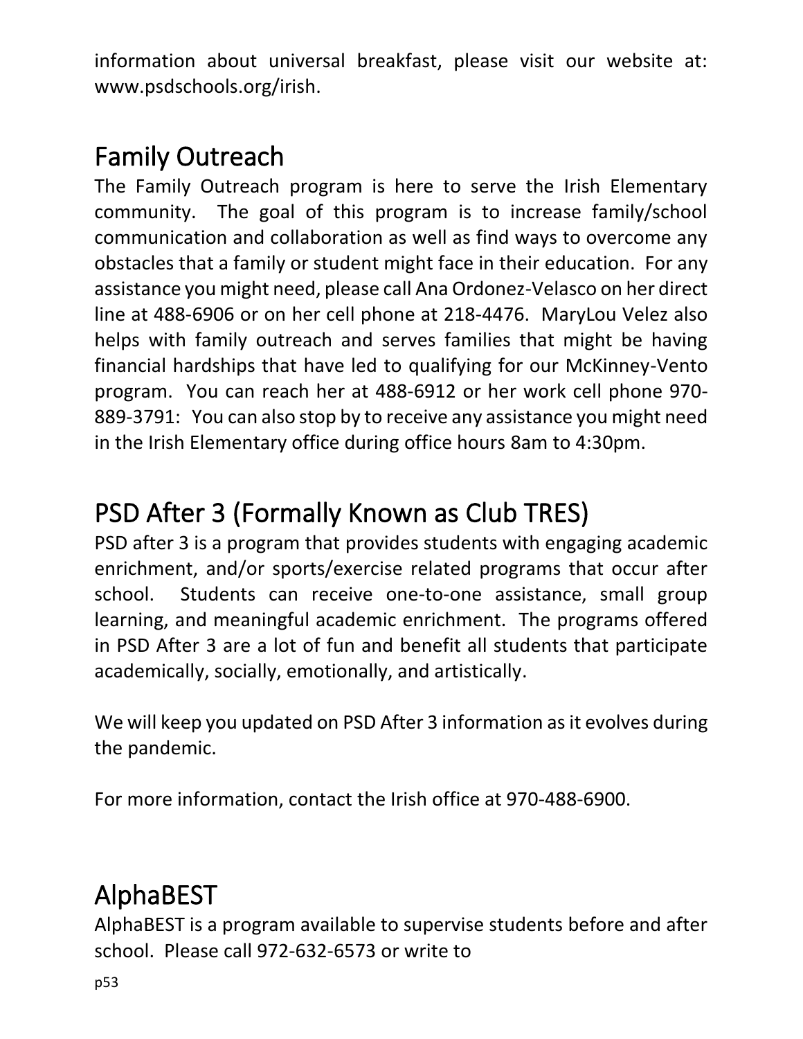information about universal breakfast, please visit our website at: www.psdschools.org/irish.

## Family Outreach

The Family Outreach program is here to serve the Irish Elementary community. The goal of this program is to increase family/school communication and collaboration as well as find ways to overcome any obstacles that a family or student might face in their education. For any assistance you might need, please call Ana Ordonez-Velasco on her direct line at 488-6906 or on her cell phone at 218-4476. MaryLou Velez also helps with family outreach and serves families that might be having financial hardships that have led to qualifying for our McKinney-Vento program. You can reach her at 488-6912 or her work cell phone 970-889-3791: You can also stop by to receive any assistance you might need in the Irish Elementary office during office hours 8am to 4:30pm.

## PSD After 3 (Formally Known as Club TRES)

PSD after 3 is a program that provides students with engaging academic enrichment, and/or sports/exercise related programs that occur after school. Students can receive one-to-one assistance, small group learning, and meaningful academic enrichment. The programs offered in PSD After 3 are a lot of fun and benefit all students that participate academically, socially, emotionally, and artistically.

We will keep you updated on PSD After 3 information as it evolves during the pandemic.

For more information, contact the Irish office at 970-488-6900.

## AlphaBEST

AlphaBEST is a program available to supervise students before and after school. Please call 972-632-6573 or write to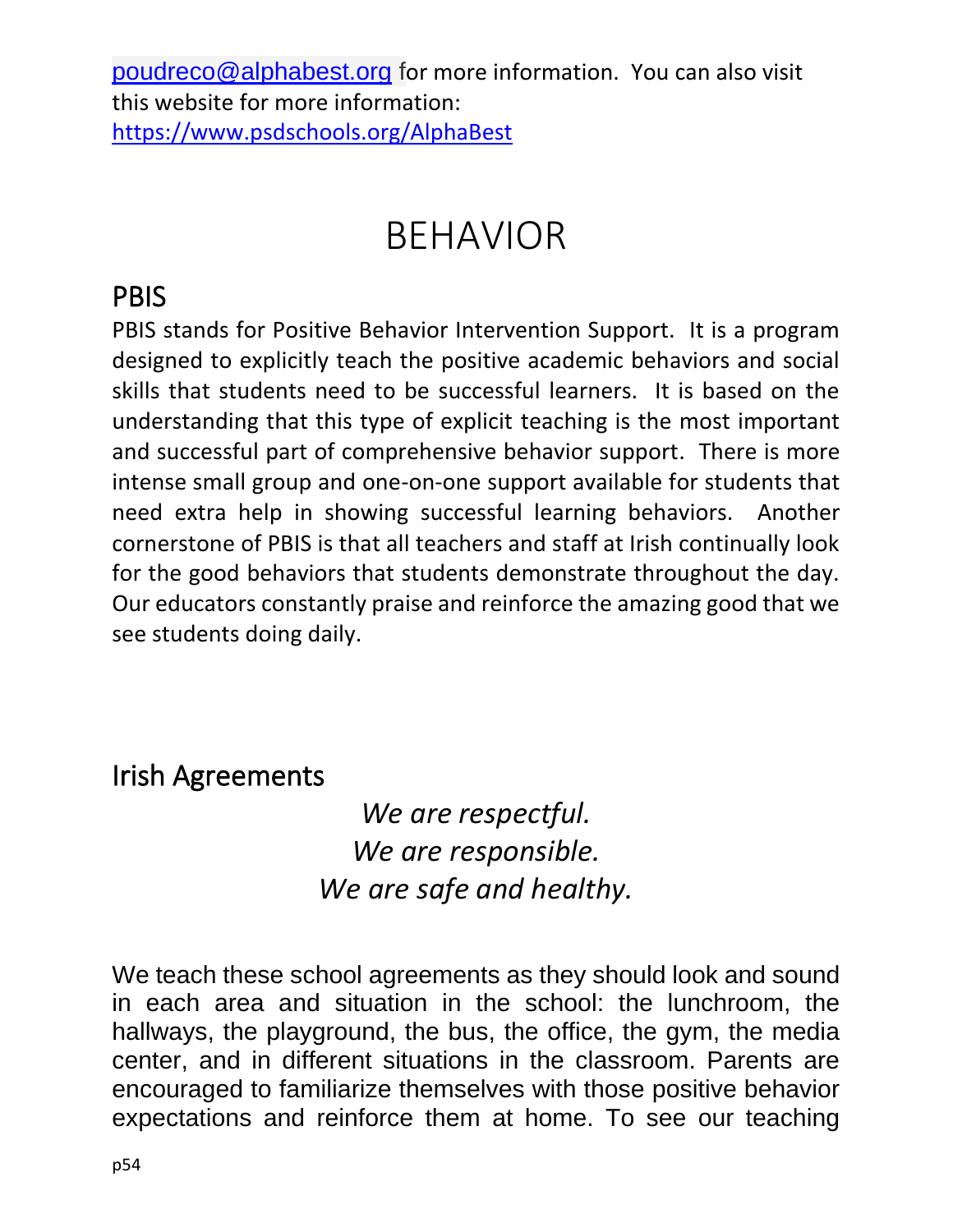poudreco@alphabest.org for more information. You can also visit this website for more information: https://www.psdschools.org/AlphaBest

# BEHAVIOR

## PBIS

PBIS stands for Positive Behavior Intervention Support. It is a program designed to explicitly teach the positive academic behaviors and social skills that students need to be successful learners. It is based on the understanding that this type of explicit teaching is the most important and successful part of comprehensive behavior support. There is more intense small group and one-on-one support available for students that need extra help in showing successful learning behaviors. Another cornerstone of PBIS is that all teachers and staff at Irish continually look for the good behaviors that students demonstrate throughout the day. Our educators constantly praise and reinforce the amazing good that we see students doing daily.

## Irish Agreements

*We are respectful.*
*We are responsible.*
*We are safe and healthy.*

We teach these school agreements as they should look and sound in each area and situation in the school: the lunchroom, the hallways, the playground, the bus, the office, the gym, the media center, and in different situations in the classroom. Parents are encouraged to familiarize themselves with those positive behavior expectations and reinforce them at home. To see our teaching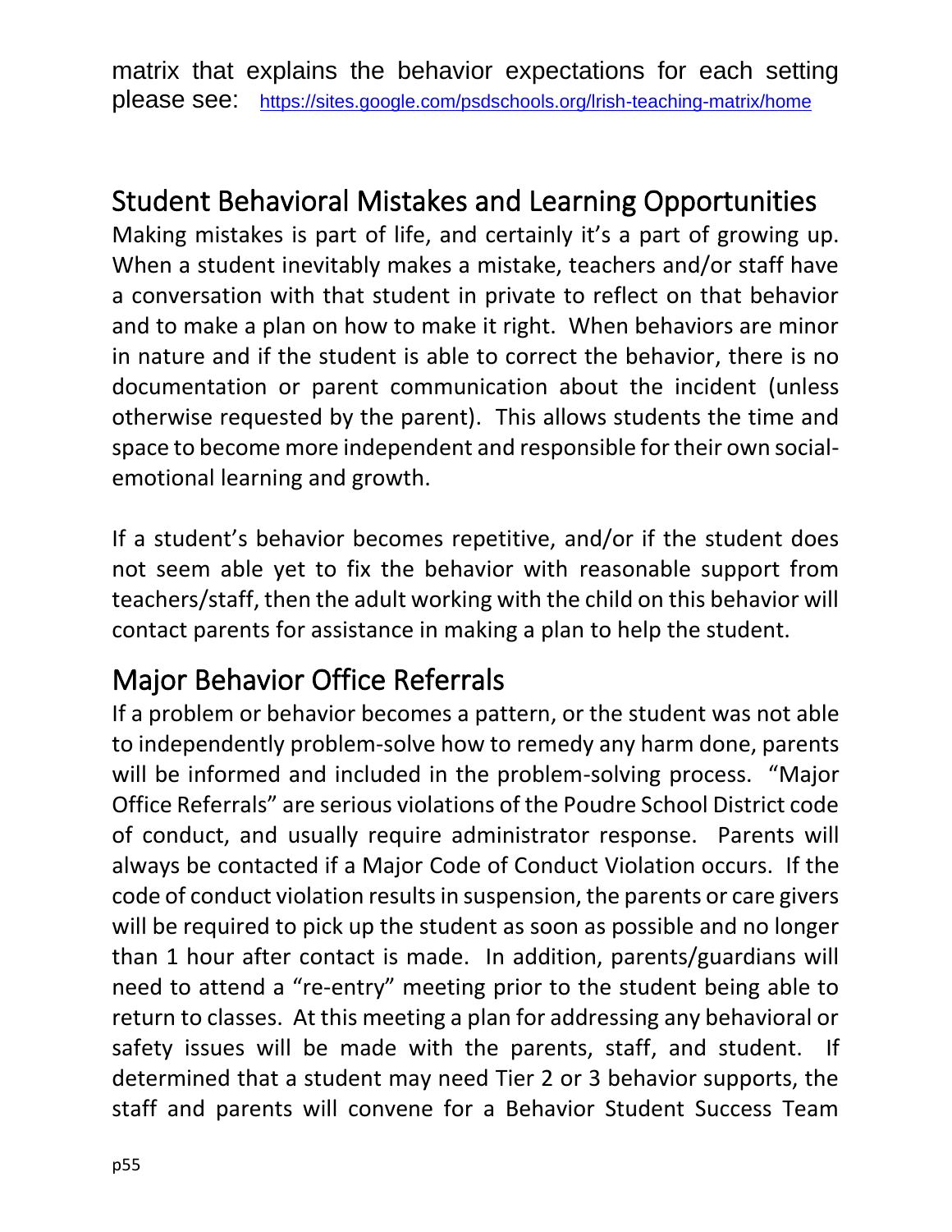matrix that explains the behavior expectations for each setting please see: https://sites.google.com/psdschools.org/lrish-teaching-matrix/home

## Student Behavioral Mistakes and Learning Opportunities

Making mistakes is part of life, and certainly it's a part of growing up. When a student inevitably makes a mistake, teachers and/or staff have a conversation with that student in private to reflect on that behavior and to make a plan on how to make it right. When behaviors are minor in nature and if the student is able to correct the behavior, there is no documentation or parent communication about the incident (unless otherwise requested by the parent). This allows students the time and space to become more independent and responsible for their own social-emotional learning and growth.

If a student's behavior becomes repetitive, and/or if the student does not seem able yet to fix the behavior with reasonable support from teachers/staff, then the adult working with the child on this behavior will contact parents for assistance in making a plan to help the student.

## Major Behavior Office Referrals

If a problem or behavior becomes a pattern, or the student was not able to independently problem-solve how to remedy any harm done, parents will be informed and included in the problem-solving process. "Major Office Referrals" are serious violations of the Poudre School District code of conduct, and usually require administrator response. Parents will always be contacted if a Major Code of Conduct Violation occurs. If the code of conduct violation results in suspension, the parents or care givers will be required to pick up the student as soon as possible and no longer than 1 hour after contact is made. In addition, parents/guardians will need to attend a "re-entry" meeting prior to the student being able to return to classes. At this meeting a plan for addressing any behavioral or safety issues will be made with the parents, staff, and student. If determined that a student may need Tier 2 or 3 behavior supports, the staff and parents will convene for a Behavior Student Success Team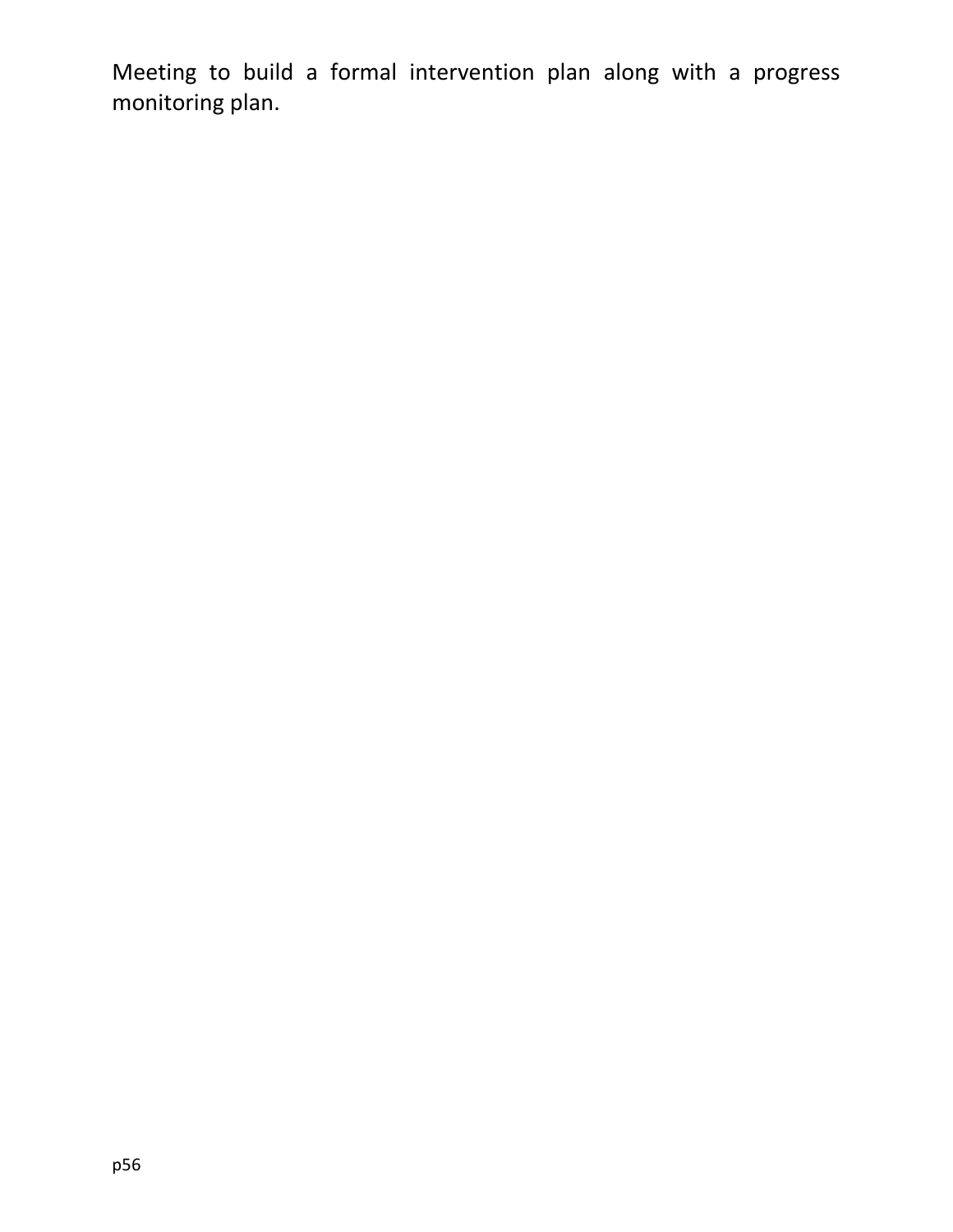Meeting to build a formal intervention plan along with a progress monitoring plan.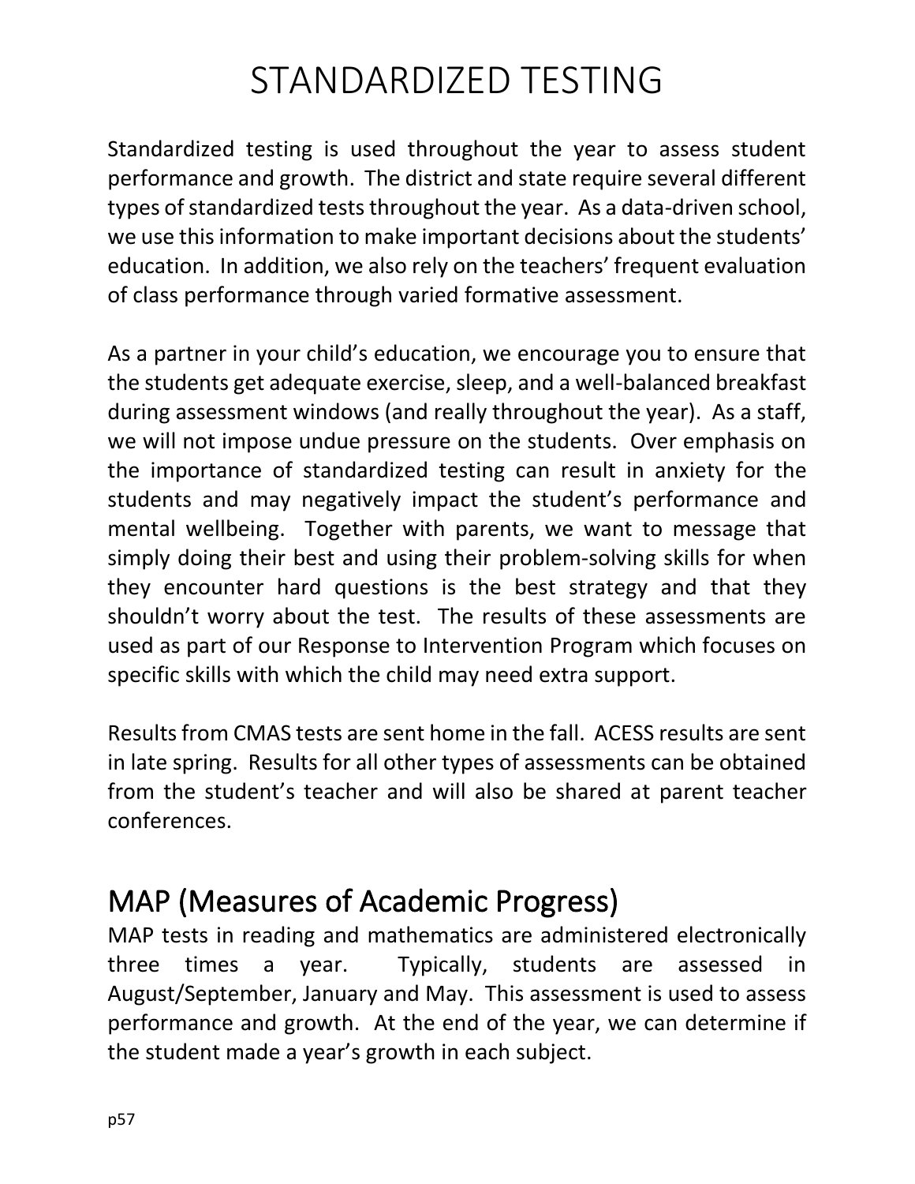# STANDARDIZED TESTING

Standardized testing is used throughout the year to assess student performance and growth. The district and state require several different types of standardized tests throughout the year. As a data-driven school, we use this information to make important decisions about the students' education. In addition, we also rely on the teachers' frequent evaluation of class performance through varied formative assessment.

As a partner in your child's education, we encourage you to ensure that the students get adequate exercise, sleep, and a well-balanced breakfast during assessment windows (and really throughout the year). As a staff, we will not impose undue pressure on the students. Over emphasis on the importance of standardized testing can result in anxiety for the students and may negatively impact the student's performance and mental wellbeing. Together with parents, we want to message that simply doing their best and using their problem-solving skills for when they encounter hard questions is the best strategy and that they shouldn't worry about the test. The results of these assessments are used as part of our Response to Intervention Program which focuses on specific skills with which the child may need extra support.

Results from CMAS tests are sent home in the fall. ACESS results are sent in late spring. Results for all other types of assessments can be obtained from the student's teacher and will also be shared at parent teacher conferences.

## MAP (Measures of Academic Progress)

MAP tests in reading and mathematics are administered electronically three times a year. Typically, students are assessed in August/September, January and May. This assessment is used to assess performance and growth. At the end of the year, we can determine if the student made a year's growth in each subject.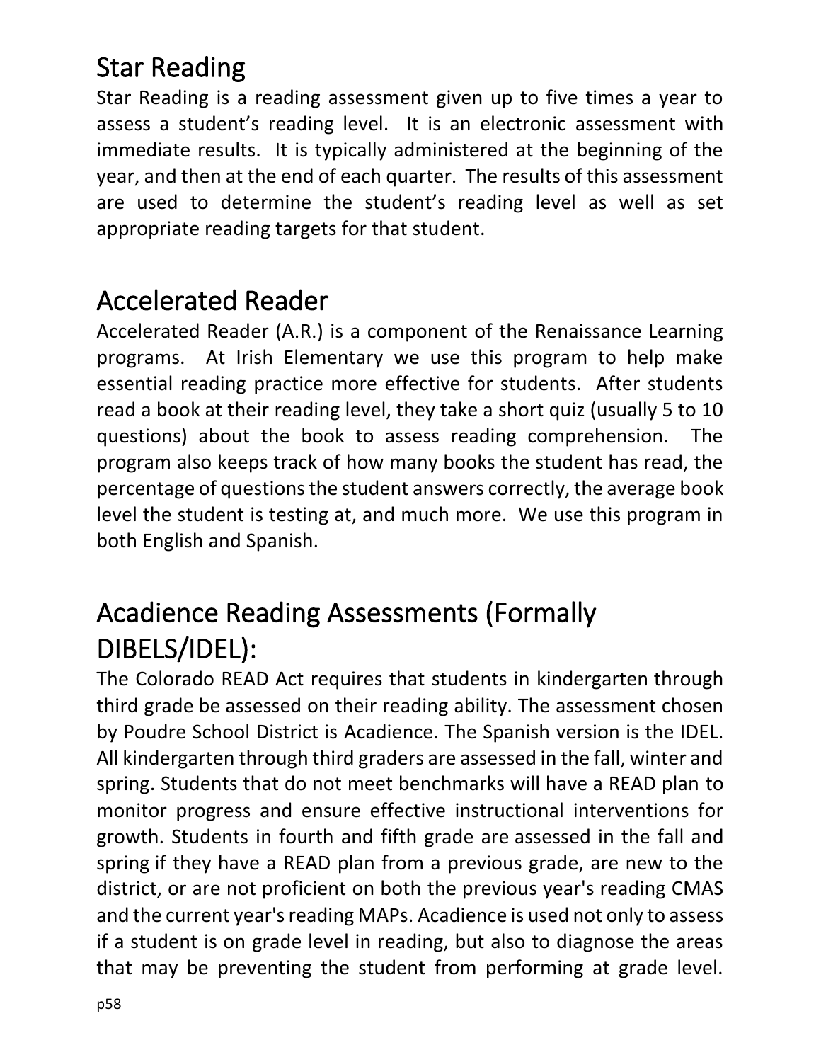## Star Reading

Star Reading is a reading assessment given up to five times a year to assess a student's reading level. It is an electronic assessment with immediate results. It is typically administered at the beginning of the year, and then at the end of each quarter. The results of this assessment are used to determine the student's reading level as well as set appropriate reading targets for that student.

## Accelerated Reader

Accelerated Reader (A.R.) is a component of the Renaissance Learning programs. At Irish Elementary we use this program to help make essential reading practice more effective for students. After students read a book at their reading level, they take a short quiz (usually 5 to 10 questions) about the book to assess reading comprehension. The program also keeps track of how many books the student has read, the percentage of questions the student answers correctly, the average book level the student is testing at, and much more. We use this program in both English and Spanish.

## Acadience Reading Assessments (Formally DIBELS/IDEL):

The Colorado READ Act requires that students in kindergarten through third grade be assessed on their reading ability. The assessment chosen by Poudre School District is Acadience. The Spanish version is the IDEL. All kindergarten through third graders are assessed in the fall, winter and spring. Students that do not meet benchmarks will have a READ plan to monitor progress and ensure effective instructional interventions for growth. Students in fourth and fifth grade are assessed in the fall and spring if they have a READ plan from a previous grade, are new to the district, or are not proficient on both the previous year's reading CMAS and the current year's reading MAPs. Acadience is used not only to assess if a student is on grade level in reading, but also to diagnose the areas that may be preventing the student from performing at grade level.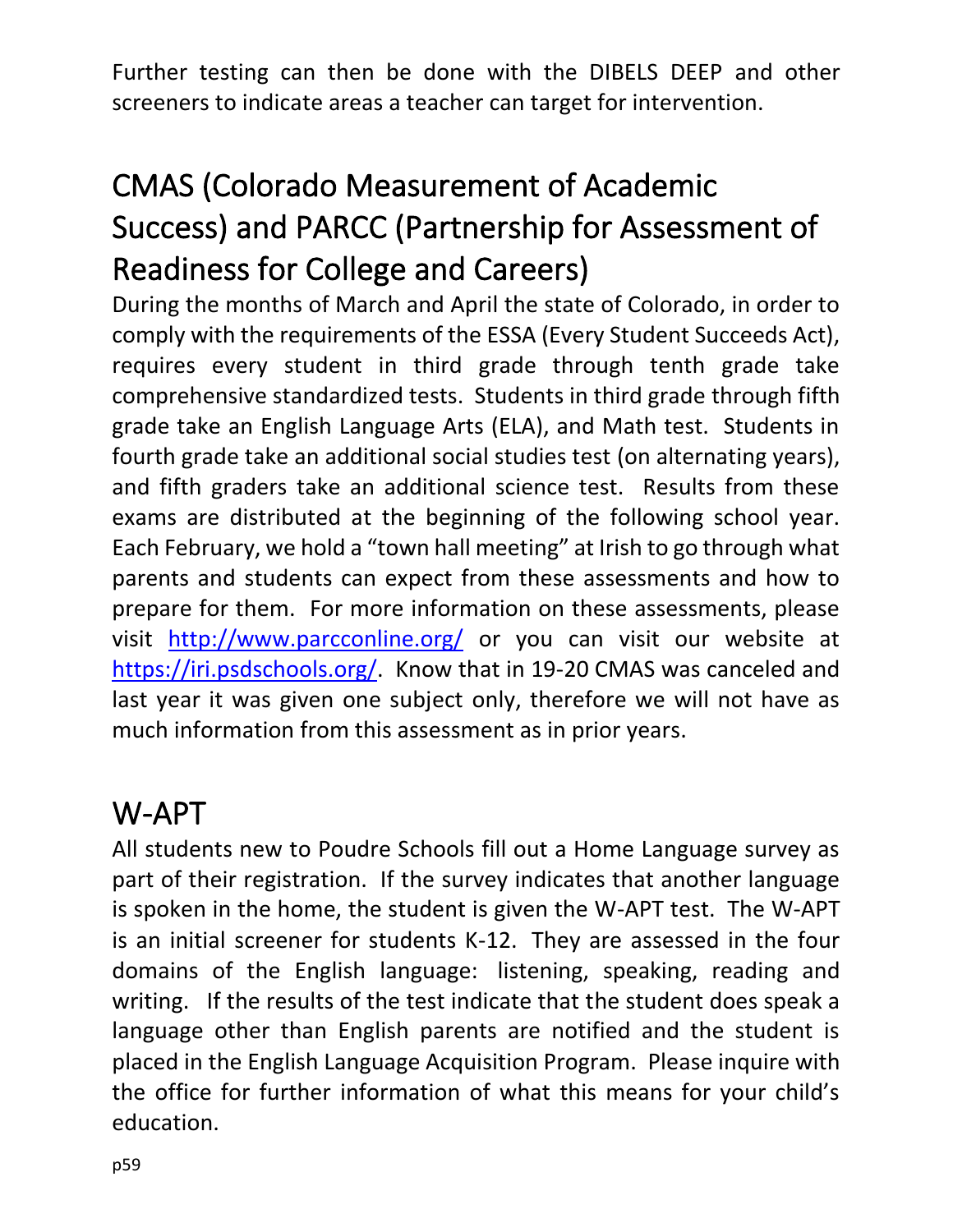Further testing can then be done with the DIBELS DEEP and other screeners to indicate areas a teacher can target for intervention.

## CMAS (Colorado Measurement of Academic Success) and PARCC (Partnership for Assessment of Readiness for College and Careers)

During the months of March and April the state of Colorado, in order to comply with the requirements of the ESSA (Every Student Succeeds Act), requires every student in third grade through tenth grade take comprehensive standardized tests. Students in third grade through fifth grade take an English Language Arts (ELA), and Math test. Students in fourth grade take an additional social studies test (on alternating years), and fifth graders take an additional science test. Results from these exams are distributed at the beginning of the following school year. Each February, we hold a "town hall meeting" at Irish to go through what parents and students can expect from these assessments and how to prepare for them. For more information on these assessments, please visit [http://www.parcconline.org/](http://www.parcconline.org/) or you can visit our website at [https://iri.psdschools.org/](https://iri.psdschools.org/). Know that in 19-20 CMAS was canceled and last year it was given one subject only, therefore we will not have as much information from this assessment as in prior years.

## W-APT

All students new to Poudre Schools fill out a Home Language survey as part of their registration. If the survey indicates that another language is spoken in the home, the student is given the W-APT test. The W-APT is an initial screener for students K-12. They are assessed in the four domains of the English language: listening, speaking, reading and writing. If the results of the test indicate that the student does speak a language other than English parents are notified and the student is placed in the English Language Acquisition Program. Please inquire with the office for further information of what this means for your child's education.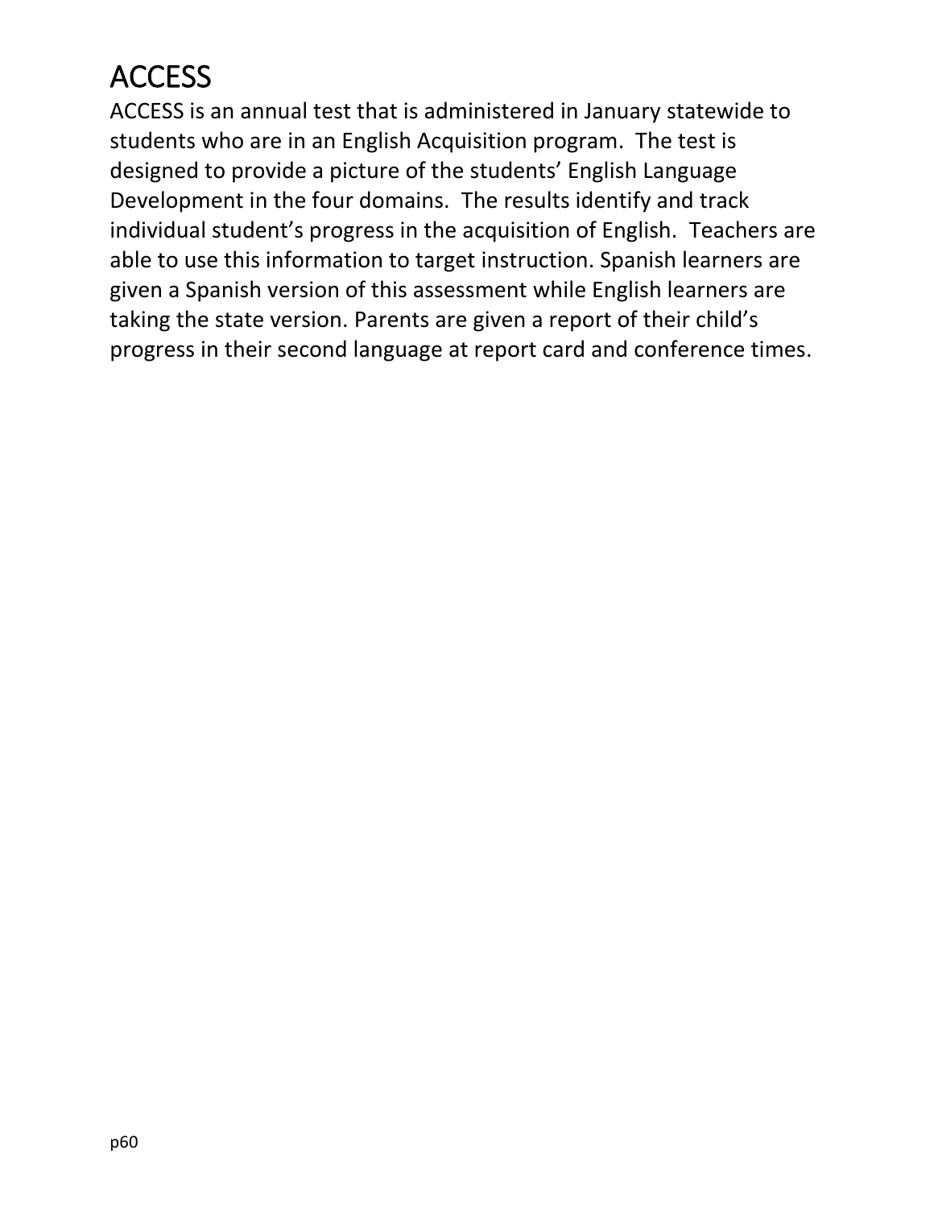# ACCESS

ACCESS is an annual test that is administered in January statewide to students who are in an English Acquisition program. The test is designed to provide a picture of the students' English Language Development in the four domains. The results identify and track individual student's progress in the acquisition of English. Teachers are able to use this information to target instruction. Spanish learners are given a Spanish version of this assessment while English learners are taking the state version. Parents are given a report of their child's progress in their second language at report card and conference times.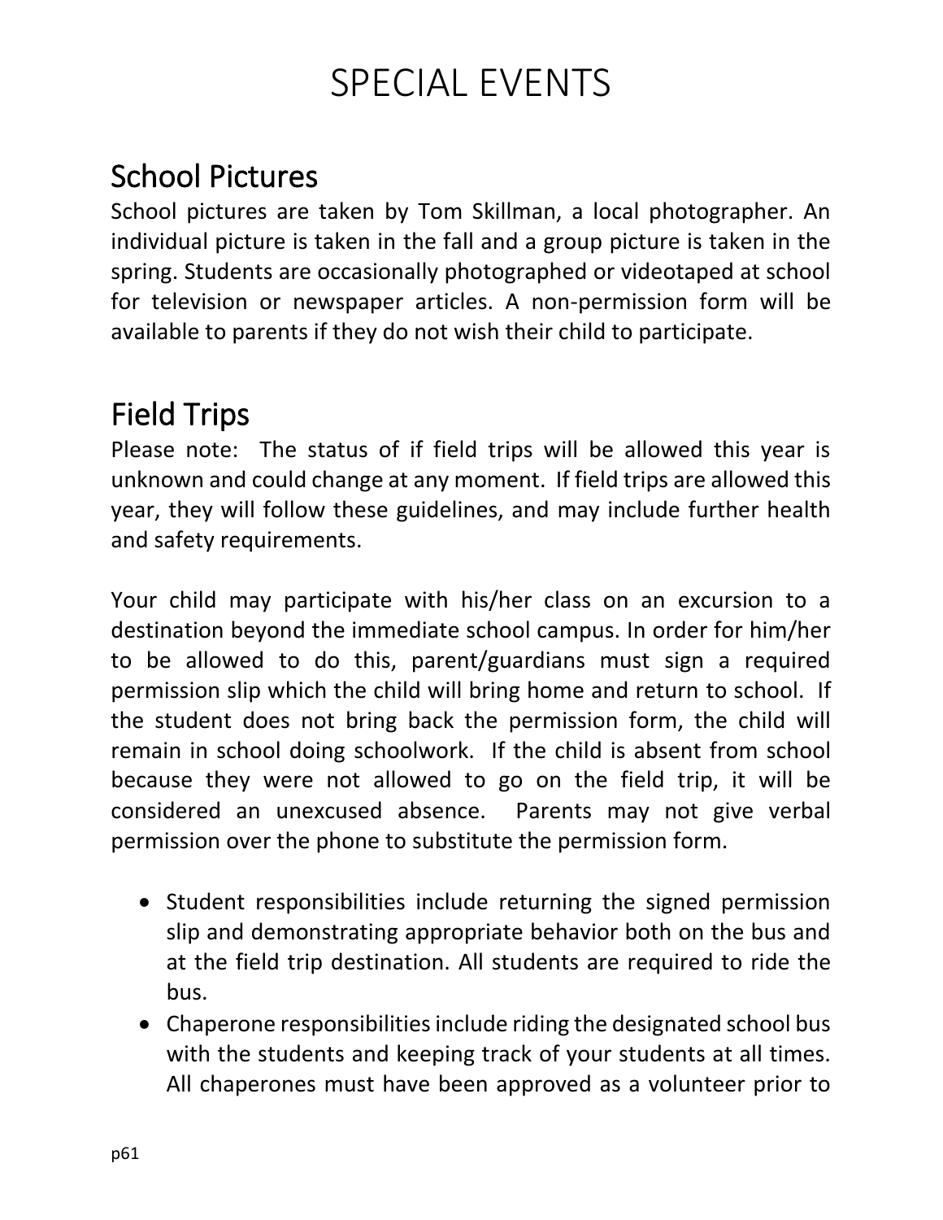# SPECIAL EVENTS

## School Pictures

School pictures are taken by Tom Skillman, a local photographer. An individual picture is taken in the fall and a group picture is taken in the spring. Students are occasionally photographed or videotaped at school for television or newspaper articles. A non-permission form will be available to parents if they do not wish their child to participate.

## Field Trips

Please note: The status of if field trips will be allowed this year is unknown and could change at any moment. If field trips are allowed this year, they will follow these guidelines, and may include further health and safety requirements.

Your child may participate with his/her class on an excursion to a destination beyond the immediate school campus. In order for him/her to be allowed to do this, parent/guardians must sign a required permission slip which the child will bring home and return to school. If the student does not bring back the permission form, the child will remain in school doing schoolwork. If the child is absent from school because they were not allowed to go on the field trip, it will be considered an unexcused absence. Parents may not give verbal permission over the phone to substitute the permission form.

- Student responsibilities include returning the signed permission slip and demonstrating appropriate behavior both on the bus and at the field trip destination. All students are required to ride the bus.
- Chaperone responsibilities include riding the designated school bus with the students and keeping track of your students at all times. All chaperones must have been approved as a volunteer prior to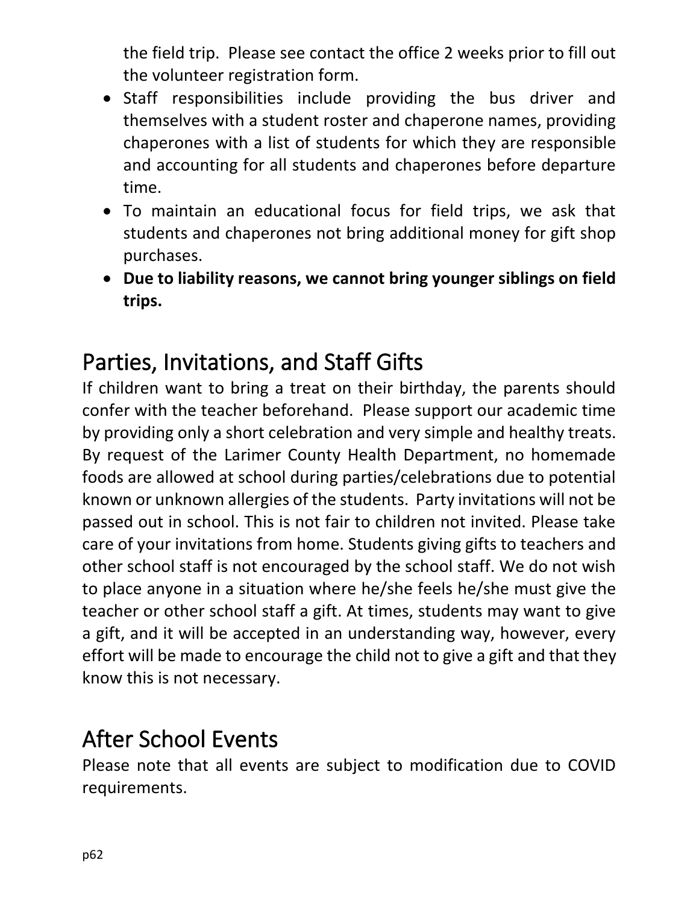the field trip. Please see contact the office 2 weeks prior to fill out the volunteer registration form.

- Staff responsibilities include providing the bus driver and themselves with a student roster and chaperone names, providing chaperones with a list of students for which they are responsible and accounting for all students and chaperones before departure time.
- To maintain an educational focus for field trips, we ask that students and chaperones not bring additional money for gift shop purchases.
- **Due to liability reasons, we cannot bring younger siblings on field trips.**

## Parties, Invitations, and Staff Gifts

If children want to bring a treat on their birthday, the parents should confer with the teacher beforehand. Please support our academic time by providing only a short celebration and very simple and healthy treats. By request of the Larimer County Health Department, no homemade foods are allowed at school during parties/celebrations due to potential known or unknown allergies of the students. Party invitations will not be passed out in school. This is not fair to children not invited. Please take care of your invitations from home. Students giving gifts to teachers and other school staff is not encouraged by the school staff. We do not wish to place anyone in a situation where he/she feels he/she must give the teacher or other school staff a gift. At times, students may want to give a gift, and it will be accepted in an understanding way, however, every effort will be made to encourage the child not to give a gift and that they know this is not necessary.

## After School Events

Please note that all events are subject to modification due to COVID requirements.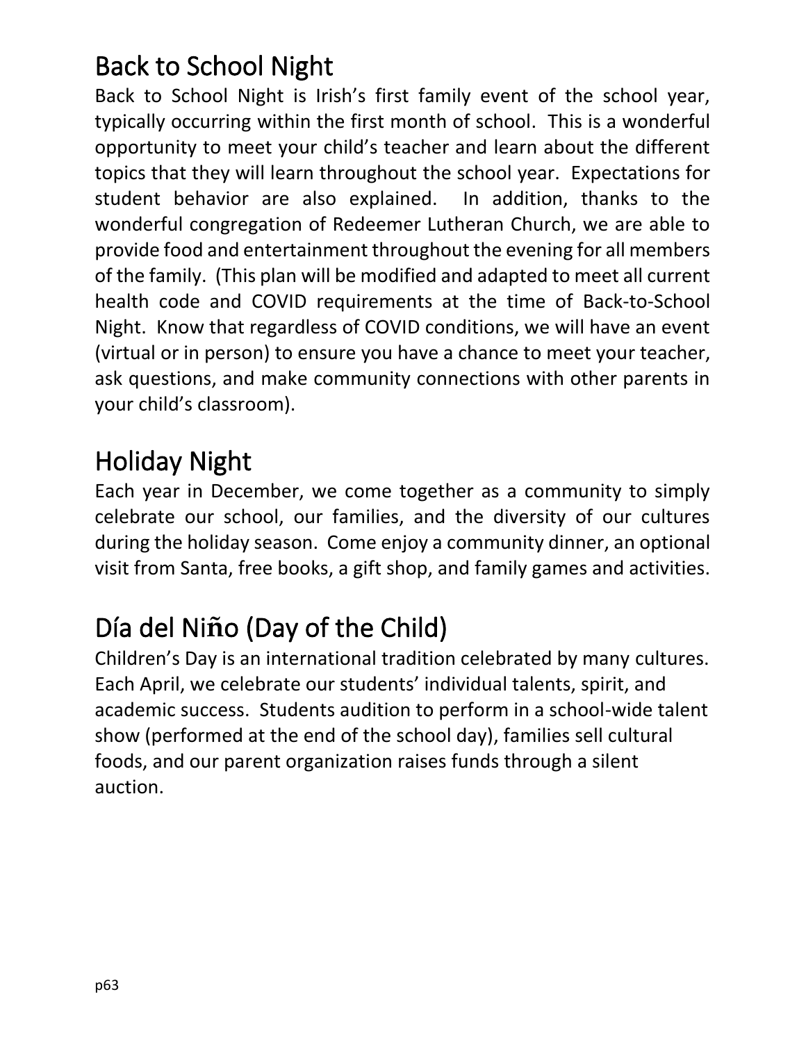## Back to School Night

Back to School Night is Irish's first family event of the school year, typically occurring within the first month of school. This is a wonderful opportunity to meet your child's teacher and learn about the different topics that they will learn throughout the school year. Expectations for student behavior are also explained. In addition, thanks to the wonderful congregation of Redeemer Lutheran Church, we are able to provide food and entertainment throughout the evening for all members of the family. (This plan will be modified and adapted to meet all current health code and COVID requirements at the time of Back-to-School Night. Know that regardless of COVID conditions, we will have an event (virtual or in person) to ensure you have a chance to meet your teacher, ask questions, and make community connections with other parents in your child's classroom).

## Holiday Night

Each year in December, we come together as a community to simply celebrate our school, our families, and the diversity of our cultures during the holiday season. Come enjoy a community dinner, an optional visit from Santa, free books, a gift shop, and family games and activities.

## Día del Niño (Day of the Child)

Children's Day is an international tradition celebrated by many cultures. Each April, we celebrate our students' individual talents, spirit, and academic success. Students audition to perform in a school-wide talent show (performed at the end of the school day), families sell cultural foods, and our parent organization raises funds through a silent auction.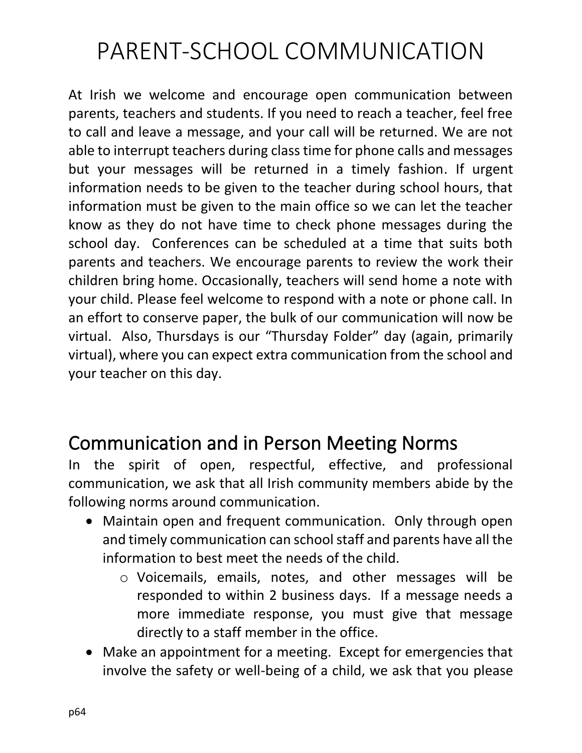# PARENT-SCHOOL COMMUNICATION

At Irish we welcome and encourage open communication between parents, teachers and students. If you need to reach a teacher, feel free to call and leave a message, and your call will be returned. We are not able to interrupt teachers during class time for phone calls and messages but your messages will be returned in a timely fashion. If urgent information needs to be given to the teacher during school hours, that information must be given to the main office so we can let the teacher know as they do not have time to check phone messages during the school day. Conferences can be scheduled at a time that suits both parents and teachers. We encourage parents to review the work their children bring home. Occasionally, teachers will send home a note with your child. Please feel welcome to respond with a note or phone call. In an effort to conserve paper, the bulk of our communication will now be virtual. Also, Thursdays is our "Thursday Folder" day (again, primarily virtual), where you can expect extra communication from the school and your teacher on this day.

## Communication and in Person Meeting Norms

In the spirit of open, respectful, effective, and professional communication, we ask that all Irish community members abide by the following norms around communication.

- Maintain open and frequent communication. Only through open and timely communication can school staff and parents have all the information to best meet the needs of the child.
  - Voicemails, emails, notes, and other messages will be responded to within 2 business days. If a message needs a more immediate response, you must give that message directly to a staff member in the office.
- Make an appointment for a meeting. Except for emergencies that involve the safety or well-being of a child, we ask that you please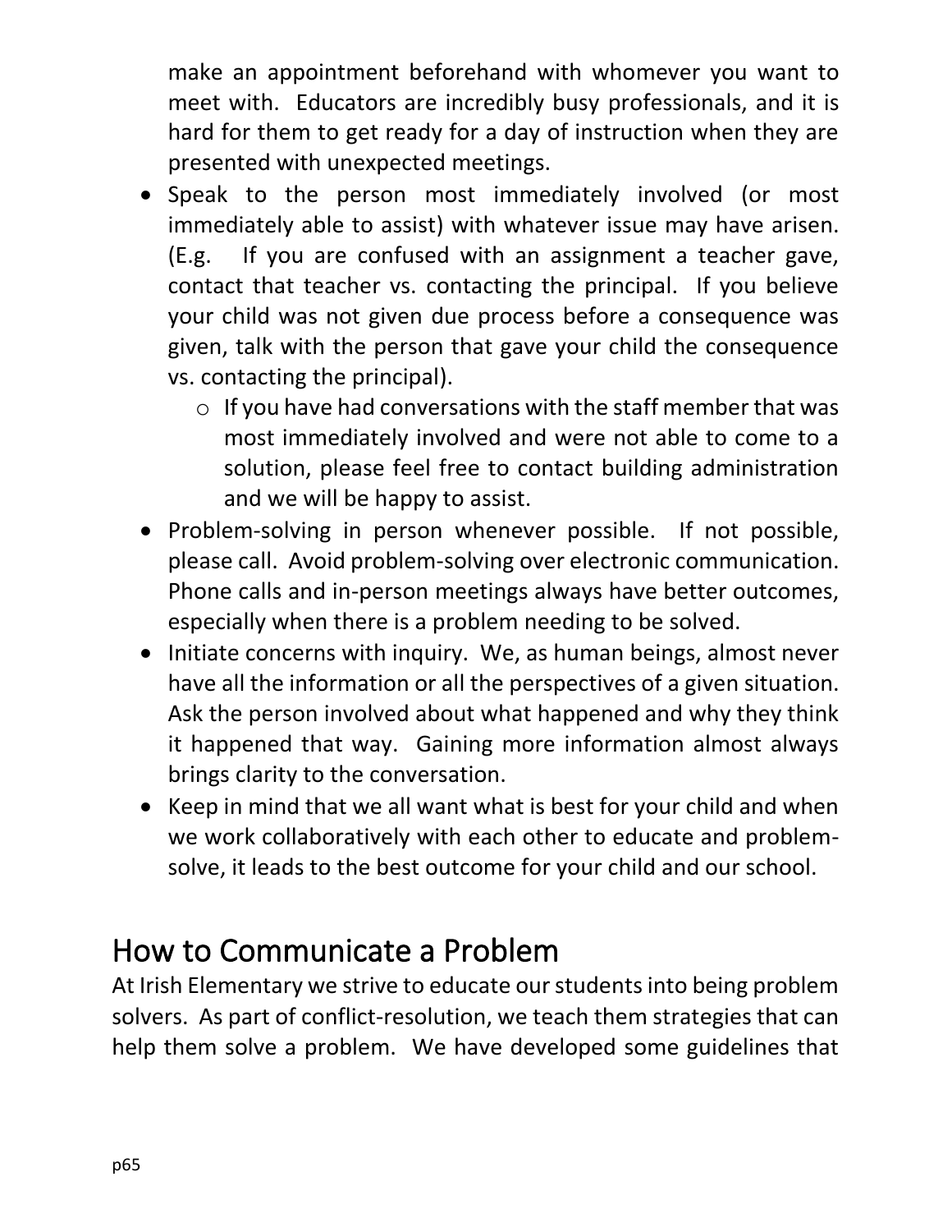make an appointment beforehand with whomever you want to meet with. Educators are incredibly busy professionals, and it is hard for them to get ready for a day of instruction when they are presented with unexpected meetings.

- Speak to the person most immediately involved (or most immediately able to assist) with whatever issue may have arisen. (E.g. If you are confused with an assignment a teacher gave, contact that teacher vs. contacting the principal. If you believe your child was not given due process before a consequence was given, talk with the person that gave your child the consequence vs. contacting the principal).
    - If you have had conversations with the staff member that was most immediately involved and were not able to come to a solution, please feel free to contact building administration and we will be happy to assist.
- Problem-solving in person whenever possible. If not possible, please call. Avoid problem-solving over electronic communication. Phone calls and in-person meetings always have better outcomes, especially when there is a problem needing to be solved.
- Initiate concerns with inquiry. We, as human beings, almost never have all the information or all the perspectives of a given situation. Ask the person involved about what happened and why they think it happened that way. Gaining more information almost always brings clarity to the conversation.
- Keep in mind that we all want what is best for your child and when we work collaboratively with each other to educate and problem-solve, it leads to the best outcome for your child and our school.

## How to Communicate a Problem

At Irish Elementary we strive to educate our students into being problem solvers. As part of conflict-resolution, we teach them strategies that can help them solve a problem. We have developed some guidelines that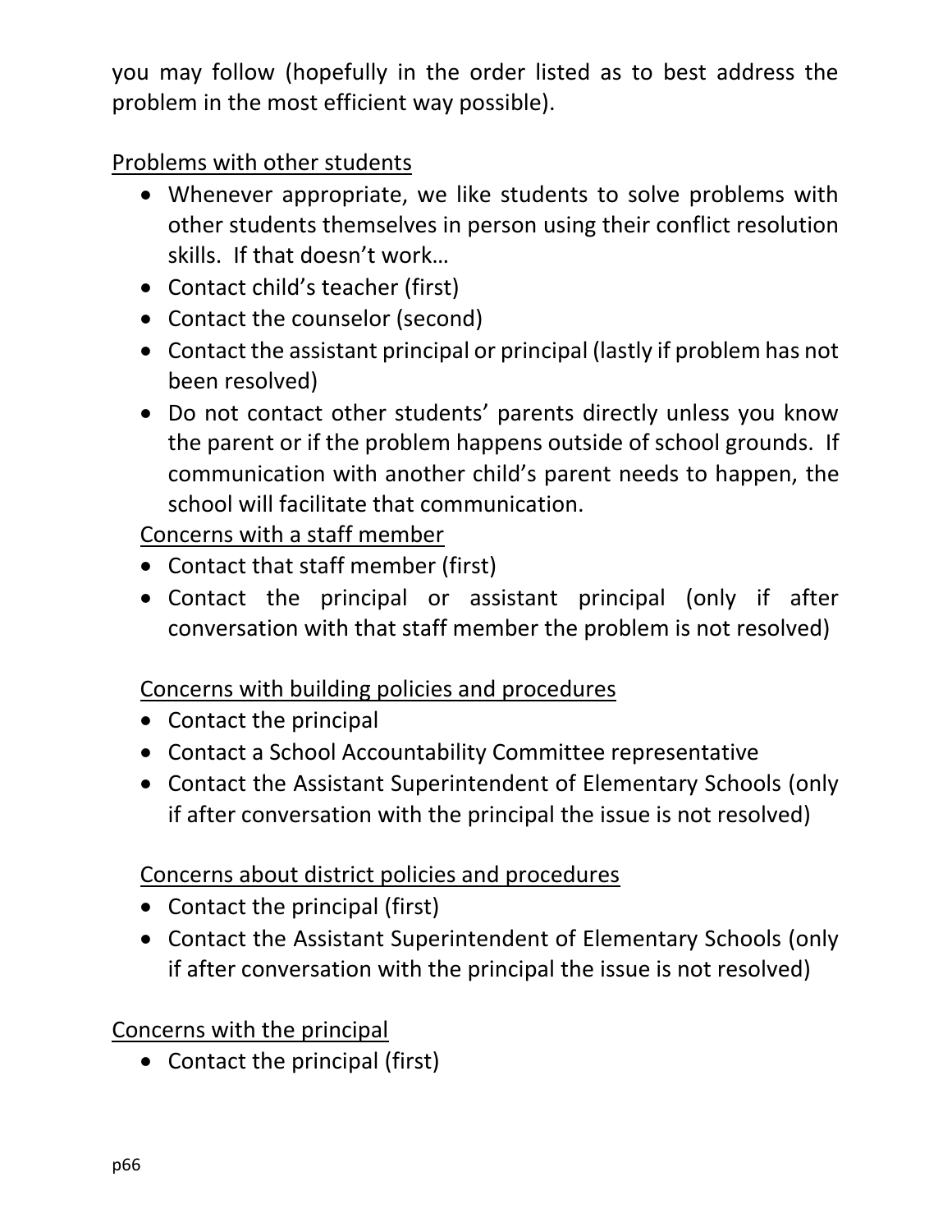you may follow (hopefully in the order listed as to best address the problem in the most efficient way possible).

Problems with other students

- Whenever appropriate, we like students to solve problems with other students themselves in person using their conflict resolution skills. If that doesn't work…
- Contact child's teacher (first)
- Contact the counselor (second)
- Contact the assistant principal or principal (lastly if problem has not been resolved)
- Do not contact other students' parents directly unless you know the parent or if the problem happens outside of school grounds. If communication with another child's parent needs to happen, the school will facilitate that communication.

Concerns with a staff member

- Contact that staff member (first)
- Contact the principal or assistant principal (only if after conversation with that staff member the problem is not resolved)

Concerns with building policies and procedures

- Contact the principal
- Contact a School Accountability Committee representative
- Contact the Assistant Superintendent of Elementary Schools (only if after conversation with the principal the issue is not resolved)

Concerns about district policies and procedures

- Contact the principal (first)
- Contact the Assistant Superintendent of Elementary Schools (only if after conversation with the principal the issue is not resolved)

Concerns with the principal

- Contact the principal (first)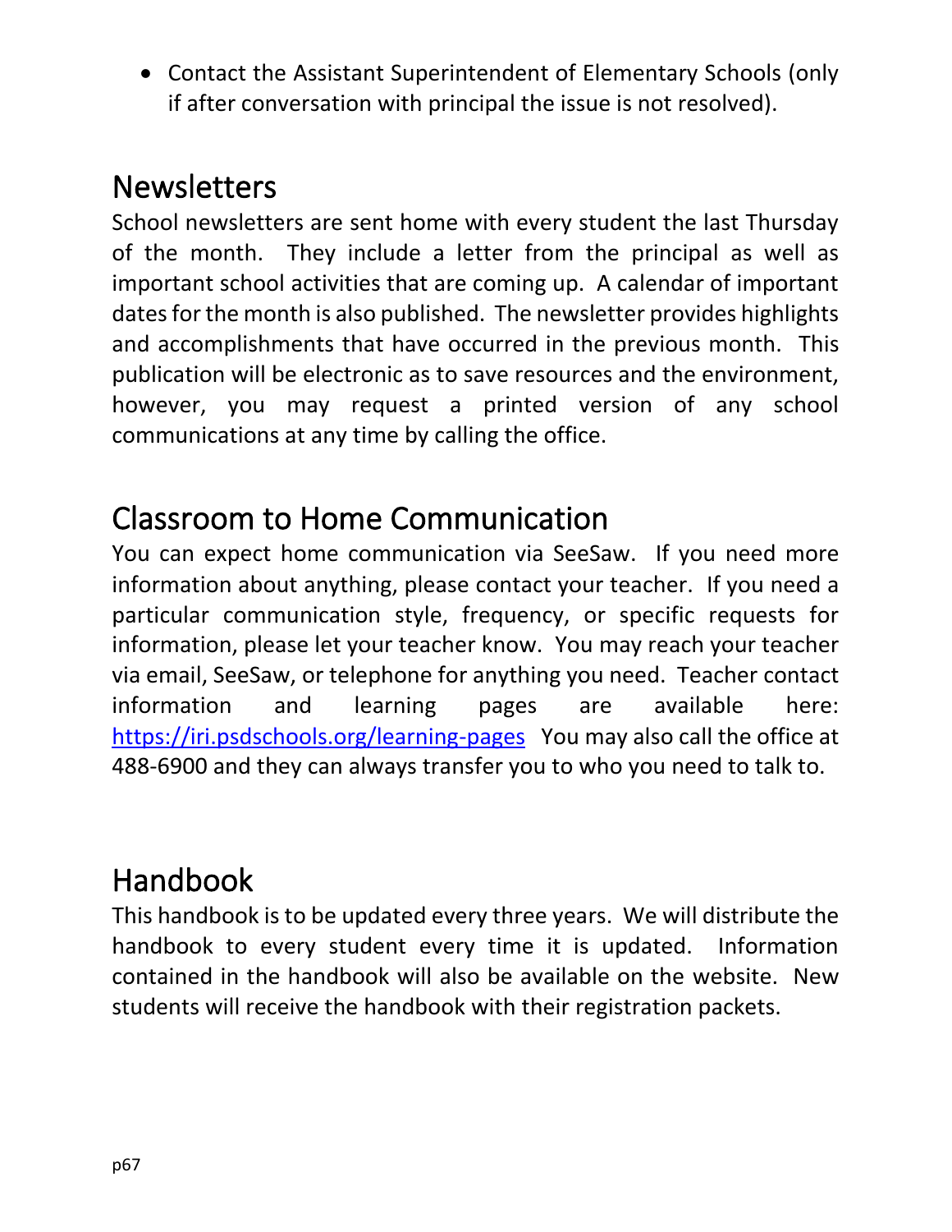- Contact the Assistant Superintendent of Elementary Schools (only if after conversation with principal the issue is not resolved).

# Newsletters

School newsletters are sent home with every student the last Thursday of the month. They include a letter from the principal as well as important school activities that are coming up. A calendar of important dates for the month is also published. The newsletter provides highlights and accomplishments that have occurred in the previous month. This publication will be electronic as to save resources and the environment, however, you may request a printed version of any school communications at any time by calling the office.

# Classroom to Home Communication

You can expect home communication via SeeSaw. If you need more information about anything, please contact your teacher. If you need a particular communication style, frequency, or specific requests for information, please let your teacher know. You may reach your teacher via email, SeeSaw, or telephone for anything you need. Teacher contact information and learning pages are available here: [https://iri.psdschools.org/learning-pages](https://iri.psdschools.org/learning-pages) You may also call the office at 488-6900 and they can always transfer you to who you need to talk to.

# Handbook

This handbook is to be updated every three years. We will distribute the handbook to every student every time it is updated. Information contained in the handbook will also be available on the website. New students will receive the handbook with their registration packets.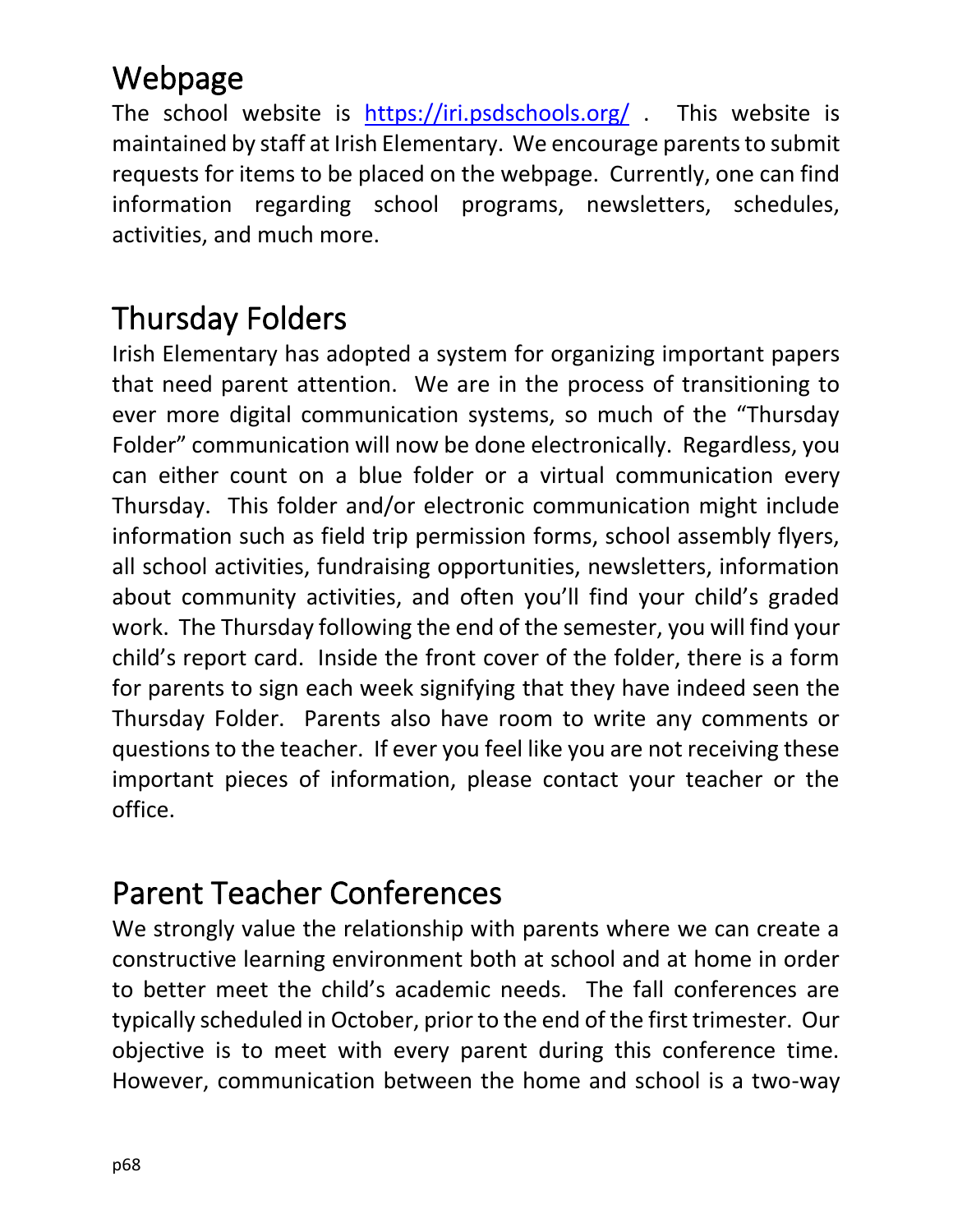## Webpage

The school website is https://iri.psdschools.org/ . This website is maintained by staff at Irish Elementary. We encourage parents to submit requests for items to be placed on the webpage. Currently, one can find information regarding school programs, newsletters, schedules, activities, and much more.

## Thursday Folders

Irish Elementary has adopted a system for organizing important papers that need parent attention. We are in the process of transitioning to ever more digital communication systems, so much of the "Thursday Folder" communication will now be done electronically. Regardless, you can either count on a blue folder or a virtual communication every Thursday. This folder and/or electronic communication might include information such as field trip permission forms, school assembly flyers, all school activities, fundraising opportunities, newsletters, information about community activities, and often you'll find your child's graded work. The Thursday following the end of the semester, you will find your child's report card. Inside the front cover of the folder, there is a form for parents to sign each week signifying that they have indeed seen the Thursday Folder. Parents also have room to write any comments or questions to the teacher. If ever you feel like you are not receiving these important pieces of information, please contact your teacher or the office.

## Parent Teacher Conferences

We strongly value the relationship with parents where we can create a constructive learning environment both at school and at home in order to better meet the child's academic needs. The fall conferences are typically scheduled in October, prior to the end of the first trimester. Our objective is to meet with every parent during this conference time. However, communication between the home and school is a two-way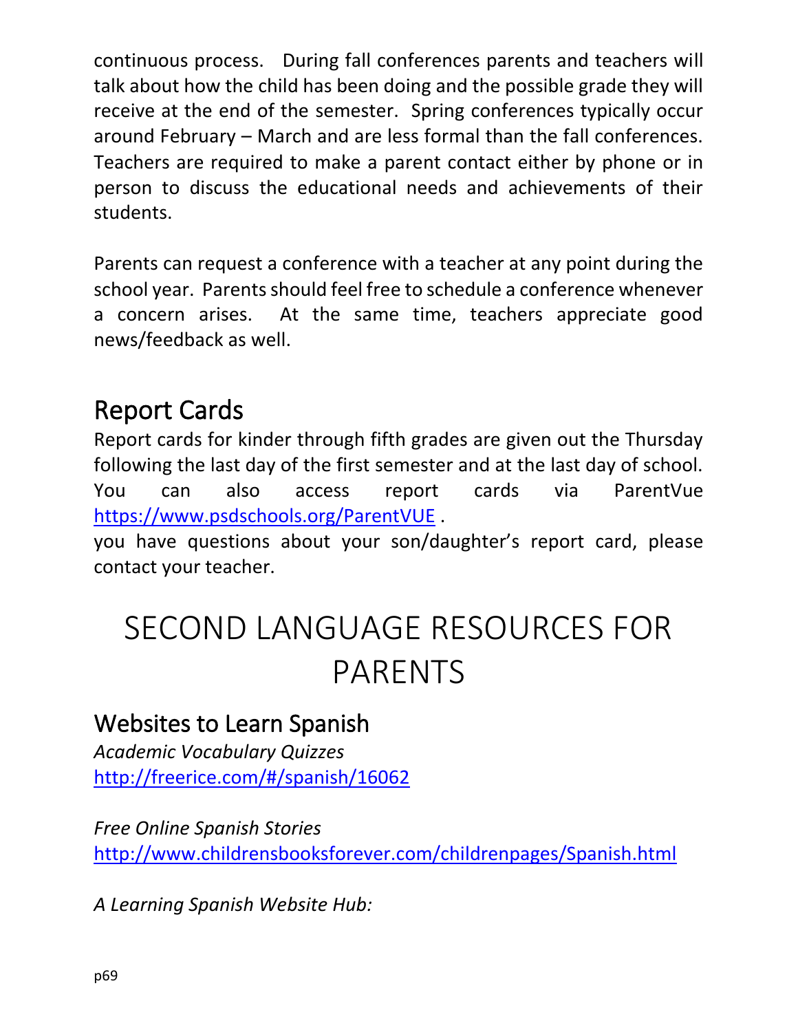continuous process. During fall conferences parents and teachers will talk about how the child has been doing and the possible grade they will receive at the end of the semester. Spring conferences typically occur around February – March and are less formal than the fall conferences. Teachers are required to make a parent contact either by phone or in person to discuss the educational needs and achievements of their students.

Parents can request a conference with a teacher at any point during the school year. Parents should feel free to schedule a conference whenever a concern arises. At the same time, teachers appreciate good news/feedback as well.

## Report Cards

Report cards for kinder through fifth grades are given out the Thursday following the last day of the first semester and at the last day of school. You can also access report cards via ParentVue https://www.psdschools.org/ParentVUE .
you have questions about your son/daughter's report card, please contact your teacher.

# SECOND LANGUAGE RESOURCES FOR PARENTS

## Websites to Learn Spanish

*Academic Vocabulary Quizzes*
http://freerice.com/#/spanish/16062

*Free Online Spanish Stories*
http://www.childrensbooksforever.com/childrenpages/Spanish.html

*A Learning Spanish Website Hub:*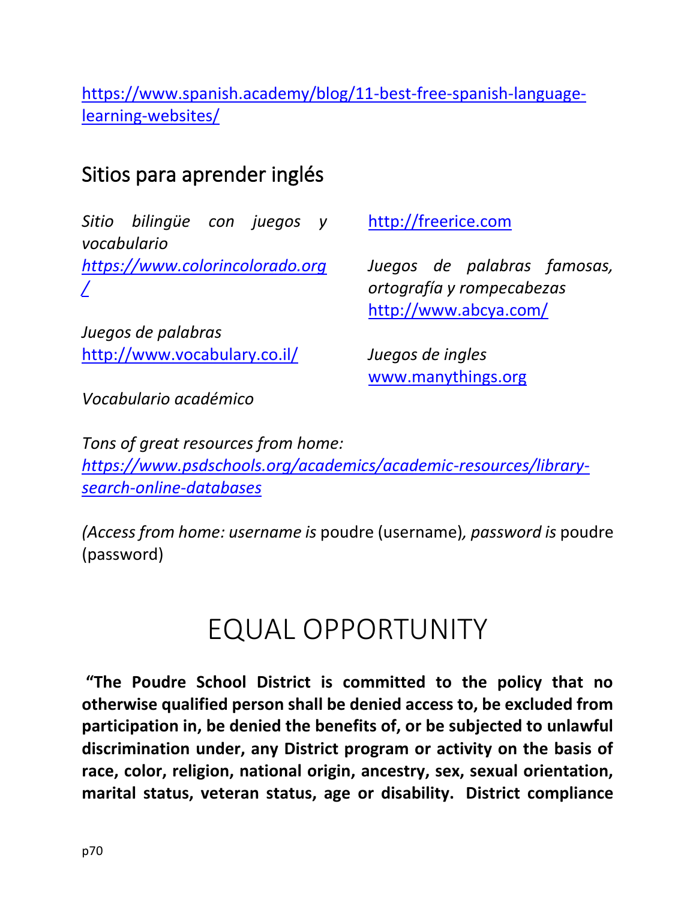https://www.spanish.academy/blog/11-best-free-spanish-language-learning-websites/

## Sitios para aprender inglés

*Sitio bilingüe con juegos y vocabulario*
*https://www.colorincolorado.org/*

*Juegos de palabras*
http://www.vocabulary.co.il/

*Vocabulario académico*
http://freerice.com

*Juegos de palabras famosas, ortografía y rompecabezas*
http://www.abcya.com/

*Juegos de ingles*
www.manythings.org

*Tons of great resources from home:*
*https://www.psdschools.org/academics/academic-resources/library-search-online-databases*

*(Access from home: username is* poudre (username)*, password is* poudre (password)

# EQUAL OPPORTUNITY

**"The Poudre School District is committed to the policy that no otherwise qualified person shall be denied access to, be excluded from participation in, be denied the benefits of, or be subjected to unlawful discrimination under, any District program or activity on the basis of race, color, religion, national origin, ancestry, sex, sexual orientation, marital status, veteran status, age or disability. District compliance**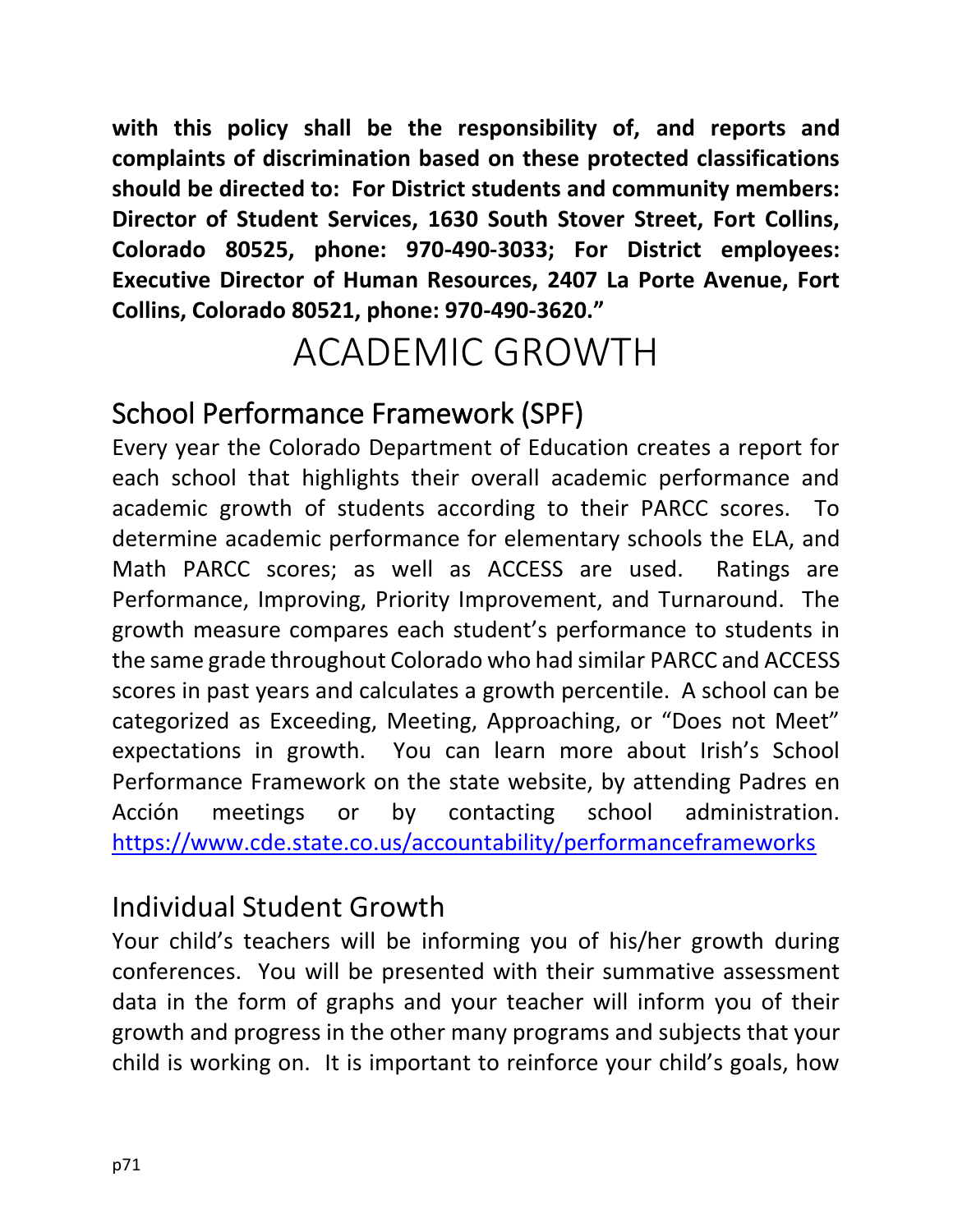**with this policy shall be the responsibility of, and reports and complaints of discrimination based on these protected classifications should be directed to: For District students and community members: Director of Student Services, 1630 South Stover Street, Fort Collins, Colorado 80525, phone: 970-490-3033; For District employees: Executive Director of Human Resources, 2407 La Porte Avenue, Fort Collins, Colorado 80521, phone: 970-490-3620."**

# ACADEMIC GROWTH

## School Performance Framework (SPF)

Every year the Colorado Department of Education creates a report for each school that highlights their overall academic performance and academic growth of students according to their PARCC scores. To determine academic performance for elementary schools the ELA, and Math PARCC scores; as well as ACCESS are used. Ratings are Performance, Improving, Priority Improvement, and Turnaround. The growth measure compares each student's performance to students in the same grade throughout Colorado who had similar PARCC and ACCESS scores in past years and calculates a growth percentile. A school can be categorized as Exceeding, Meeting, Approaching, or "Does not Meet" expectations in growth. You can learn more about Irish's School Performance Framework on the state website, by attending Padres en Acción meetings or by contacting school administration. https://www.cde.state.co.us/accountability/performanceframeworks

## Individual Student Growth

Your child's teachers will be informing you of his/her growth during conferences. You will be presented with their summative assessment data in the form of graphs and your teacher will inform you of their growth and progress in the other many programs and subjects that your child is working on. It is important to reinforce your child's goals, how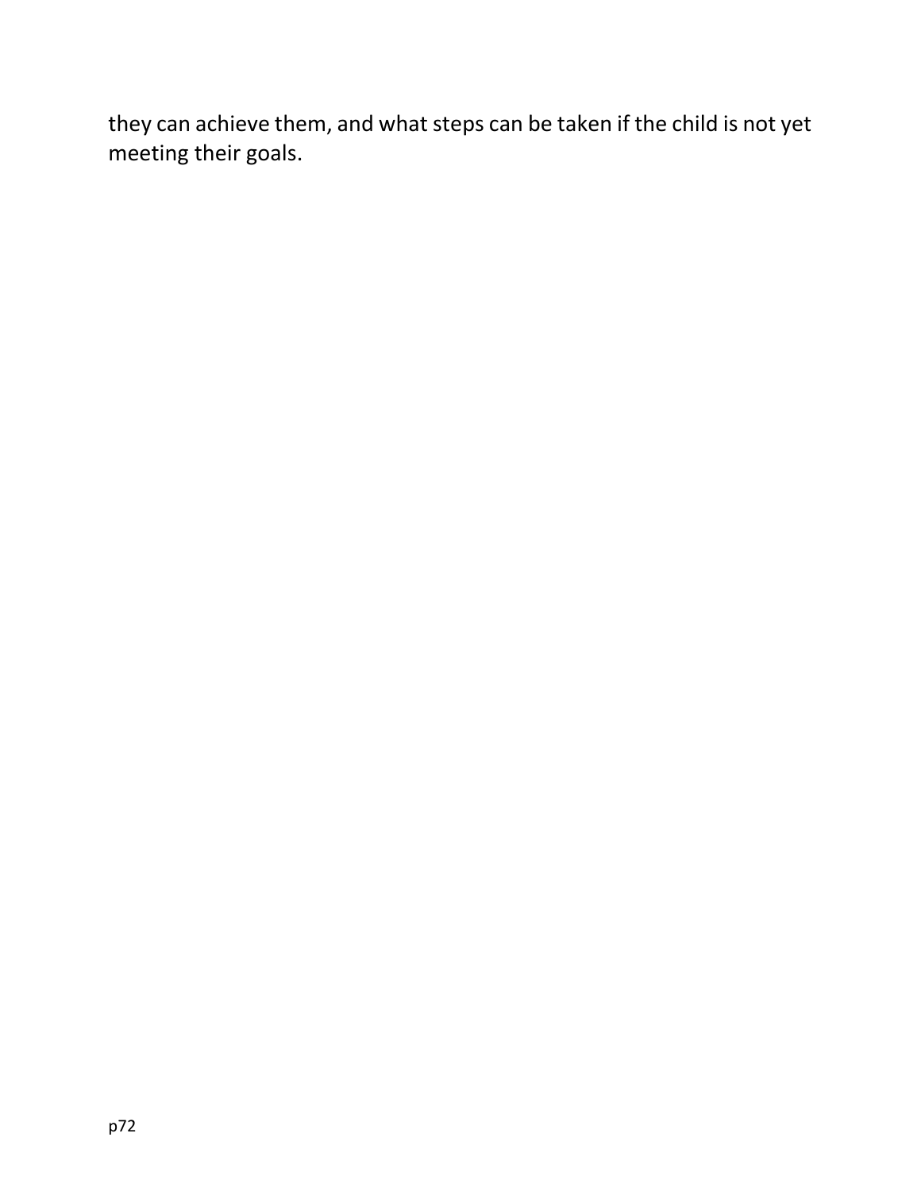they can achieve them, and what steps can be taken if the child is not yet meeting their goals.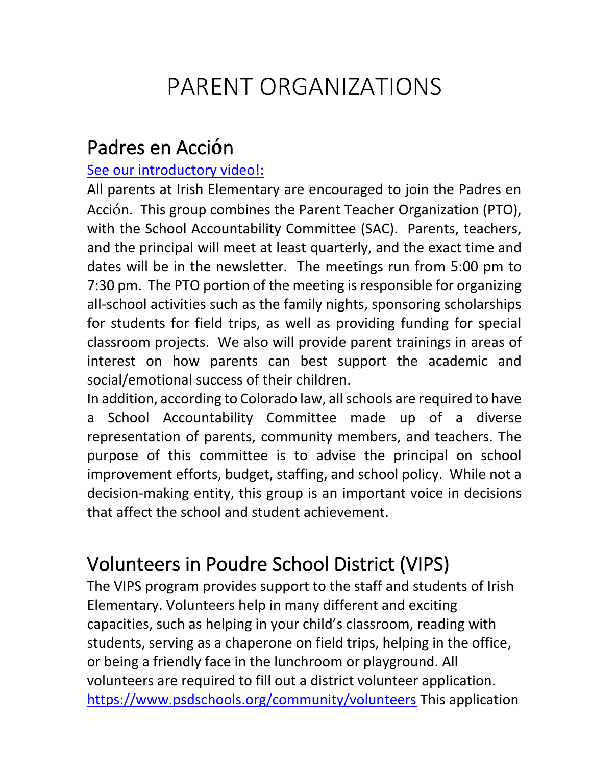# PARENT ORGANIZATIONS

## Padres en Acción

[See our introductory video!:]

All parents at Irish Elementary are encouraged to join the Padres en Acción. This group combines the Parent Teacher Organization (PTO), with the School Accountability Committee (SAC). Parents, teachers, and the principal will meet at least quarterly, and the exact time and dates will be in the newsletter. The meetings run from 5:00 pm to 7:30 pm. The PTO portion of the meeting is responsible for organizing all-school activities such as the family nights, sponsoring scholarships for students for field trips, as well as providing funding for special classroom projects. We also will provide parent trainings in areas of interest on how parents can best support the academic and social/emotional success of their children.

In addition, according to Colorado law, all schools are required to have a School Accountability Committee made up of a diverse representation of parents, community members, and teachers. The purpose of this committee is to advise the principal on school improvement efforts, budget, staffing, and school policy. While not a decision-making entity, this group is an important voice in decisions that affect the school and student achievement.

## Volunteers in Poudre School District (VIPS)

The VIPS program provides support to the staff and students of Irish Elementary. Volunteers help in many different and exciting capacities, such as helping in your child's classroom, reading with students, serving as a chaperone on field trips, helping in the office, or being a friendly face in the lunchroom or playground. All volunteers are required to fill out a district volunteer application. https://www.psdschools.org/community/volunteers This application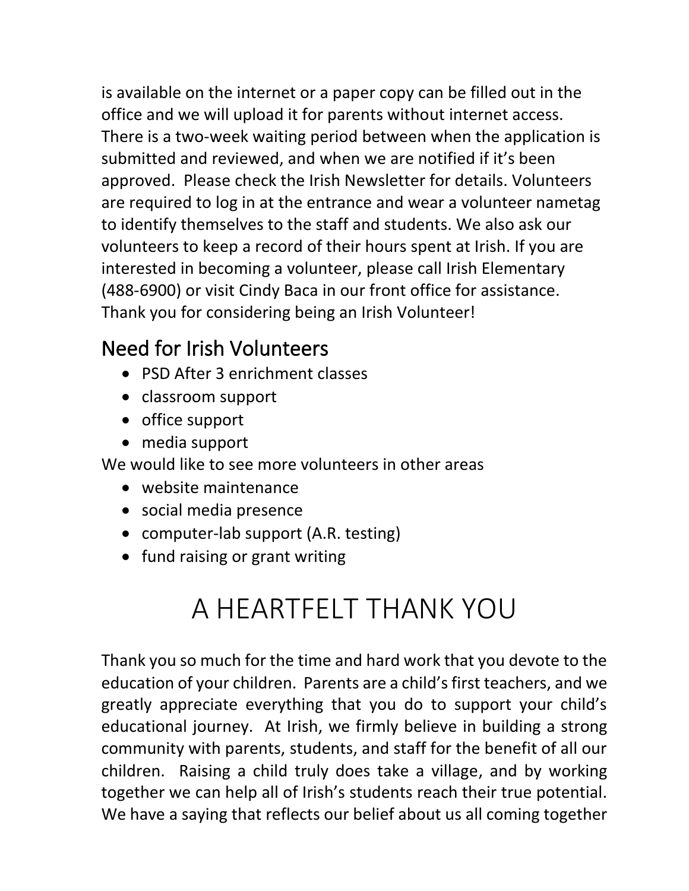is available on the internet or a paper copy can be filled out in the office and we will upload it for parents without internet access. There is a two-week waiting period between when the application is submitted and reviewed, and when we are notified if it's been approved. Please check the Irish Newsletter for details. Volunteers are required to log in at the entrance and wear a volunteer nametag to identify themselves to the staff and students. We also ask our volunteers to keep a record of their hours spent at Irish. If you are interested in becoming a volunteer, please call Irish Elementary (488-6900) or visit Cindy Baca in our front office for assistance. Thank you for considering being an Irish Volunteer!

## Need for Irish Volunteers

- PSD After 3 enrichment classes
- classroom support
- office support
- media support

We would like to see more volunteers in other areas

- website maintenance
- social media presence
- computer-lab support (A.R. testing)
- fund raising or grant writing

# A HEARTFELT THANK YOU

Thank you so much for the time and hard work that you devote to the education of your children. Parents are a child's first teachers, and we greatly appreciate everything that you do to support your child's educational journey. At Irish, we firmly believe in building a strong community with parents, students, and staff for the benefit of all our children. Raising a child truly does take a village, and by working together we can help all of Irish's students reach their true potential. We have a saying that reflects our belief about us all coming together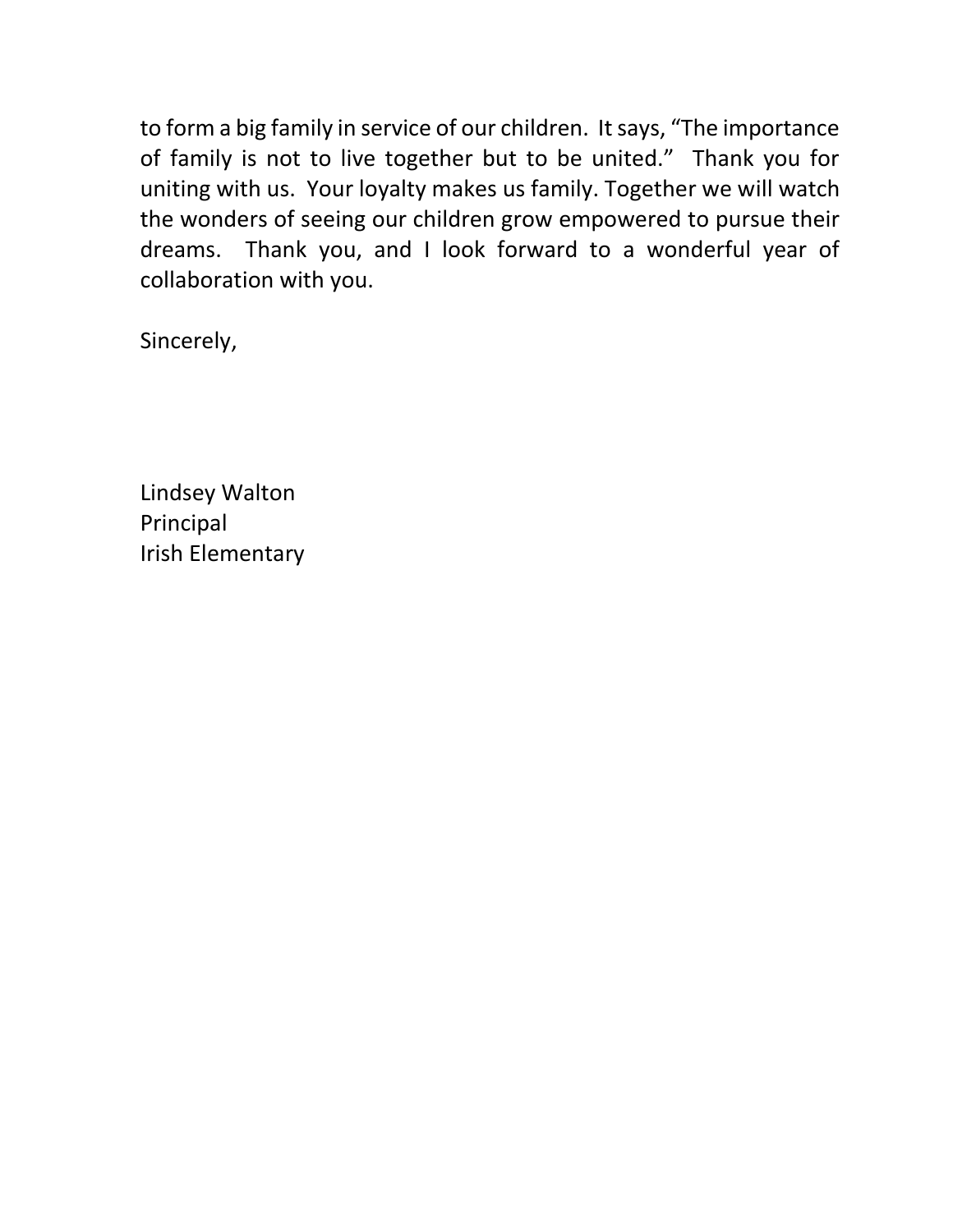to form a big family in service of our children. It says, "The importance of family is not to live together but to be united." Thank you for uniting with us. Your loyalty makes us family. Together we will watch the wonders of seeing our children grow empowered to pursue their dreams. Thank you, and I look forward to a wonderful year of collaboration with you.

Sincerely,

Lindsey Walton
Principal
Irish Elementary